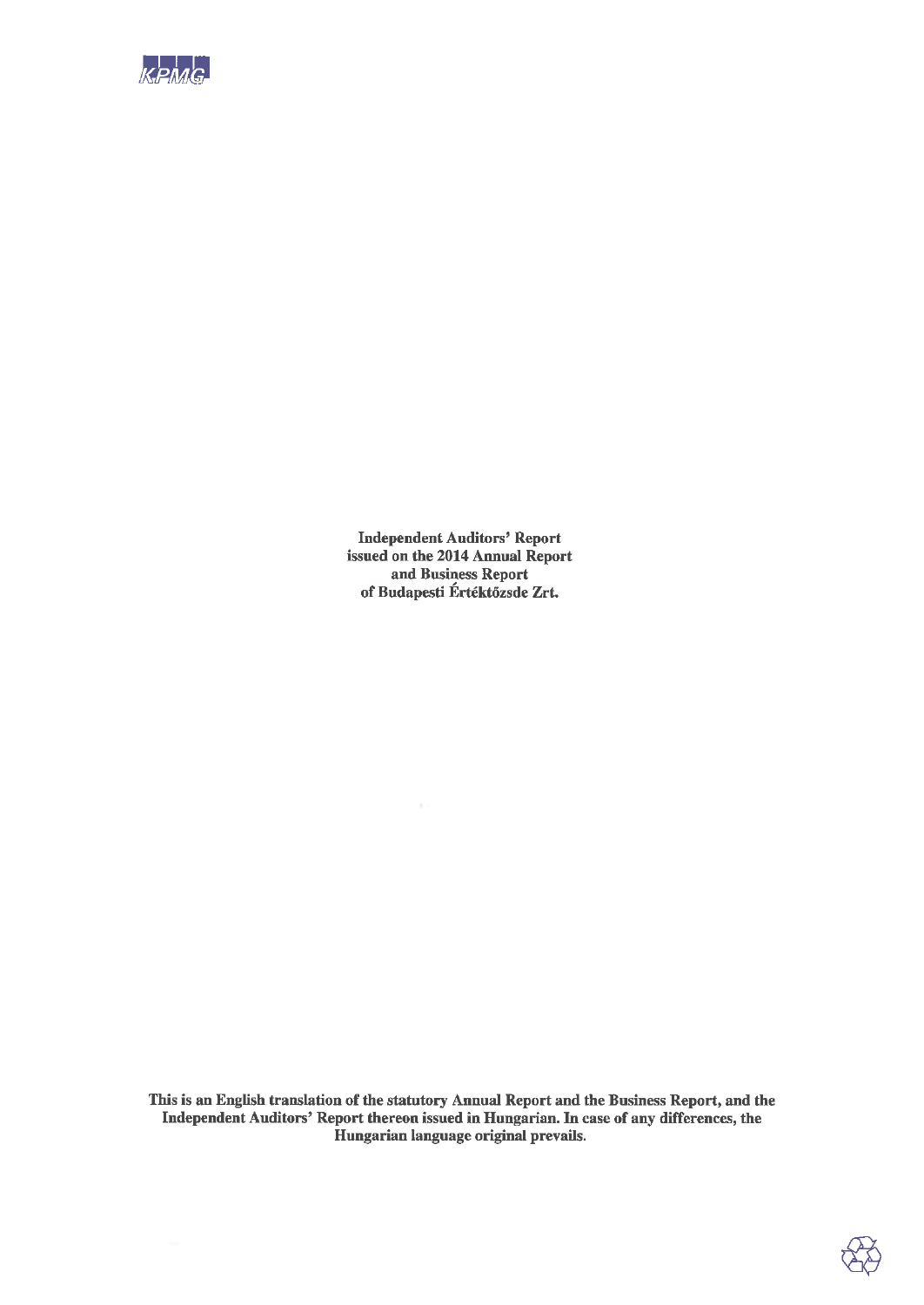KPMG

**Independent Auditors' Report**
**issued on the 2014 Annual Report**
**and Business Report**
**of Budapesti Értéktőzsde Zrt.**

**This is an English translation of the statutory Annual Report and the Business Report, and the Independent Auditors' Report thereon issued in Hungarian. In case of any differences, the Hungarian language original prevails.**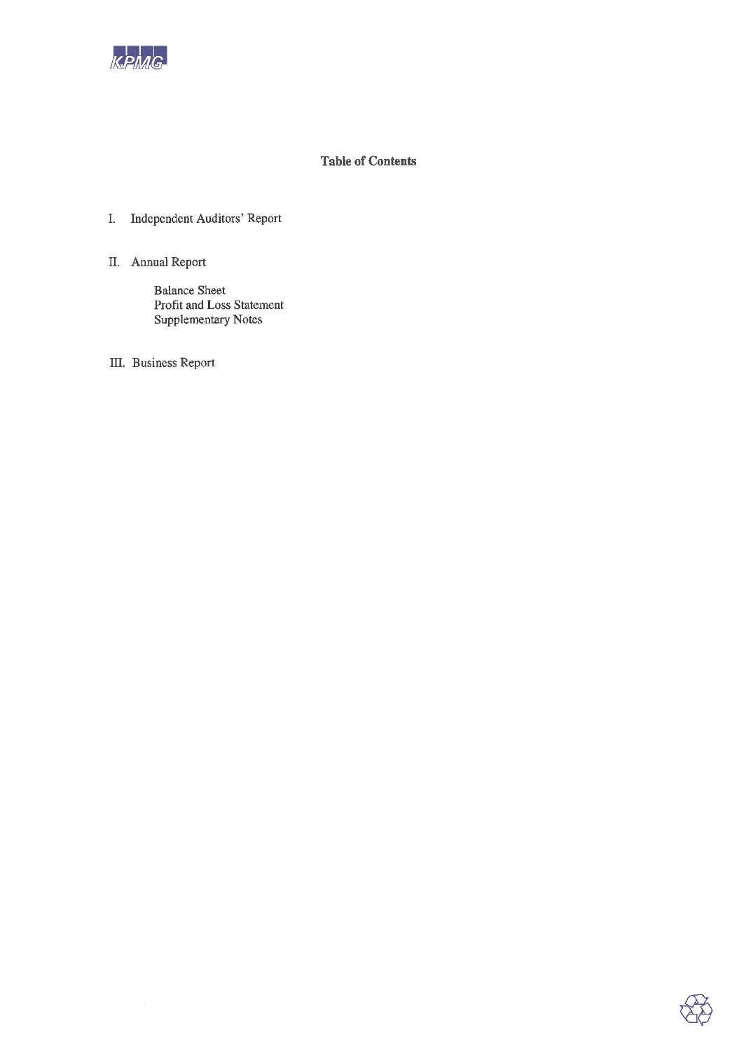## Table of Contents

I. Independent Auditors' Report

II. Annual Report

- Balance Sheet
- Profit and Loss Statement
- Supplementary Notes

III. Business Report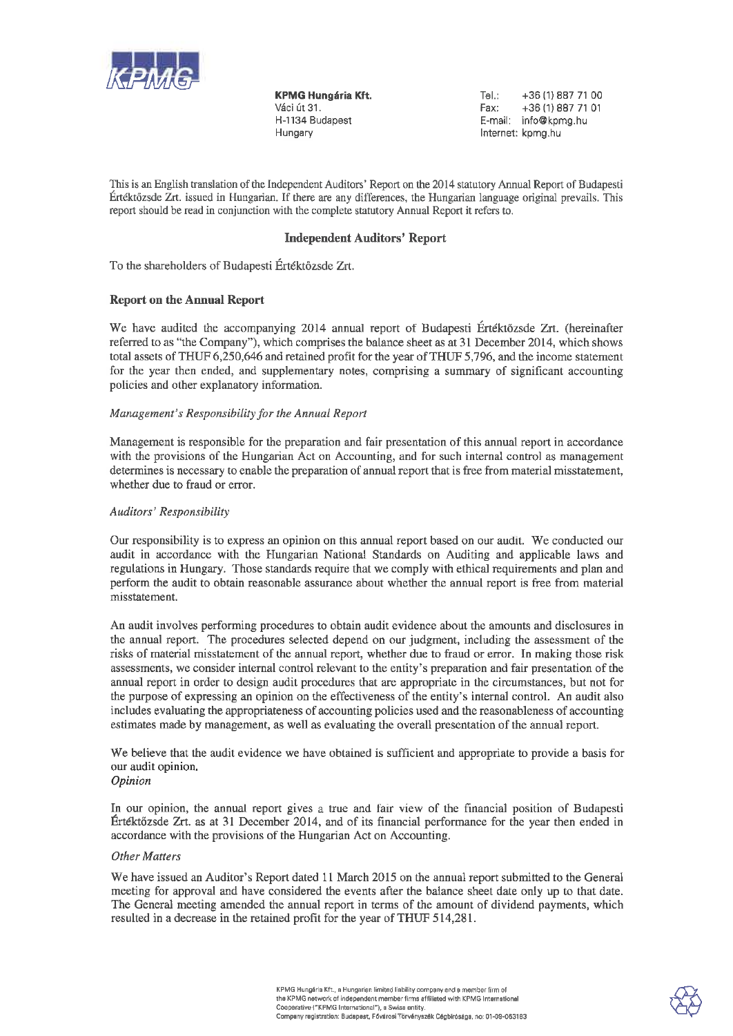**KPMG Hungária Kft.**
Váci út 31.
H-1134 Budapest
Hungary

Tel.: +36 (1) 887 71 00
Fax: +36 (1) 887 71 01
E-mail: info@kpmg.hu
Internet: kpmg.hu

This is an English translation of the Independent Auditors' Report on the 2014 statutory Annual Report of Budapesti Értéktőzsde Zrt. issued in Hungarian. If there are any differences, the Hungarian language original prevails. This report should be read in conjunction with the complete statutory Annual Report it refers to.

## Independent Auditors' Report

To the shareholders of Budapesti Értéktőzsde Zrt.

### Report on the Annual Report

We have audited the accompanying 2014 annual report of Budapesti Értéktőzsde Zrt. (hereinafter referred to as "the Company"), which comprises the balance sheet as at 31 December 2014, which shows total assets of THUF 6,250,646 and retained profit for the year of THUF 5,796, and the income statement for the year then ended, and supplementary notes, comprising a summary of significant accounting policies and other explanatory information.

*Management's Responsibility for the Annual Report*

Management is responsible for the preparation and fair presentation of this annual report in accordance with the provisions of the Hungarian Act on Accounting, and for such internal control as management determines is necessary to enable the preparation of annual report that is free from material misstatement, whether due to fraud or error.

*Auditors' Responsibility*

Our responsibility is to express an opinion on this annual report based on our audit. We conducted our audit in accordance with the Hungarian National Standards on Auditing and applicable laws and regulations in Hungary. Those standards require that we comply with ethical requirements and plan and perform the audit to obtain reasonable assurance about whether the annual report is free from material misstatement.

An audit involves performing procedures to obtain audit evidence about the amounts and disclosures in the annual report. The procedures selected depend on our judgment, including the assessment of the risks of material misstatement of the annual report, whether due to fraud or error. In making those risk assessments, we consider internal control relevant to the entity's preparation and fair presentation of the annual report in order to design audit procedures that are appropriate in the circumstances, but not for the purpose of expressing an opinion on the effectiveness of the entity's internal control. An audit also includes evaluating the appropriateness of accounting policies used and the reasonableness of accounting estimates made by management, as well as evaluating the overall presentation of the annual report.

We believe that the audit evidence we have obtained is sufficient and appropriate to provide a basis for our audit opinion.

*Opinion*

In our opinion, the annual report gives a true and fair view of the financial position of Budapesti Értéktőzsde Zrt. as at 31 December 2014, and of its financial performance for the year then ended in accordance with the provisions of the Hungarian Act on Accounting.

*Other Matters*

We have issued an Auditor's Report dated 11 March 2015 on the annual report submitted to the General meeting for approval and have considered the events after the balance sheet date only up to that date. The General meeting amended the annual report in terms of the amount of dividend payments, which resulted in a decrease in the retained profit for the year of THUF 514,281.

KPMG Hungária Kft., a Hungarian limited liability company and a member firm of the KPMG network of independent member firms affiliated with KPMG International Cooperative ("KPMG International"), a Swiss entity.
Company registration: Budapest, Fővárosi Törvényszék Cégbírósága, no: 01-09-063183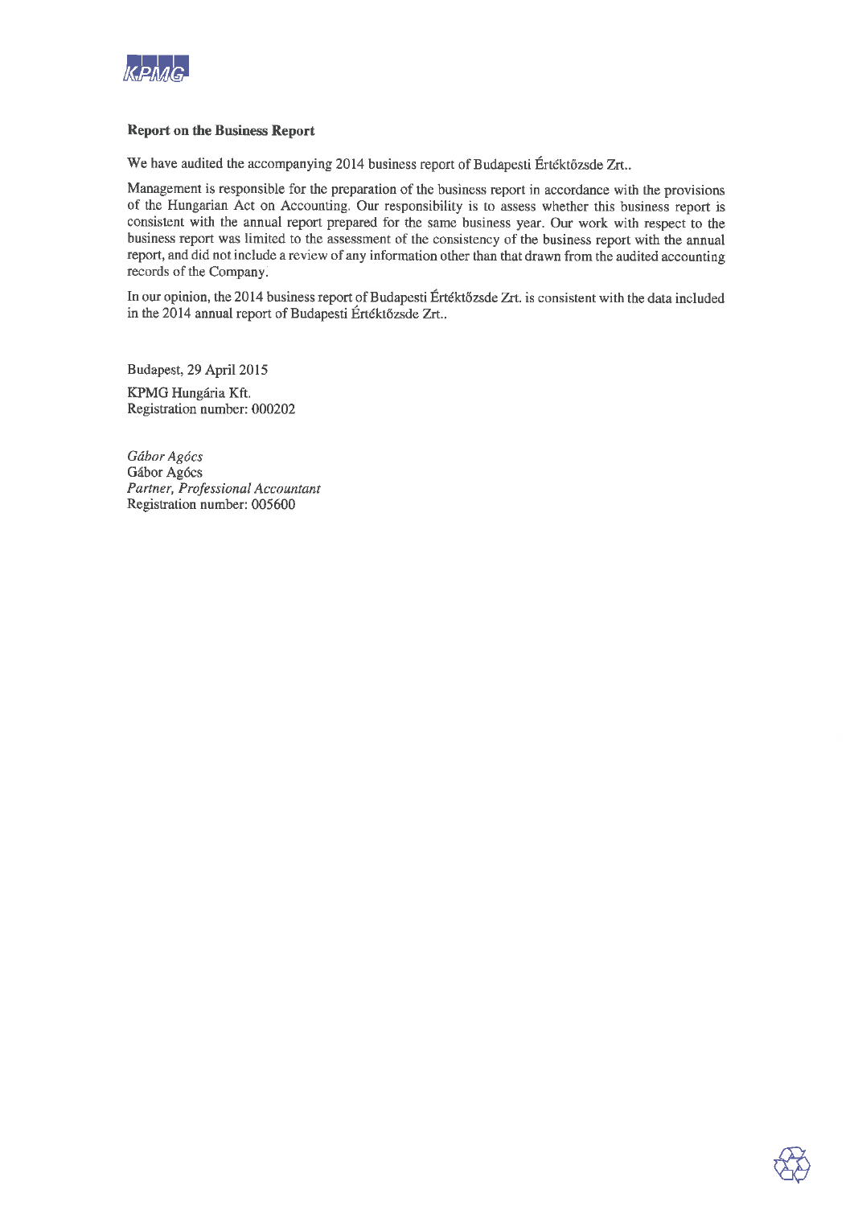**Report on the Business Report**

We have audited the accompanying 2014 business report of Budapesti Értéktőzsde Zrt..

Management is responsible for the preparation of the business report in accordance with the provisions of the Hungarian Act on Accounting. Our responsibility is to assess whether this business report is consistent with the annual report prepared for the same business year. Our work with respect to the business report was limited to the assessment of the consistency of the business report with the annual report, and did not include a review of any information other than that drawn from the audited accounting records of the Company.

In our opinion, the 2014 business report of Budapesti Értéktőzsde Zrt. is consistent with the data included in the 2014 annual report of Budapesti Értéktőzsde Zrt..

Budapest, 29 April 2015

KPMG Hungária Kft.
Registration number: 000202

*Gábor Agócs*
Gábor Agócs
*Partner, Professional Accountant*
Registration number: 005600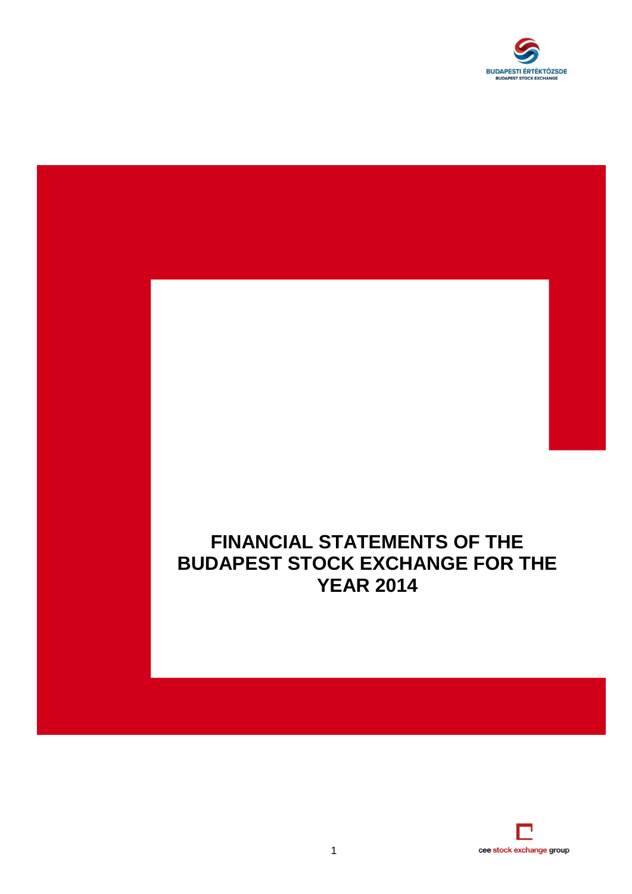# FINANCIAL STATEMENTS OF THE BUDAPEST STOCK EXCHANGE FOR THE YEAR 2014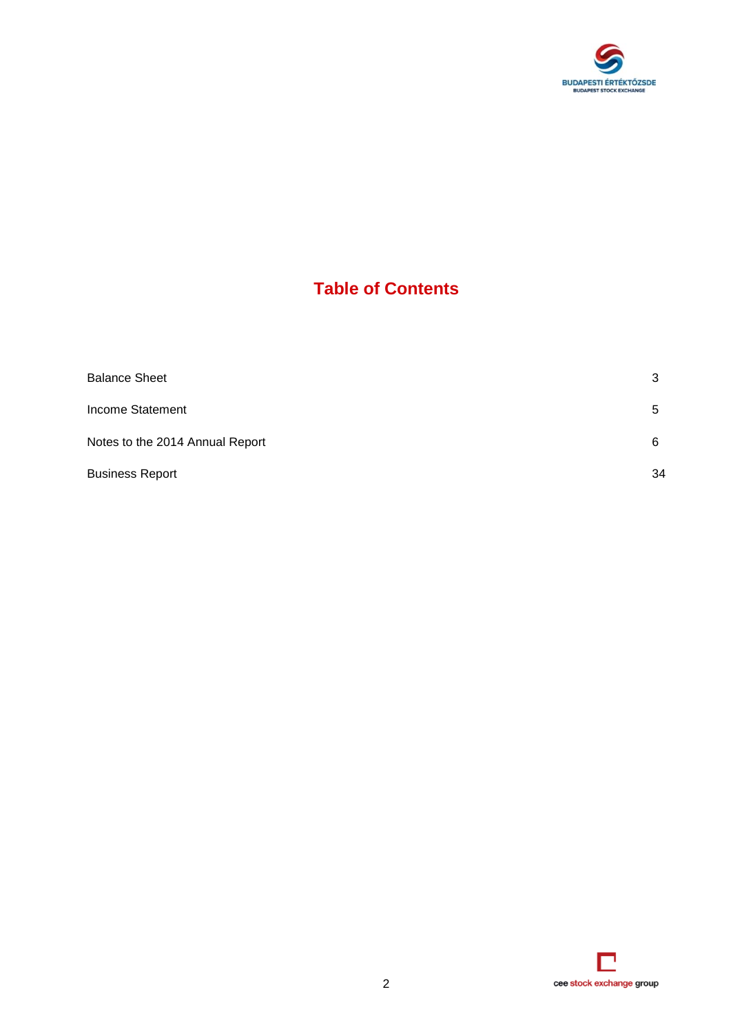# Table of Contents

| | |
|---|---|
| Balance Sheet | 3 |
| Income Statement | 5 |
| Notes to the 2014 Annual Report | 6 |
| Business Report | 34 |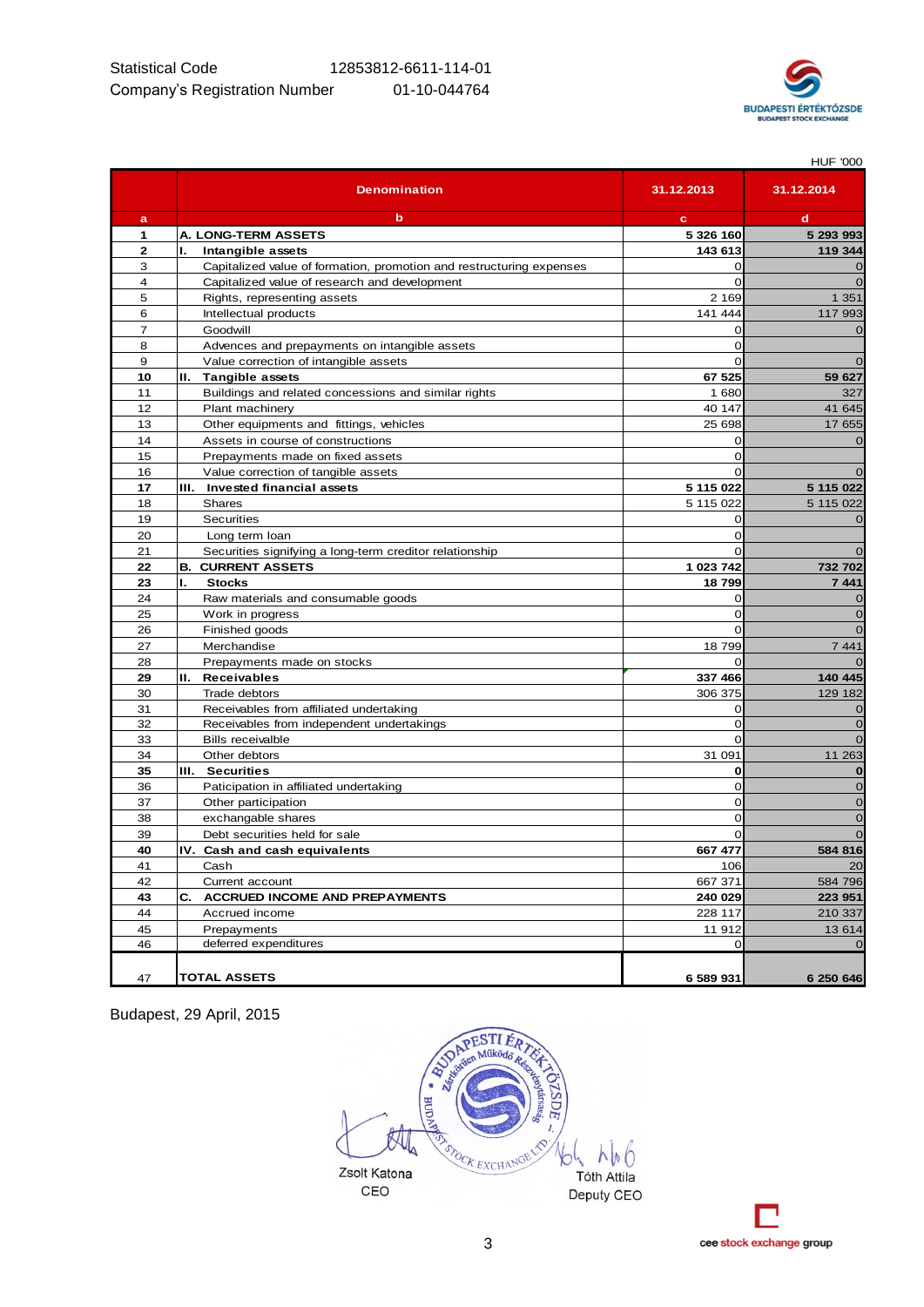Statistical Code 12853812-6611-114-01

Company's Registration Number 01-10-044764

HUF '000

| | Denomination | 31.12.2013 | 31.12.2014 |
|---|---|---|---|
| a | b | c | d |
| 1 | **A. LONG-TERM ASSETS** | **5 326 160** | **5 293 993** |
| 2 | **I. Intangible assets** | **143 613** | **119 344** |
| 3 | Capitalized value of formation, promotion and restructuring expenses | 0 | 0 |
| 4 | Capitalized value of research and development | 0 | 0 |
| 5 | Rights, representing assets | 2 169 | 1 351 |
| 6 | Intellectual products | 141 444 | 117 993 |
| 7 | Goodwill | 0 | 0 |
| 8 | Advences and prepayments on intangible assets | 0 | |
| 9 | Value correction of intangible assets | 0 | 0 |
| 10 | **II. Tangible assets** | **67 525** | **59 627** |
| 11 | Buildings and related concessions and similar rights | 1 680 | 327 |
| 12 | Plant machinery | 40 147 | 41 645 |
| 13 | Other equipments and fittings, vehicles | 25 698 | 17 655 |
| 14 | Assets in course of constructions | 0 | 0 |
| 15 | Prepayments made on fixed assets | 0 | |
| 16 | Value correction of tangible assets | 0 | 0 |
| 17 | **III. Invested financial assets** | **5 115 022** | **5 115 022** |
| 18 | Shares | 5 115 022 | 5 115 022 |
| 19 | Securities | 0 | 0 |
| 20 | Long term loan | 0 | |
| 21 | Securities signifying a long-term creditor relationship | 0 | 0 |
| 22 | **B. CURRENT ASSETS** | **1 023 742** | **732 702** |
| 23 | **I. Stocks** | **18 799** | **7 441** |
| 24 | Raw materials and consumable goods | 0 | 0 |
| 25 | Work in progress | 0 | 0 |
| 26 | Finished goods | 0 | 0 |
| 27 | Merchandise | 18 799 | 7 441 |
| 28 | Prepayments made on stocks | 0 | 0 |
| 29 | **II. Receivables** | **337 466** | **140 445** |
| 30 | Trade debtors | 306 375 | 129 182 |
| 31 | Receivables from affiliated undertaking | 0 | 0 |
| 32 | Receivables from independent undertakings | 0 | 0 |
| 33 | Bills receivalble | 0 | 0 |
| 34 | Other debtors | 31 091 | 11 263 |
| 35 | **III. Securities** | **0** | **0** |
| 36 | Paticipation in affiliated undertaking | 0 | 0 |
| 37 | Other participation | 0 | 0 |
| 38 | exchangable shares | 0 | 0 |
| 39 | Debt securities held for sale | 0 | 0 |
| 40 | **IV. Cash and cash equivalents** | **667 477** | **584 816** |
| 41 | Cash | 106 | 20 |
| 42 | Current account | 667 371 | 584 796 |
| 43 | **C. ACCRUED INCOME AND PREPAYMENTS** | **240 029** | **223 951** |
| 44 | Accrued income | 228 117 | 210 337 |
| 45 | Prepayments | 11 912 | 13 614 |
| 46 | deferred expenditures | 0 | 0 |
| 47 | **TOTAL ASSETS** | **6 589 931** | **6 250 646** |

Budapest, 29 April, 2015

Zsolt Katona
CEO

Tóth Attila
Deputy CEO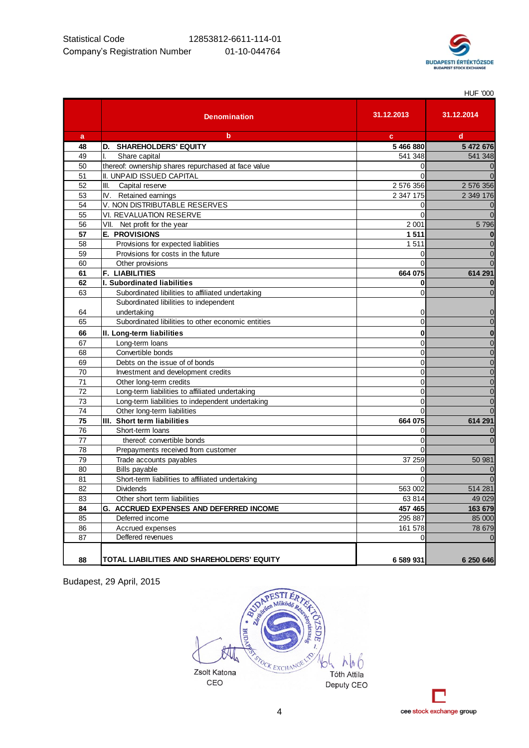Statistical Code 12853812-6611-114-01

Company's Registration Number 01-10-044764

HUF '000

| a | Denomination<br>b | 31.12.2013<br>c | 31.12.2014<br>d |
|---|---|---|---|
| **48** | **D. SHAREHOLDERS' EQUITY** | **5 466 880** | **5 472 676** |
| 49 | I. Share capital | 541 348 | 541 348 |
| 50 | thereof: ownership shares repurchased at face value | 0 | 0 |
| 51 | II. UNPAID ISSUED CAPITAL | 0 | 0 |
| 52 | III. Capital reserve | 2 576 356 | 2 576 356 |
| 53 | IV. Retained earnings | 2 347 175 | 2 349 176 |
| 54 | V. NON DISTRIBUTABLE RESERVES | 0 | 0 |
| 55 | VI. REVALUATION RESERVE | 0 | 0 |
| 56 | VII. Net profit for the year | 2 001 | 5 796 |
| **57** | **E. PROVISIONS** | **1 511** | **0** |
| 58 | Provisions for expected liablities | 1 511 | 0 |
| 59 | Provisions for costs in the future | 0 | 0 |
| 60 | Other provisions | 0 | 0 |
| **61** | **F. LIABILITIES** | **664 075** | **614 291** |
| **62** | **I. Subordinated liabilities** | **0** | **0** |
| 63 | Subordinated libilities to affiliated undertaking | 0 | 0 |
| 64 | Subordinated libilities to independent undertaking | 0 | 0 |
| 65 | Subordinated libilities to other economic entities | 0 | 0 |
| **66** | **II. Long-term liabilities** | **0** | **0** |
| 67 | Long-term loans | 0 | 0 |
| 68 | Convertible bonds | 0 | 0 |
| 69 | Debts on the issue of of bonds | 0 | 0 |
| 70 | Investment and development credits | 0 | 0 |
| 71 | Other long-term credits | 0 | 0 |
| 72 | Long-term liabilities to affiliated undertaking | 0 | 0 |
| 73 | Long-term liabilities to independent undertaking | 0 | 0 |
| 74 | Other long-term liabilities | 0 | 0 |
| **75** | **III. Short term liabilities** | **664 075** | **614 291** |
| 76 | Short-term loans | 0 | 0 |
| 77 | thereof: convertible bonds | 0 | 0 |
| 78 | Prepayments received from customer | 0 | |
| 79 | Trade accounts payables | 37 259 | 50 981 |
| 80 | Bills payable | 0 | 0 |
| 81 | Short-term liabilities to affiliated undertaking | 0 | 0 |
| 82 | Dividends | 563 002 | 514 281 |
| 83 | Other short term liabilities | 63 814 | 49 029 |
| **84** | **G. ACCRUED EXPENSES AND DEFERRED INCOME** | **457 465** | **163 679** |
| 85 | Deferred income | 295 887 | 85 000 |
| 86 | Accrued expenses | 161 578 | 78 679 |
| 87 | Deffered revenues | 0 | 0 |
| **88** | **TOTAL LIABILITIES AND SHAREHOLDERS' EQUITY** | **6 589 931** | **6 250 646** |

Budapest, 29 April, 2015

Zsolt Katona
CEO

Tóth Attila
Deputy CEO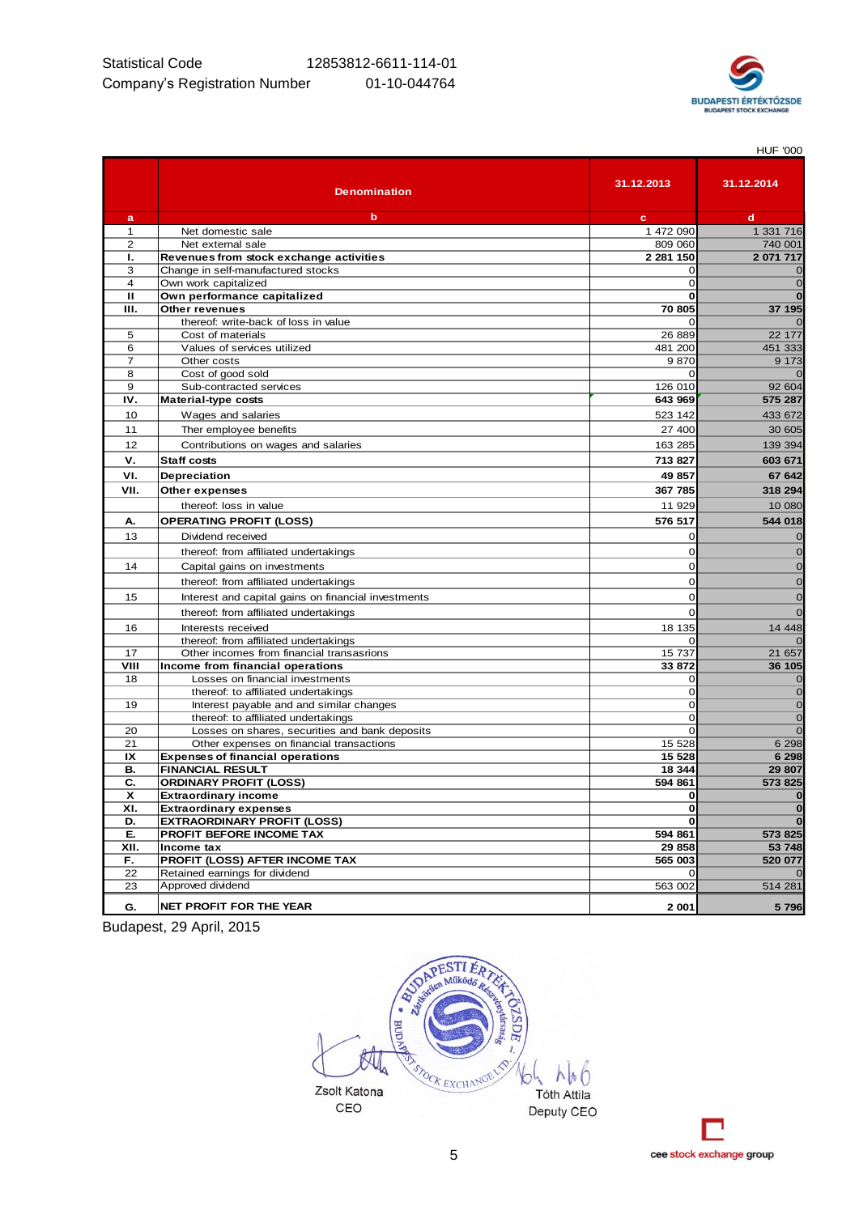Statistical Code 12853812-6611-114-01

Company's Registration Number 01-10-044764

HUF '000

| a | b – Denomination | c – 31.12.2013 | d – 31.12.2014 |
|---|---|---|---|
| 1 | Net domestic sale | 1 472 090 | 1 331 716 |
| 2 | Net external sale | 809 060 | 740 001 |
| **I.** | **Revenues from stock exchange activities** | **2 281 150** | **2 071 717** |
| 3 | Change in self-manufactured stocks | 0 | 0 |
| 4 | Own work capitalized | 0 | 0 |
| **II** | **Own performance capitalized** | **0** | **0** |
| **III.** | **Other revenues** | **70 805** | **37 195** |
| | thereof: write-back of loss in value | 0 | 0 |
| 5 | Cost of materials | 26 889 | 22 177 |
| 6 | Values of services utilized | 481 200 | 451 333 |
| 7 | Other costs | 9 870 | 9 173 |
| 8 | Cost of good sold | 0 | 0 |
| 9 | Sub-contracted services | 126 010 | 92 604 |
| **IV.** | **Material-type costs** | **643 969** | **575 287** |
| 10 | Wages and salaries | 523 142 | 433 672 |
| 11 | Ther employee benefits | 27 400 | 30 605 |
| 12 | Contributions on wages and salaries | 163 285 | 139 394 |
| **V.** | **Staff costs** | **713 827** | **603 671** |
| **VI.** | **Depreciation** | **49 857** | **67 642** |
| **VII.** | **Other expenses** | **367 785** | **318 294** |
| | thereof: loss in value | 11 929 | 10 080 |
| **A.** | **OPERATING PROFIT (LOSS)** | **576 517** | **544 018** |
| 13 | Dividend received | 0 | 0 |
| | thereof: from affiliated undertakings | 0 | 0 |
| 14 | Capital gains on investments | 0 | 0 |
| | thereof: from affiliated undertakings | 0 | 0 |
| 15 | Interest and capital gains on financial investments | 0 | 0 |
| | thereof: from affiliated undertakings | 0 | 0 |
| 16 | Interests received | 18 135 | 14 448 |
| | thereof: from affiliated undertakings | 0 | 0 |
| 17 | Other incomes from financial transasrions | 15 737 | 21 657 |
| **VIII** | **Income from financial operations** | **33 872** | **36 105** |
| 18 | Losses on financial investments | 0 | 0 |
| | thereof: to affiliated undertakings | 0 | 0 |
| 19 | Interest payable and and similar changes | 0 | 0 |
| | thereof: to affiliated undertakings | 0 | 0 |
| 20 | Losses on shares, securities and bank deposits | 0 | 0 |
| 21 | Other expenses on financial transactions | 15 528 | 6 298 |
| **IX** | **Expenses of financial operations** | **15 528** | **6 298** |
| **B.** | **FINANCIAL RESULT** | **18 344** | **29 807** |
| **C.** | **ORDINARY PROFIT (LOSS)** | **594 861** | **573 825** |
| **X** | **Extraordinary income** | **0** | **0** |
| **XI.** | **Extraordinary expenses** | **0** | **0** |
| **D.** | **EXTRAORDINARY PROFIT (LOSS)** | **0** | **0** |
| **E.** | **PROFIT BEFORE INCOME TAX** | **594 861** | **573 825** |
| **XII.** | **Income tax** | **29 858** | **53 748** |
| **F.** | **PROFIT (LOSS) AFTER INCOME TAX** | **565 003** | **520 077** |
| 22 | Retained earnings for dividend | 0 | 0 |
| 23 | Approved dividend | 563 002 | 514 281 |
| **G.** | **NET PROFIT FOR THE YEAR** | **2 001** | **5 796** |

Budapest, 29 April, 2015

Zsolt Katona
CEO

Tóth Attila
Deputy CEO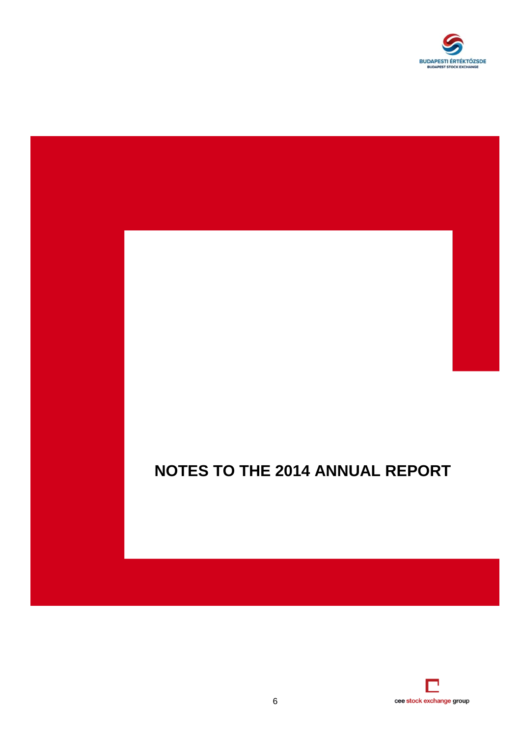# NOTES TO THE 2014 ANNUAL REPORT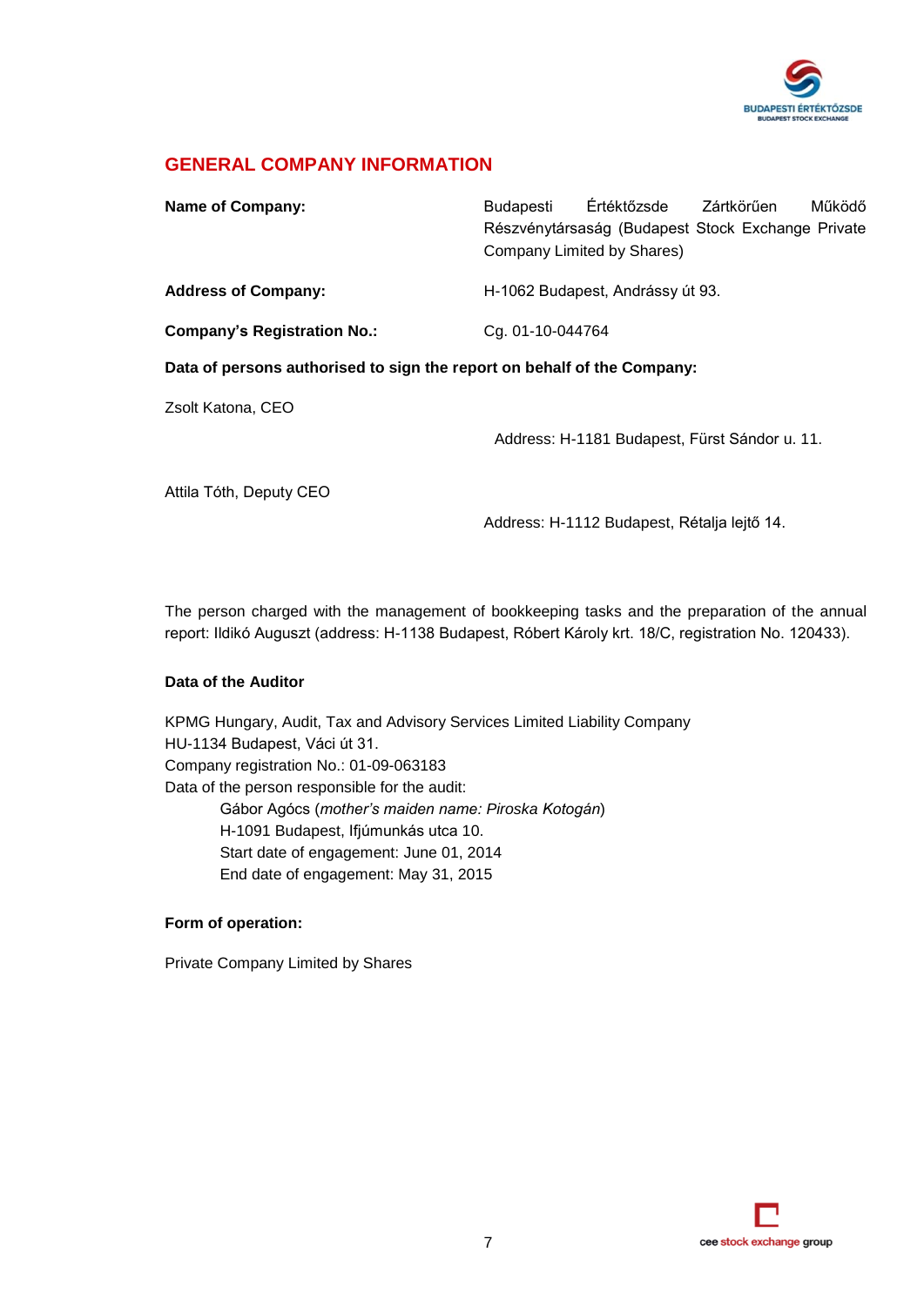## GENERAL COMPANY INFORMATION

**Name of Company:** Budapesti Értéktőzsde Zártkörűen Működő Részvénytársaság (Budapest Stock Exchange Private Company Limited by Shares)

**Address of Company:** H-1062 Budapest, Andrássy út 93.

**Company's Registration No.:** Cg. 01-10-044764

**Data of persons authorised to sign the report on behalf of the Company:**

Zsolt Katona, CEO

Address: H-1181 Budapest, Fürst Sándor u. 11.

Attila Tóth, Deputy CEO

Address: H-1112 Budapest, Rétalja lejtő 14.

The person charged with the management of bookkeeping tasks and the preparation of the annual report: Ildikó Auguszt (address: H-1138 Budapest, Róbert Károly krt. 18/C, registration No. 120433).

**Data of the Auditor**

KPMG Hungary, Audit, Tax and Advisory Services Limited Liability Company
HU-1134 Budapest, Váci út 31.
Company registration No.: 01-09-063183
Data of the person responsible for the audit:

Gábor Agócs (*mother's maiden name: Piroska Kotogán*)
H-1091 Budapest, Ifjúmunkás utca 10.
Start date of engagement: June 01, 2014
End date of engagement: May 31, 2015

**Form of operation:**

Private Company Limited by Shares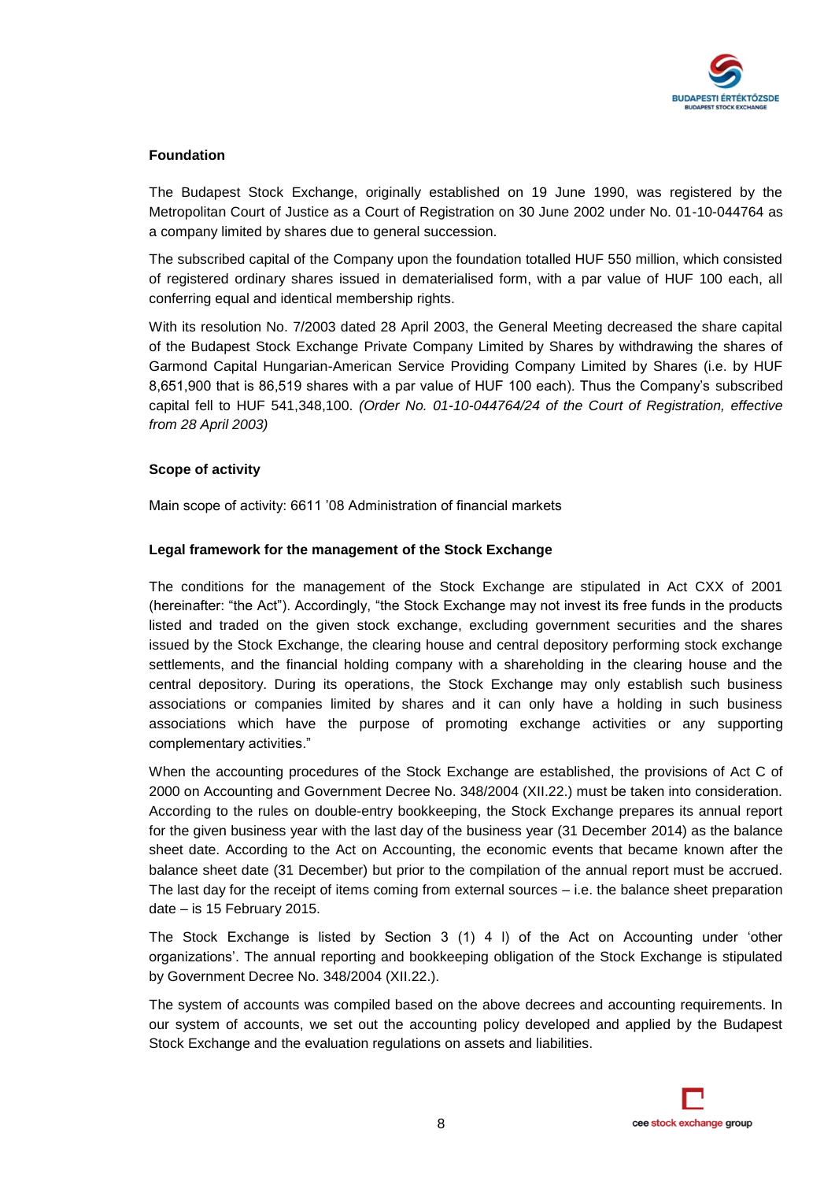**Foundation**

The Budapest Stock Exchange, originally established on 19 June 1990, was registered by the Metropolitan Court of Justice as a Court of Registration on 30 June 2002 under No. 01-10-044764 as a company limited by shares due to general succession.

The subscribed capital of the Company upon the foundation totalled HUF 550 million, which consisted of registered ordinary shares issued in dematerialised form, with a par value of HUF 100 each, all conferring equal and identical membership rights.

With its resolution No. 7/2003 dated 28 April 2003, the General Meeting decreased the share capital of the Budapest Stock Exchange Private Company Limited by Shares by withdrawing the shares of Garmond Capital Hungarian-American Service Providing Company Limited by Shares (i.e. by HUF 8,651,900 that is 86,519 shares with a par value of HUF 100 each). Thus the Company's subscribed capital fell to HUF 541,348,100. *(Order No. 01-10-044764/24 of the Court of Registration, effective from 28 April 2003)*

**Scope of activity**

Main scope of activity: 6611 '08 Administration of financial markets

**Legal framework for the management of the Stock Exchange**

The conditions for the management of the Stock Exchange are stipulated in Act CXX of 2001 (hereinafter: "the Act"). Accordingly, "the Stock Exchange may not invest its free funds in the products listed and traded on the given stock exchange, excluding government securities and the shares issued by the Stock Exchange, the clearing house and central depository performing stock exchange settlements, and the financial holding company with a shareholding in the clearing house and the central depository. During its operations, the Stock Exchange may only establish such business associations or companies limited by shares and it can only have a holding in such business associations which have the purpose of promoting exchange activities or any supporting complementary activities."

When the accounting procedures of the Stock Exchange are established, the provisions of Act C of 2000 on Accounting and Government Decree No. 348/2004 (XII.22.) must be taken into consideration. According to the rules on double-entry bookkeeping, the Stock Exchange prepares its annual report for the given business year with the last day of the business year (31 December 2014) as the balance sheet date. According to the Act on Accounting, the economic events that became known after the balance sheet date (31 December) but prior to the compilation of the annual report must be accrued. The last day for the receipt of items coming from external sources – i.e. the balance sheet preparation date – is 15 February 2015.

The Stock Exchange is listed by Section 3 (1) 4 l) of the Act on Accounting under 'other organizations'. The annual reporting and bookkeeping obligation of the Stock Exchange is stipulated by Government Decree No. 348/2004 (XII.22.).

The system of accounts was compiled based on the above decrees and accounting requirements. In our system of accounts, we set out the accounting policy developed and applied by the Budapest Stock Exchange and the evaluation regulations on assets and liabilities.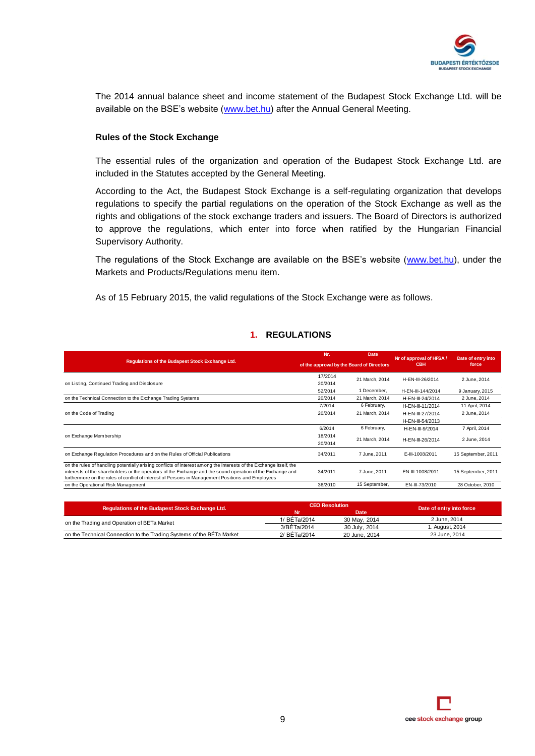The 2014 annual balance sheet and income statement of the Budapest Stock Exchange Ltd. will be available on the BSE's website (www.bet.hu) after the Annual General Meeting.

### Rules of the Stock Exchange

The essential rules of the organization and operation of the Budapest Stock Exchange Ltd. are included in the Statutes accepted by the General Meeting.

According to the Act, the Budapest Stock Exchange is a self-regulating organization that develops regulations to specify the partial regulations on the operation of the Stock Exchange as well as the rights and obligations of the stock exchange traders and issuers. The Board of Directors is authorized to approve the regulations, which enter into force when ratified by the Hungarian Financial Supervisory Authority.

The regulations of the Stock Exchange are available on the BSE's website (www.bet.hu), under the Markets and Products/Regulations menu item.

As of 15 February 2015, the valid regulations of the Stock Exchange were as follows.

## 1. REGULATIONS

| Regulations of the Budapest Stock Exchange Ltd. | Nr. of the approval by the Board of Directors | Date of the approval by the Board of Directors | Nr of approval of HFSA / CBH | Date of entry into force |
|---|---|---|---|---|
| on Listing, Continued Trading and Disclosure | 17/2014<br>20/2014 | 21 March, 2014 | H-EN-III-26/2014 | 2 June, 2014 |
| | 52/2014 | 1 December, | H-EN-III-144/2014 | 9 January, 2015 |
| on the Technical Connection to the Exchange Trading Systems | 20/2014 | 21 March, 2014 | H-EN-III-24/2014 | 2 June, 2014 |
| on the Code of Trading | 7/2014 | 6 February, | H-EN-III-11/2014 | 11 April, 2014 |
| | 20/2014 | 21 March, 2014 | H-EN-III-27/2014 | 2 June, 2014 |
| | | | H-EN-III-54/2013 | |
| on Exchange Membership | 6/2014 | 6 February, | H-EN-III-9/2014 | 7 April, 2014 |
| | 18/2014<br>20/2014 | 21 March, 2014 | H-EN-III-26/2014 | 2 June, 2014 |
| on Exchange Regulation Procedures and on the Rules of Official Publications | 34/2011 | 7 June, 2011 | E-III-1008/2011 | 15 September, 2011 |
| on the rules of handling potentially arising conflicts of interest among the interests of the Exchange itself, the interests of the shareholders or the operators of the Exchange and the sound operation of the Exchange and furthermore on the rules of conflict of interest of Persons in Management Positions and Employees | 34/2011 | 7 June, 2011 | EN-III-1008/2011 | 15 September, 2011 |
| on the Operational Risk Management | 36/2010 | 15 September, | EN-III-73/2010 | 28 October, 2010 |

| Regulations of the Budapest Stock Exchange Ltd. | CEO Resolution Nr | CEO Resolution Date | Date of entry into force |
|---|---|---|---|
| on the Trading and Operation of BETa Market | 1/ BÉTa/2014 | 30 May, 2014 | 2 June, 2014 |
| | 3/BÉTa/2014 | 30 July, 2014 | 1. August, 2014 |
| on the Technical Connection to the Trading Systems of the BÉTa Market | 2/ BÉTa/2014 | 20 June, 2014 | 23 June, 2014 |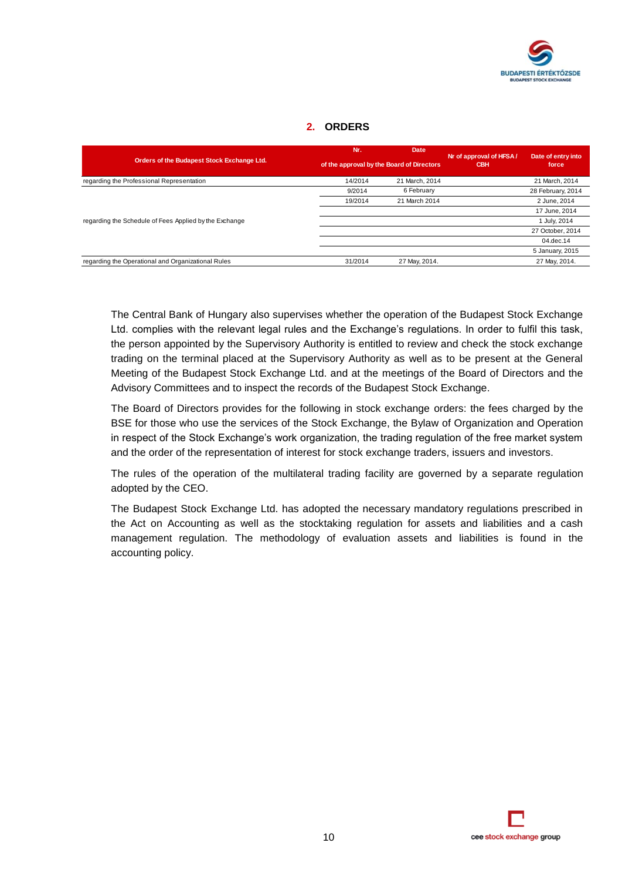## 2. ORDERS

| Orders of the Budapest Stock Exchange Ltd. | Nr. of the approval by the Board of Directors | Date of the approval by the Board of Directors | Nr of approval of HFSA / CBH | Date of entry into force |
|---|---|---|---|---|
| regarding the Professional Representation | 14/2014 | 21 March, 2014 | | 21 March, 2014 |
| regarding the Schedule of Fees Applied by the Exchange | 9/2014 | 6 February | | 28 February, 2014 |
| | 19/2014 | 21 March 2014 | | 2 June, 2014 |
| | | | | 17 June, 2014 |
| | | | | 1 July, 2014 |
| | | | | 27 October, 2014 |
| | | | | 04.dec.14 |
| | | | | 5 January, 2015 |
| regarding the Operational and Organizational Rules | 31/2014 | 27 May, 2014. | | 27 May, 2014. |

The Central Bank of Hungary also supervises whether the operation of the Budapest Stock Exchange Ltd. complies with the relevant legal rules and the Exchange's regulations. In order to fulfil this task, the person appointed by the Supervisory Authority is entitled to review and check the stock exchange trading on the terminal placed at the Supervisory Authority as well as to be present at the General Meeting of the Budapest Stock Exchange Ltd. and at the meetings of the Board of Directors and the Advisory Committees and to inspect the records of the Budapest Stock Exchange.

The Board of Directors provides for the following in stock exchange orders: the fees charged by the BSE for those who use the services of the Stock Exchange, the Bylaw of Organization and Operation in respect of the Stock Exchange's work organization, the trading regulation of the free market system and the order of the representation of interest for stock exchange traders, issuers and investors.

The rules of the operation of the multilateral trading facility are governed by a separate regulation adopted by the CEO.

The Budapest Stock Exchange Ltd. has adopted the necessary mandatory regulations prescribed in the Act on Accounting as well as the stocktaking regulation for assets and liabilities and a cash management regulation. The methodology of evaluation assets and liabilities is found in the accounting policy.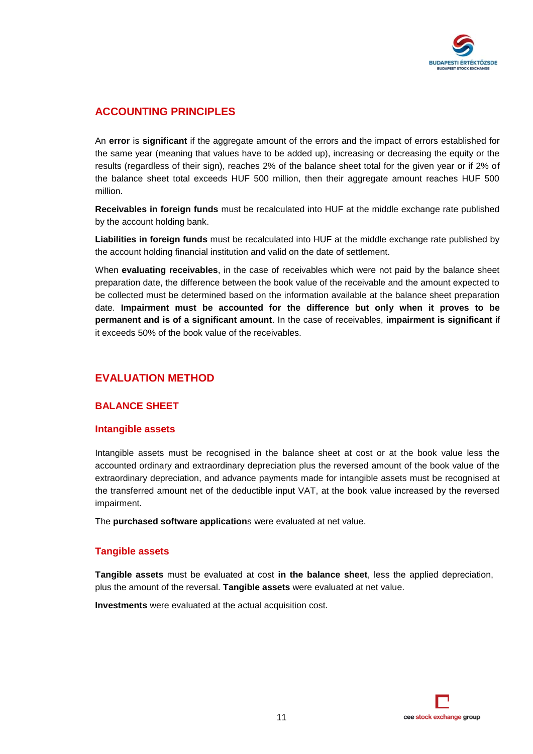## ACCOUNTING PRINCIPLES

An **error** is **significant** if the aggregate amount of the errors and the impact of errors established for the same year (meaning that values have to be added up), increasing or decreasing the equity or the results (regardless of their sign), reaches 2% of the balance sheet total for the given year or if 2% of the balance sheet total exceeds HUF 500 million, then their aggregate amount reaches HUF 500 million.

**Receivables in foreign funds** must be recalculated into HUF at the middle exchange rate published by the account holding bank.

**Liabilities in foreign funds** must be recalculated into HUF at the middle exchange rate published by the account holding financial institution and valid on the date of settlement.

When **evaluating receivables**, in the case of receivables which were not paid by the balance sheet preparation date, the difference between the book value of the receivable and the amount expected to be collected must be determined based on the information available at the balance sheet preparation date. **Impairment must be accounted for the difference but only when it proves to be permanent and is of a significant amount**. In the case of receivables, **impairment is significant** if it exceeds 50% of the book value of the receivables.

## EVALUATION METHOD

### BALANCE SHEET

#### Intangible assets

Intangible assets must be recognised in the balance sheet at cost or at the book value less the accounted ordinary and extraordinary depreciation plus the reversed amount of the book value of the extraordinary depreciation, and advance payments made for intangible assets must be recognised at the transferred amount net of the deductible input VAT, at the book value increased by the reversed impairment.

The **purchased software application**s were evaluated at net value.

#### Tangible assets

**Tangible assets** must be evaluated at cost **in the balance sheet**, less the applied depreciation, plus the amount of the reversal. **Tangible assets** were evaluated at net value.

**Investments** were evaluated at the actual acquisition cost.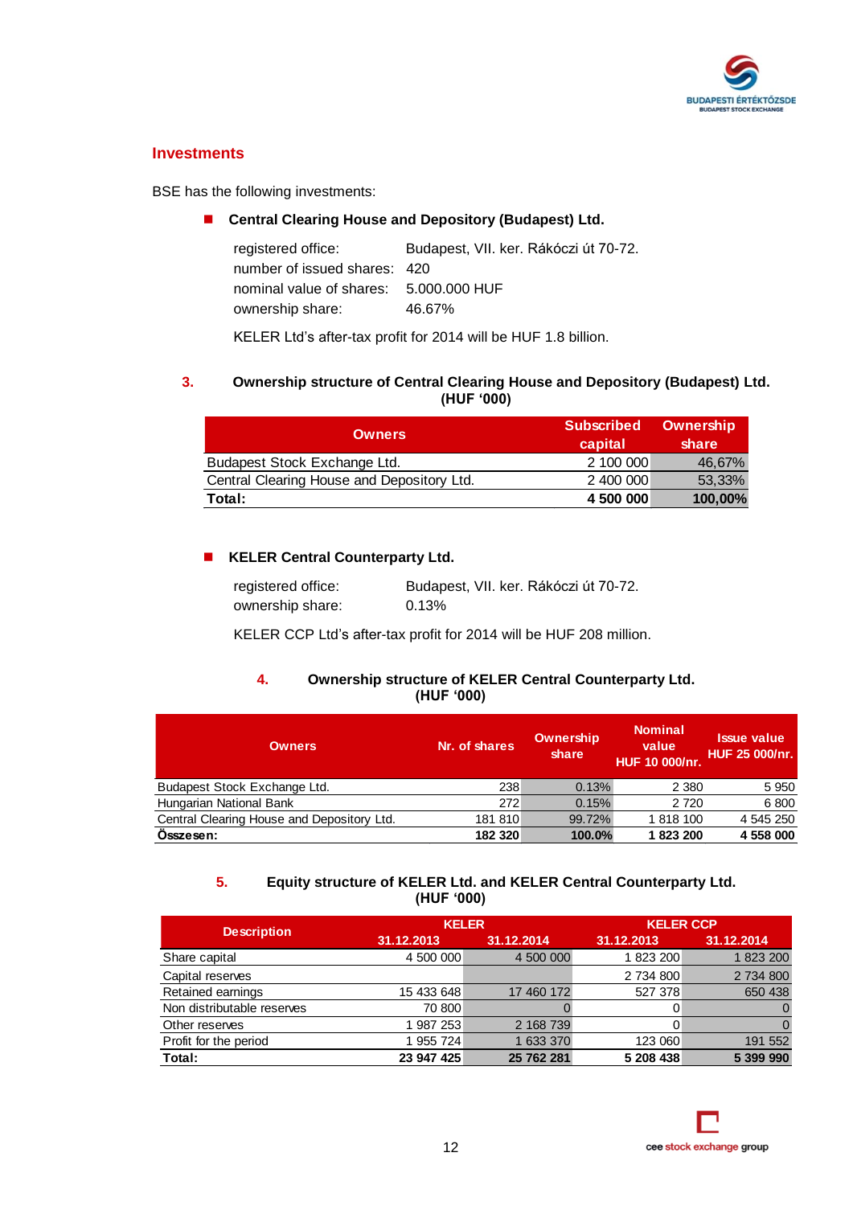## Investments

BSE has the following investments:

- **Central Clearing House and Depository (Budapest) Ltd.**

  registered office: Budapest, VII. ker. Rákóczi út 70-72.
  number of issued shares: 420
  nominal value of shares: 5.000.000 HUF
  ownership share: 46.67%

  KELER Ltd's after-tax profit for 2014 will be HUF 1.8 billion.

**3. Ownership structure of Central Clearing House and Depository (Budapest) Ltd. (HUF '000)**

| Owners | Subscribed capital | Ownership share |
|---|---|---|
| Budapest Stock Exchange Ltd. | 2 100 000 | 46,67% |
| Central Clearing House and Depository Ltd. | 2 400 000 | 53,33% |
| **Total:** | **4 500 000** | **100,00%** |

- **KELER Central Counterparty Ltd.**

  registered office: Budapest, VII. ker. Rákóczi út 70-72.
  ownership share: 0.13%

  KELER CCP Ltd's after-tax profit for 2014 will be HUF 208 million.

**4. Ownership structure of KELER Central Counterparty Ltd. (HUF '000)**

| Owners | Nr. of shares | Ownership share | Nominal value HUF 10 000/nr. | Issue value HUF 25 000/nr. |
|---|---|---|---|---|
| Budapest Stock Exchange Ltd. | 238 | 0.13% | 2 380 | 5 950 |
| Hungarian National Bank | 272 | 0.15% | 2 720 | 6 800 |
| Central Clearing House and Depository Ltd. | 181 810 | 99.72% | 1 818 100 | 4 545 250 |
| **Összesen:** | **182 320** | **100.0%** | **1 823 200** | **4 558 000** |

**5. Equity structure of KELER Ltd. and KELER Central Counterparty Ltd. (HUF '000)**

| Description | KELER | | KELER CCP | |
|---|---|---|---|---|
| | 31.12.2013 | 31.12.2014 | 31.12.2013 | 31.12.2014 |
| Share capital | 4 500 000 | 4 500 000 | 1 823 200 | 1 823 200 |
| Capital reserves | | | 2 734 800 | 2 734 800 |
| Retained earnings | 15 433 648 | 17 460 172 | 527 378 | 650 438 |
| Non distributable reserves | 70 800 | 0 | 0 | 0 |
| Other reserves | 1 987 253 | 2 168 739 | 0 | 0 |
| Profit for the period | 1 955 724 | 1 633 370 | 123 060 | 191 552 |
| **Total:** | **23 947 425** | **25 762 281** | **5 208 438** | **5 399 990** |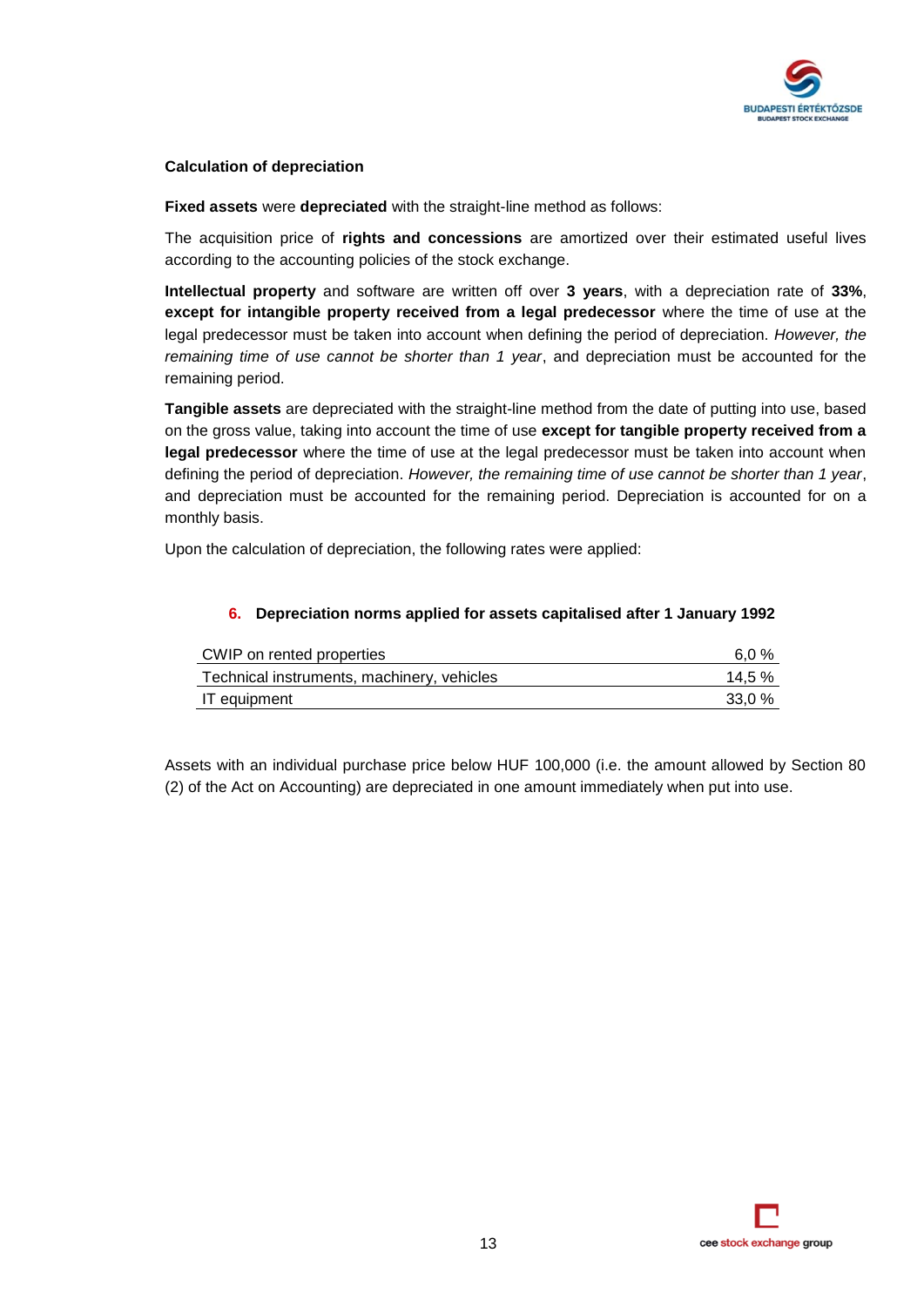**Calculation of depreciation**

**Fixed assets** were **depreciated** with the straight-line method as follows:

The acquisition price of **rights and concessions** are amortized over their estimated useful lives according to the accounting policies of the stock exchange.

**Intellectual property** and software are written off over **3 years**, with a depreciation rate of **33%**, **except for intangible property received from a legal predecessor** where the time of use at the legal predecessor must be taken into account when defining the period of depreciation. *However, the remaining time of use cannot be shorter than 1 year*, and depreciation must be accounted for the remaining period.

**Tangible assets** are depreciated with the straight-line method from the date of putting into use, based on the gross value, taking into account the time of use **except for tangible property received from a legal predecessor** where the time of use at the legal predecessor must be taken into account when defining the period of depreciation. *However, the remaining time of use cannot be shorter than 1 year*, and depreciation must be accounted for the remaining period. Depreciation is accounted for on a monthly basis.

Upon the calculation of depreciation, the following rates were applied:

### 6. Depreciation norms applied for assets capitalised after 1 January 1992

| | |
|---|---|
| CWIP on rented properties | 6,0 % |
| Technical instruments, machinery, vehicles | 14,5 % |
| IT equipment | 33,0 % |

Assets with an individual purchase price below HUF 100,000 (i.e. the amount allowed by Section 80 (2) of the Act on Accounting) are depreciated in one amount immediately when put into use.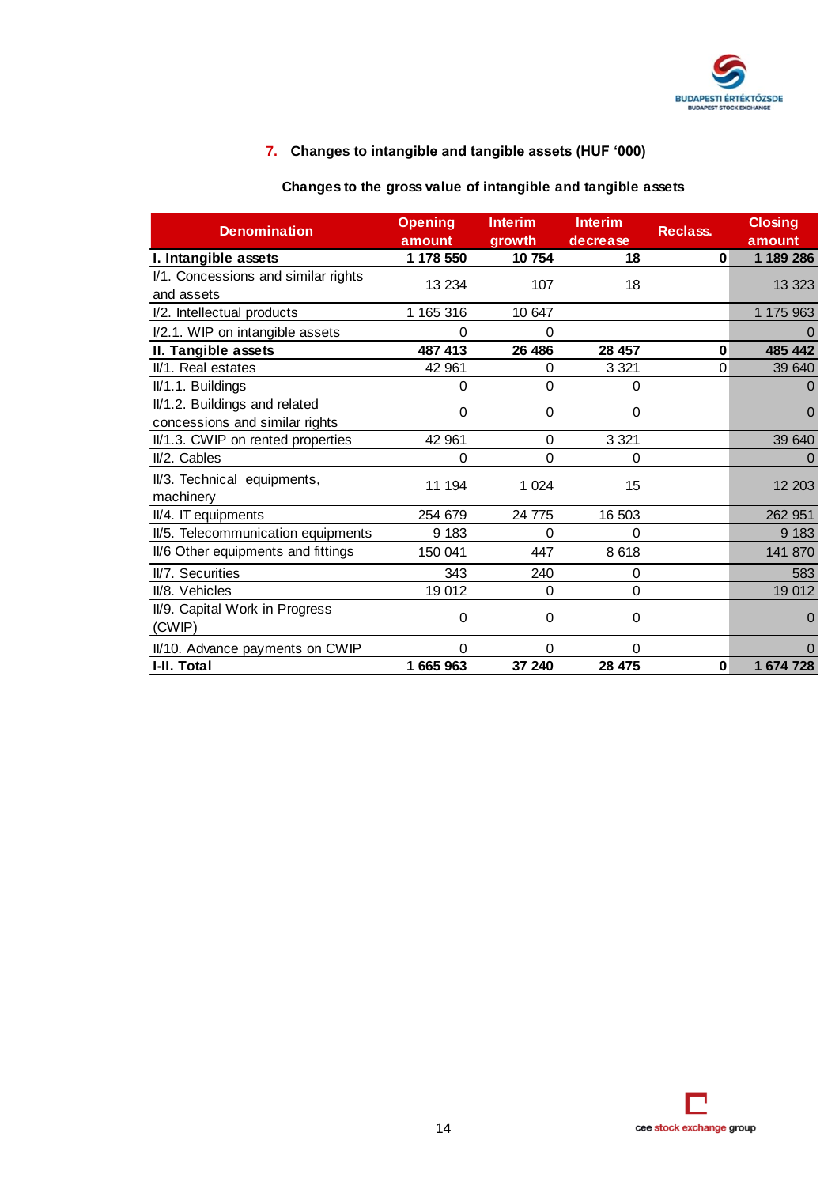## 7. Changes to intangible and tangible assets (HUF '000)

**Changes to the gross value of intangible and tangible assets**

| Denomination | Opening amount | Interim growth | Interim decrease | Reclass. | Closing amount |
|---|---|---|---|---|---|
| **I. Intangible assets** | **1 178 550** | **10 754** | **18** | **0** | **1 189 286** |
| I/1. Concessions and similar rights and assets | 13 234 | 107 | 18 | | 13 323 |
| I/2. Intellectual products | 1 165 316 | 10 647 | | | 1 175 963 |
| I/2.1. WIP on intangible assets | 0 | 0 | | | 0 |
| **II. Tangible assets** | **487 413** | **26 486** | **28 457** | **0** | **485 442** |
| II/1. Real estates | 42 961 | 0 | 3 321 | 0 | 39 640 |
| II/1.1. Buildings | 0 | 0 | 0 | | 0 |
| II/1.2. Buildings and related concessions and similar rights | 0 | 0 | 0 | | 0 |
| II/1.3. CWIP on rented properties | 42 961 | 0 | 3 321 | | 39 640 |
| II/2. Cables | 0 | 0 | 0 | | 0 |
| II/3. Technical equipments, machinery | 11 194 | 1 024 | 15 | | 12 203 |
| II/4. IT equipments | 254 679 | 24 775 | 16 503 | | 262 951 |
| II/5. Telecommunication equipments | 9 183 | 0 | 0 | | 9 183 |
| II/6 Other equipments and fittings | 150 041 | 447 | 8 618 | | 141 870 |
| II/7. Securities | 343 | 240 | 0 | | 583 |
| II/8. Vehicles | 19 012 | 0 | 0 | | 19 012 |
| II/9. Capital Work in Progress (CWIP) | 0 | 0 | 0 | | 0 |
| II/10. Advance payments on CWIP | 0 | 0 | 0 | | 0 |
| **I-II. Total** | **1 665 963** | **37 240** | **28 475** | **0** | **1 674 728** |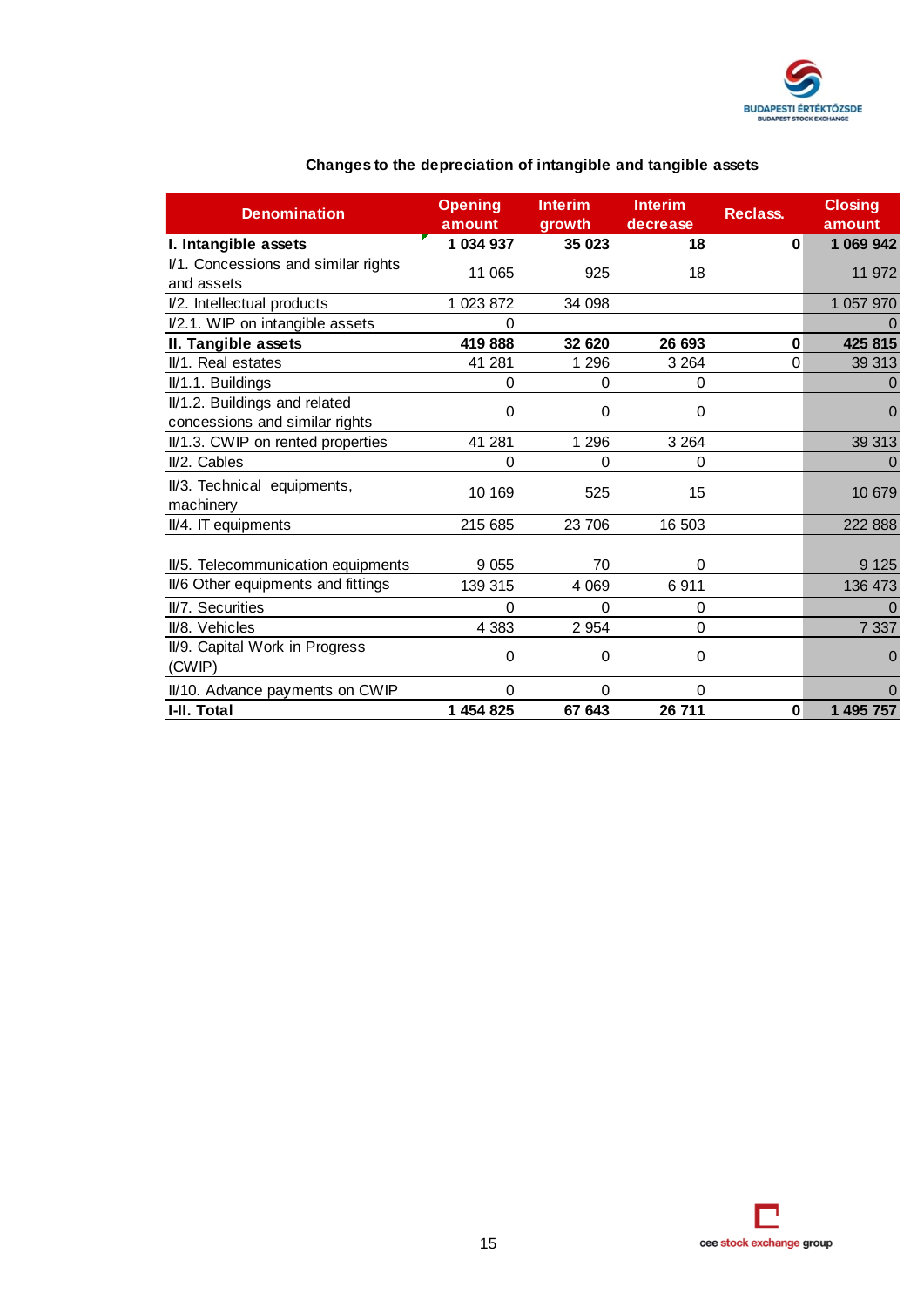## Changes to the depreciation of intangible and tangible assets

| Denomination | Opening amount | Interim growth | Interim decrease | Reclass. | Closing amount |
|---|---|---|---|---|---|
| **I. Intangible assets** | **1 034 937** | **35 023** | **18** | **0** | **1 069 942** |
| I/1. Concessions and similar rights and assets | 11 065 | 925 | 18 | | 11 972 |
| I/2. Intellectual products | 1 023 872 | 34 098 | | | 1 057 970 |
| I/2.1. WIP on intangible assets | 0 | | | | 0 |
| **II. Tangible assets** | **419 888** | **32 620** | **26 693** | **0** | **425 815** |
| II/1. Real estates | 41 281 | 1 296 | 3 264 | 0 | 39 313 |
| II/1.1. Buildings | 0 | 0 | 0 | | 0 |
| II/1.2. Buildings and related concessions and similar rights | 0 | 0 | 0 | | 0 |
| II/1.3. CWIP on rented properties | 41 281 | 1 296 | 3 264 | | 39 313 |
| II/2. Cables | 0 | 0 | 0 | | 0 |
| II/3. Technical equipments, machinery | 10 169 | 525 | 15 | | 10 679 |
| II/4. IT equipments | 215 685 | 23 706 | 16 503 | | 222 888 |
| II/5. Telecommunication equipments | 9 055 | 70 | 0 | | 9 125 |
| II/6 Other equipments and fittings | 139 315 | 4 069 | 6 911 | | 136 473 |
| II/7. Securities | 0 | 0 | 0 | | 0 |
| II/8. Vehicles | 4 383 | 2 954 | 0 | | 7 337 |
| II/9. Capital Work in Progress (CWIP) | 0 | 0 | 0 | | 0 |
| II/10. Advance payments on CWIP | 0 | 0 | 0 | | 0 |
| **I-II. Total** | **1 454 825** | **67 643** | **26 711** | **0** | **1 495 757** |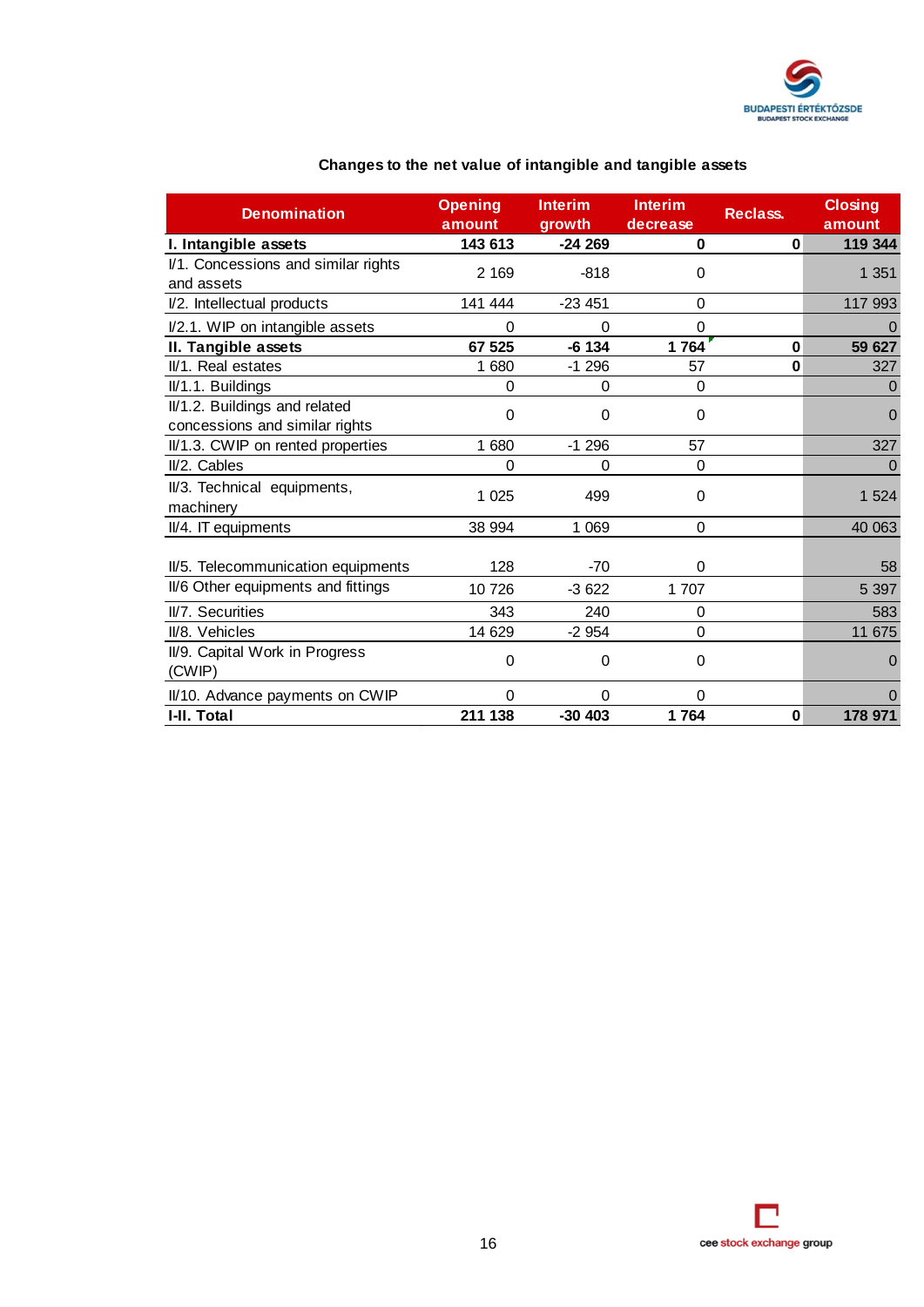**Changes to the net value of intangible and tangible assets**

| Denomination | Opening amount | Interim growth | Interim decrease | Reclass. | Closing amount |
|---|---|---|---|---|---|
| **I. Intangible assets** | **143 613** | **-24 269** | **0** | **0** | **119 344** |
| I/1. Concessions and similar rights and assets | 2 169 | -818 | 0 | | 1 351 |
| I/2. Intellectual products | 141 444 | -23 451 | 0 | | 117 993 |
| I/2.1. WIP on intangible assets | 0 | 0 | 0 | | 0 |
| **II. Tangible assets** | **67 525** | **-6 134** | **1 764** | **0** | **59 627** |
| II/1. Real estates | 1 680 | -1 296 | 57 | **0** | 327 |
| II/1.1. Buildings | 0 | 0 | 0 | | 0 |
| II/1.2. Buildings and related concessions and similar rights | 0 | 0 | 0 | | 0 |
| II/1.3. CWIP on rented properties | 1 680 | -1 296 | 57 | | 327 |
| II/2. Cables | 0 | 0 | 0 | | 0 |
| II/3. Technical equipments, machinery | 1 025 | 499 | 0 | | 1 524 |
| II/4. IT equipments | 38 994 | 1 069 | 0 | | 40 063 |
| II/5. Telecommunication equipments | 128 | -70 | 0 | | 58 |
| II/6 Other equipments and fittings | 10 726 | -3 622 | 1 707 | | 5 397 |
| II/7. Securities | 343 | 240 | 0 | | 583 |
| II/8. Vehicles | 14 629 | -2 954 | 0 | | 11 675 |
| II/9. Capital Work in Progress (CWIP) | 0 | 0 | 0 | | 0 |
| II/10. Advance payments on CWIP | 0 | 0 | 0 | | 0 |
| **I-II. Total** | **211 138** | **-30 403** | **1 764** | **0** | **178 971** |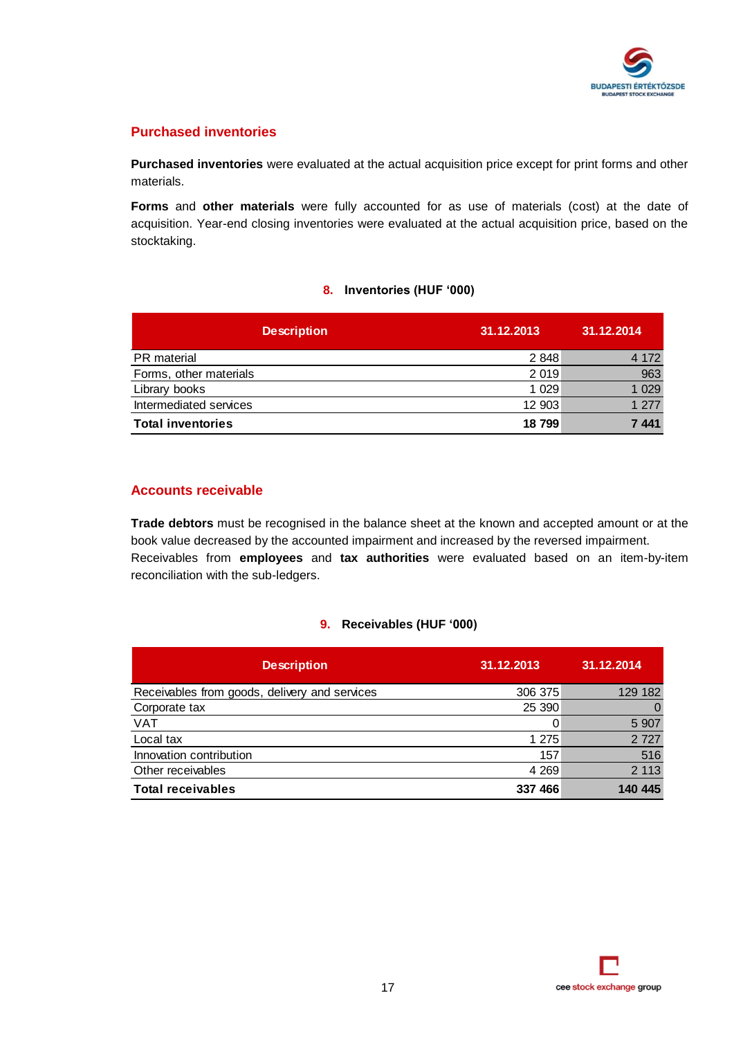## Purchased inventories

**Purchased inventories** were evaluated at the actual acquisition price except for print forms and other materials.

**Forms** and **other materials** were fully accounted for as use of materials (cost) at the date of acquisition. Year-end closing inventories were evaluated at the actual acquisition price, based on the stocktaking.

### 8. Inventories (HUF '000)

| Description | 31.12.2013 | 31.12.2014 |
|---|---|---|
| PR material | 2 848 | 4 172 |
| Forms, other materials | 2 019 | 963 |
| Library books | 1 029 | 1 029 |
| Intermediated services | 12 903 | 1 277 |
| **Total inventories** | **18 799** | **7 441** |

## Accounts receivable

**Trade debtors** must be recognised in the balance sheet at the known and accepted amount or at the book value decreased by the accounted impairment and increased by the reversed impairment.
Receivables from **employees** and **tax authorities** were evaluated based on an item-by-item reconciliation with the sub-ledgers.

### 9. Receivables (HUF '000)

| Description | 31.12.2013 | 31.12.2014 |
|---|---|---|
| Receivables from goods, delivery and services | 306 375 | 129 182 |
| Corporate tax | 25 390 | 0 |
| VAT | 0 | 5 907 |
| Local tax | 1 275 | 2 727 |
| Innovation contribution | 157 | 516 |
| Other receivables | 4 269 | 2 113 |
| **Total receivables** | **337 466** | **140 445** |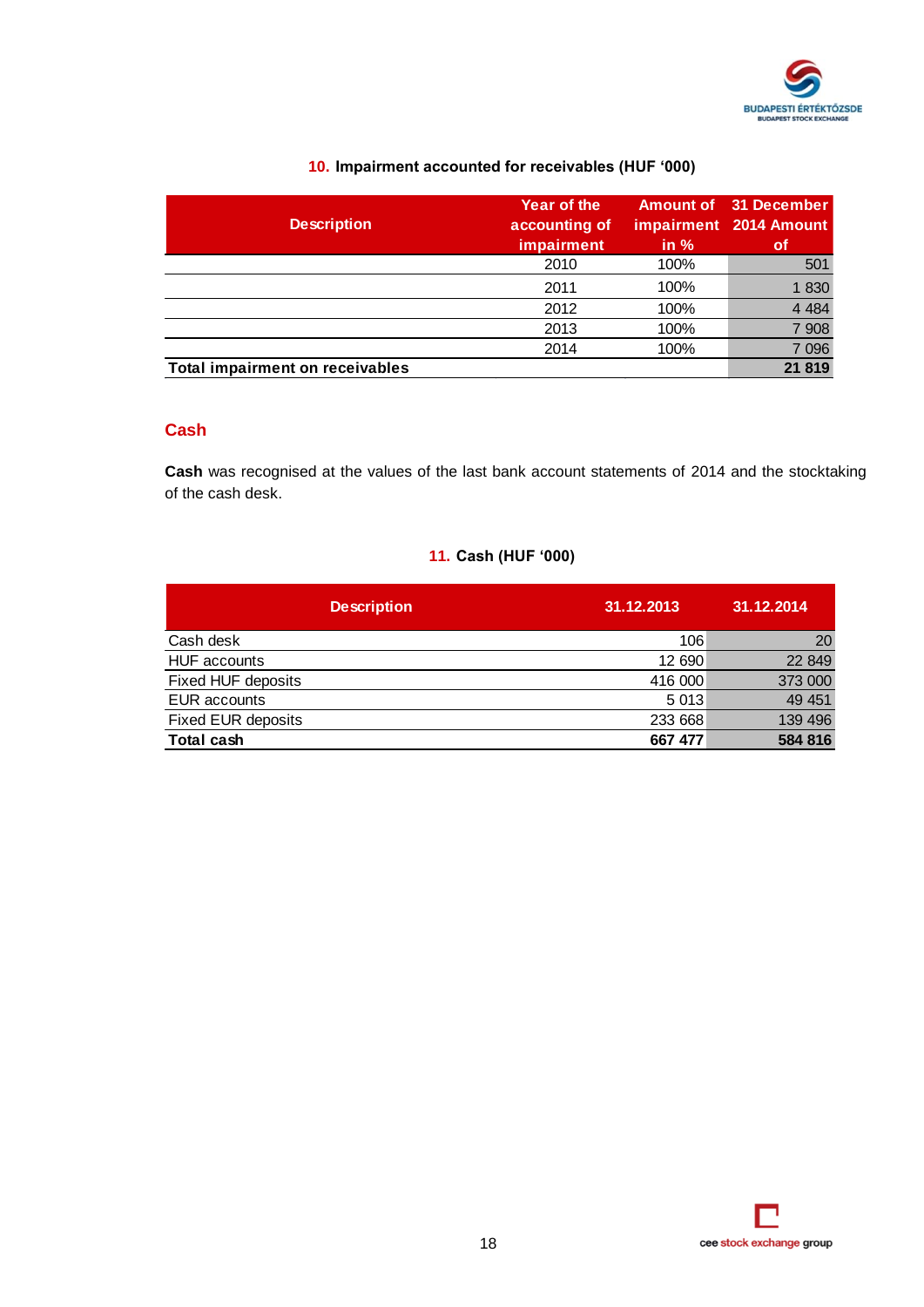### 10. Impairment accounted for receivables (HUF '000)

| Description | Year of the accounting of impairment | Amount of impairment in % | 31 December 2014 Amount of |
|---|---|---|---|
| | 2010 | 100% | 501 |
| | 2011 | 100% | 1 830 |
| | 2012 | 100% | 4 484 |
| | 2013 | 100% | 7 908 |
| | 2014 | 100% | 7 096 |
| **Total impairment on receivables** | | | **21 819** |

## Cash

**Cash** was recognised at the values of the last bank account statements of 2014 and the stocktaking of the cash desk.

### 11. Cash (HUF '000)

| Description | 31.12.2013 | 31.12.2014 |
|---|---|---|
| Cash desk | 106 | 20 |
| HUF accounts | 12 690 | 22 849 |
| Fixed HUF deposits | 416 000 | 373 000 |
| EUR accounts | 5 013 | 49 451 |
| Fixed EUR deposits | 233 668 | 139 496 |
| **Total cash** | **667 477** | **584 816** |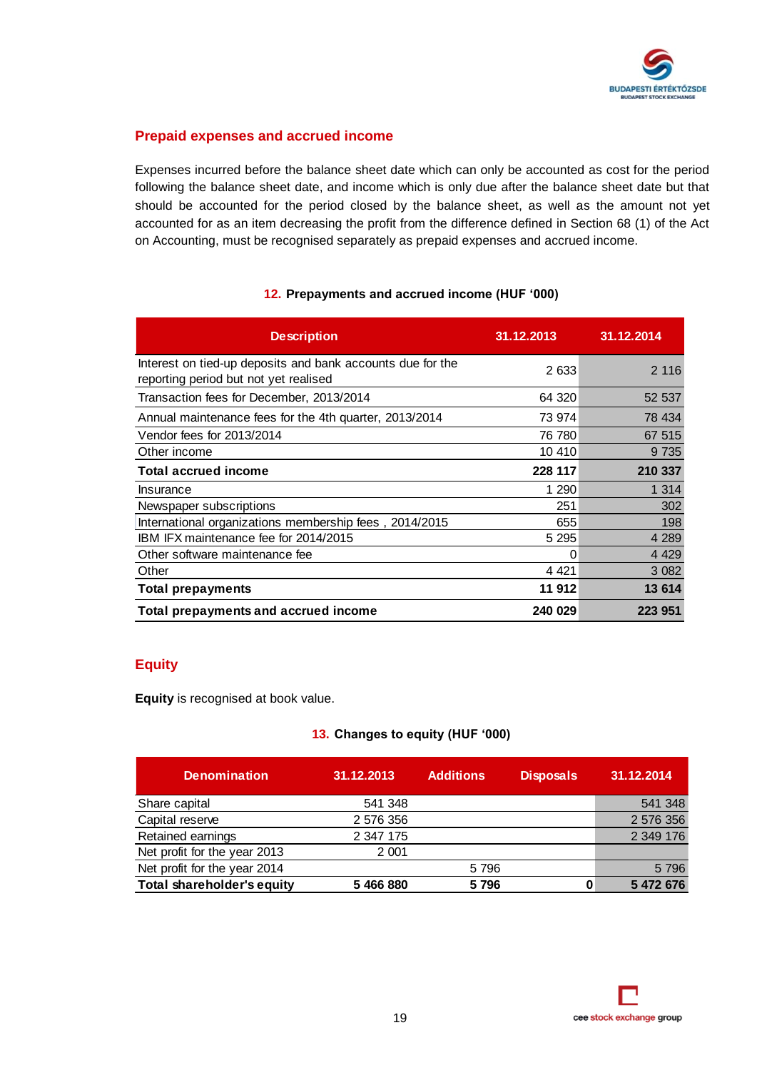## Prepaid expenses and accrued income

Expenses incurred before the balance sheet date which can only be accounted as cost for the period following the balance sheet date, and income which is only due after the balance sheet date but that should be accounted for the period closed by the balance sheet, as well as the amount not yet accounted for as an item decreasing the profit from the difference defined in Section 68 (1) of the Act on Accounting, must be recognised separately as prepaid expenses and accrued income.

**12. Prepayments and accrued income (HUF '000)**

| Description | 31.12.2013 | 31.12.2014 |
|---|---|---|
| Interest on tied-up deposits and bank accounts due for the reporting period but not yet realised | 2 633 | 2 116 |
| Transaction fees for December, 2013/2014 | 64 320 | 52 537 |
| Annual maintenance fees for the 4th quarter, 2013/2014 | 73 974 | 78 434 |
| Vendor fees for 2013/2014 | 76 780 | 67 515 |
| Other income | 10 410 | 9 735 |
| **Total accrued income** | **228 117** | **210 337** |
| Insurance | 1 290 | 1 314 |
| Newspaper subscriptions | 251 | 302 |
| International organizations membership fees , 2014/2015 | 655 | 198 |
| IBM IFX maintenance fee for 2014/2015 | 5 295 | 4 289 |
| Other software maintenance fee | 0 | 4 429 |
| Other | 4 421 | 3 082 |
| **Total prepayments** | **11 912** | **13 614** |
| **Total prepayments and accrued income** | **240 029** | **223 951** |

## Equity

**Equity** is recognised at book value.

**13. Changes to equity (HUF '000)**

| Denomination | 31.12.2013 | Additions | Disposals | 31.12.2014 |
|---|---|---|---|---|
| Share capital | 541 348 | | | 541 348 |
| Capital reserve | 2 576 356 | | | 2 576 356 |
| Retained earnings | 2 347 175 | | | 2 349 176 |
| Net profit for the year 2013 | 2 001 | | | |
| Net profit for the year 2014 | | 5 796 | | 5 796 |
| **Total shareholder's equity** | **5 466 880** | **5 796** | **0** | **5 472 676** |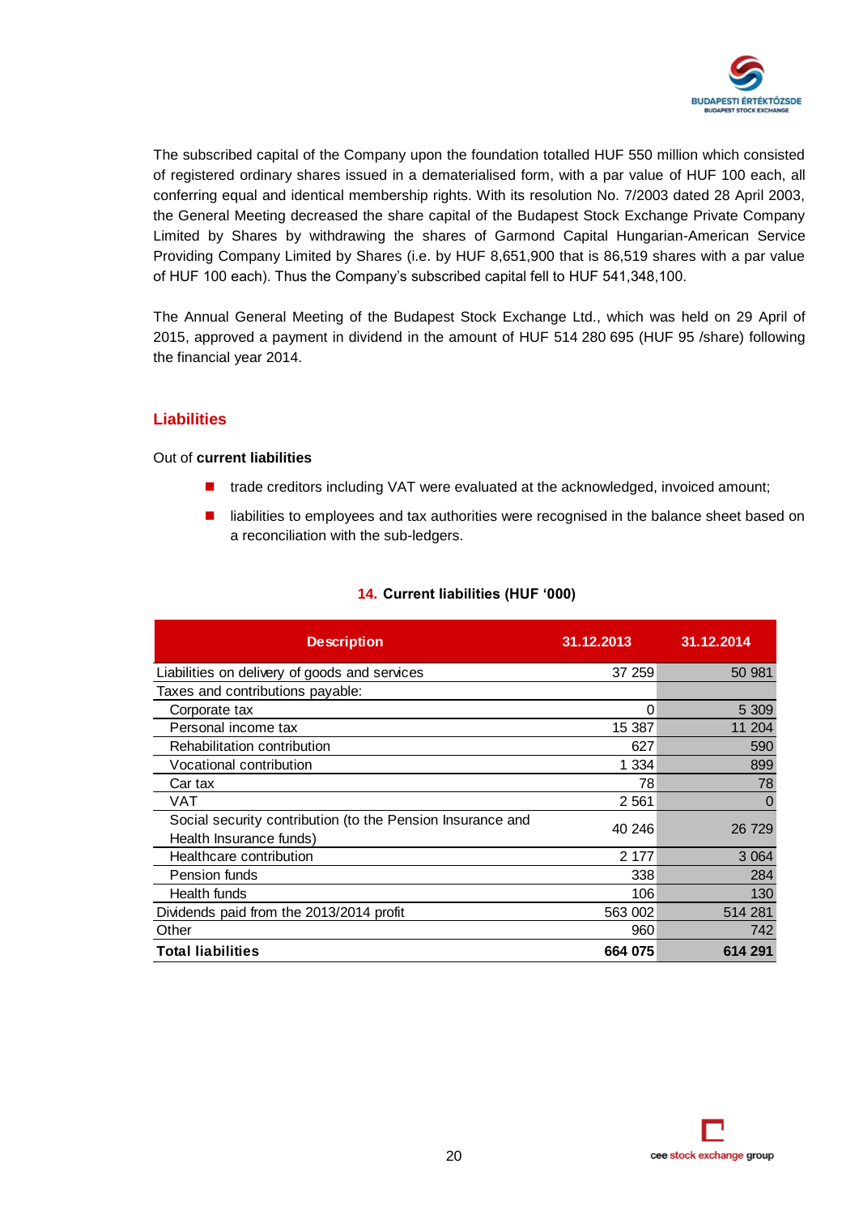The subscribed capital of the Company upon the foundation totalled HUF 550 million which consisted of registered ordinary shares issued in a dematerialised form, with a par value of HUF 100 each, all conferring equal and identical membership rights. With its resolution No. 7/2003 dated 28 April 2003, the General Meeting decreased the share capital of the Budapest Stock Exchange Private Company Limited by Shares by withdrawing the shares of Garmond Capital Hungarian-American Service Providing Company Limited by Shares (i.e. by HUF 8,651,900 that is 86,519 shares with a par value of HUF 100 each). Thus the Company's subscribed capital fell to HUF 541,348,100.

The Annual General Meeting of the Budapest Stock Exchange Ltd., which was held on 29 April of 2015, approved a payment in dividend in the amount of HUF 514 280 695 (HUF 95 /share) following the financial year 2014.

## Liabilities

Out of **current liabilities**

- trade creditors including VAT were evaluated at the acknowledged, invoiced amount;
- liabilities to employees and tax authorities were recognised in the balance sheet based on a reconciliation with the sub-ledgers.

### 14. Current liabilities (HUF '000)

| Description | 31.12.2013 | 31.12.2014 |
|---|---|---|
| Liabilities on delivery of goods and services | 37 259 | 50 981 |
| Taxes and contributions payable: | | |
| Corporate tax | 0 | 5 309 |
| Personal income tax | 15 387 | 11 204 |
| Rehabilitation contribution | 627 | 590 |
| Vocational contribution | 1 334 | 899 |
| Car tax | 78 | 78 |
| VAT | 2 561 | 0 |
| Social security contribution (to the Pension Insurance and Health Insurance funds) | 40 246 | 26 729 |
| Healthcare contribution | 2 177 | 3 064 |
| Pension funds | 338 | 284 |
| Health funds | 106 | 130 |
| Dividends paid from the 2013/2014 profit | 563 002 | 514 281 |
| Other | 960 | 742 |
| **Total liabilities** | **664 075** | **614 291** |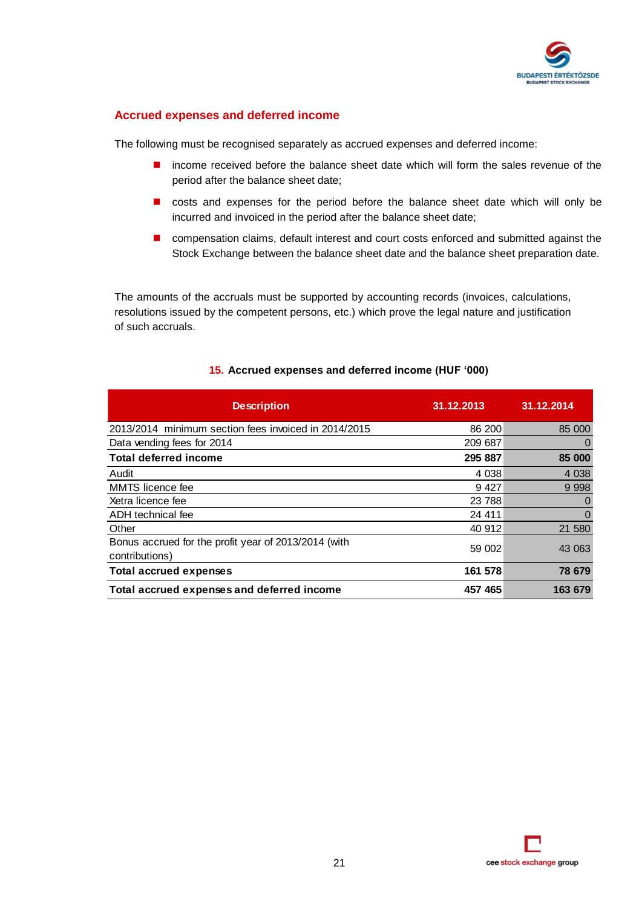## Accrued expenses and deferred income

The following must be recognised separately as accrued expenses and deferred income:

- income received before the balance sheet date which will form the sales revenue of the period after the balance sheet date;
- costs and expenses for the period before the balance sheet date which will only be incurred and invoiced in the period after the balance sheet date;
- compensation claims, default interest and court costs enforced and submitted against the Stock Exchange between the balance sheet date and the balance sheet preparation date.

The amounts of the accruals must be supported by accounting records (invoices, calculations, resolutions issued by the competent persons, etc.) which prove the legal nature and justification of such accruals.

**15. Accrued expenses and deferred income (HUF '000)**

| Description | 31.12.2013 | 31.12.2014 |
|---|---|---|
| 2013/2014 minimum section fees invoiced in 2014/2015 | 86 200 | 85 000 |
| Data vending fees for 2014 | 209 687 | 0 |
| **Total deferred income** | **295 887** | **85 000** |
| Audit | 4 038 | 4 038 |
| MMTS licence fee | 9 427 | 9 998 |
| Xetra licence fee | 23 788 | 0 |
| ADH technical fee | 24 411 | 0 |
| Other | 40 912 | 21 580 |
| Bonus accrued for the profit year of 2013/2014 (with contributions) | 59 002 | 43 063 |
| **Total accrued expenses** | **161 578** | **78 679** |
| **Total accrued expenses and deferred income** | **457 465** | **163 679** |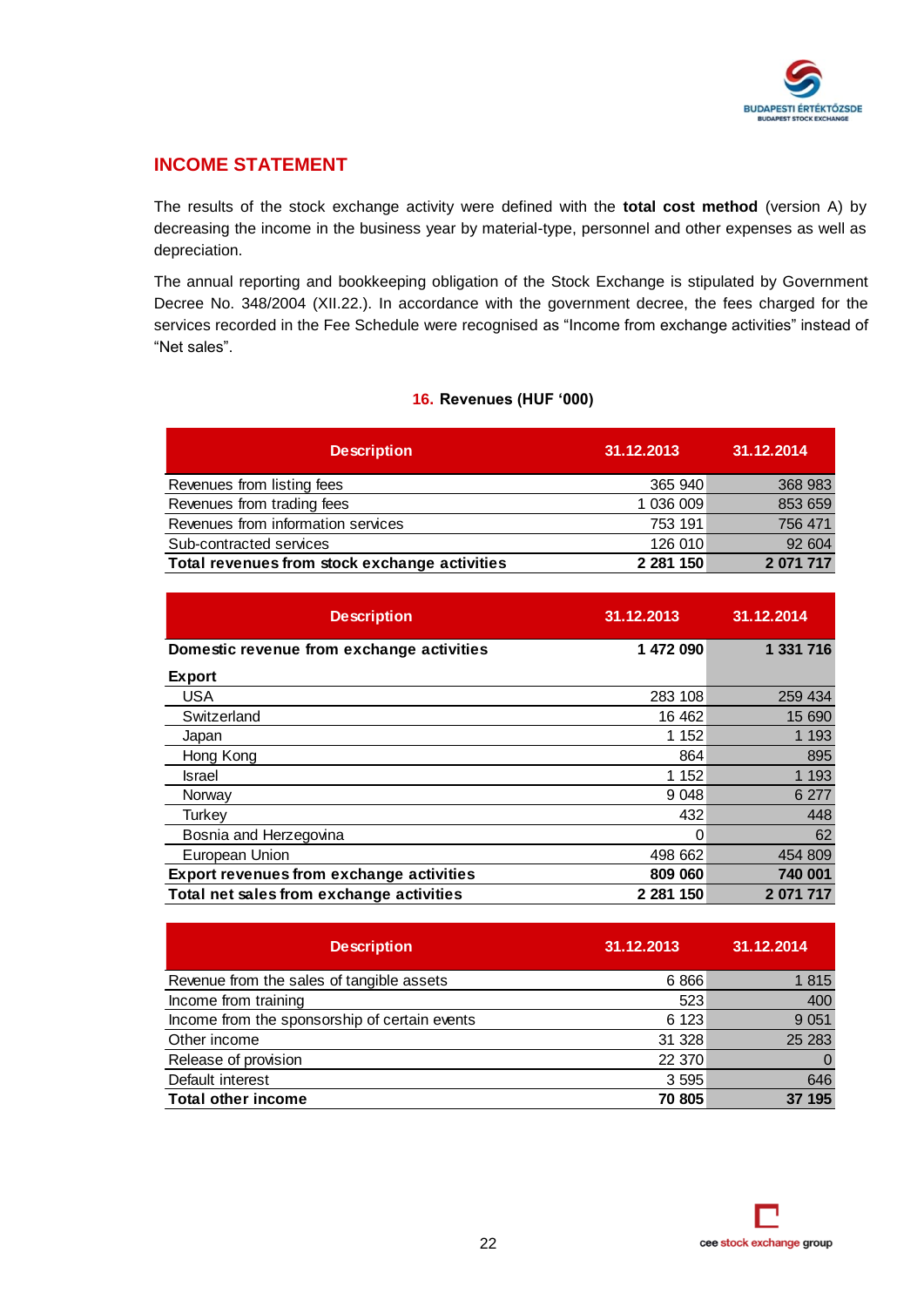## INCOME STATEMENT

The results of the stock exchange activity were defined with the **total cost method** (version A) by decreasing the income in the business year by material-type, personnel and other expenses as well as depreciation.

The annual reporting and bookkeeping obligation of the Stock Exchange is stipulated by Government Decree No. 348/2004 (XII.22.). In accordance with the government decree, the fees charged for the services recorded in the Fee Schedule were recognised as "Income from exchange activities" instead of "Net sales".

### 16. Revenues (HUF '000)

| Description | 31.12.2013 | 31.12.2014 |
|---|---|---|
| Revenues from listing fees | 365 940 | 368 983 |
| Revenues from trading fees | 1 036 009 | 853 659 |
| Revenues from information services | 753 191 | 756 471 |
| Sub-contracted services | 126 010 | 92 604 |
| **Total revenues from stock exchange activities** | **2 281 150** | **2 071 717** |

| Description | 31.12.2013 | 31.12.2014 |
|---|---|---|
| **Domestic revenue from exchange activities** | **1 472 090** | **1 331 716** |
| **Export** | | |
| USA | 283 108 | 259 434 |
| Switzerland | 16 462 | 15 690 |
| Japan | 1 152 | 1 193 |
| Hong Kong | 864 | 895 |
| Israel | 1 152 | 1 193 |
| Norway | 9 048 | 6 277 |
| Turkey | 432 | 448 |
| Bosnia and Herzegovina | 0 | 62 |
| European Union | 498 662 | 454 809 |
| **Export revenues from exchange activities** | **809 060** | **740 001** |
| **Total net sales from exchange activities** | **2 281 150** | **2 071 717** |

| Description | 31.12.2013 | 31.12.2014 |
|---|---|---|
| Revenue from the sales of tangible assets | 6 866 | 1 815 |
| Income from training | 523 | 400 |
| Income from the sponsorship of certain events | 6 123 | 9 051 |
| Other income | 31 328 | 25 283 |
| Release of provision | 22 370 | 0 |
| Default interest | 3 595 | 646 |
| **Total other income** | **70 805** | **37 195** |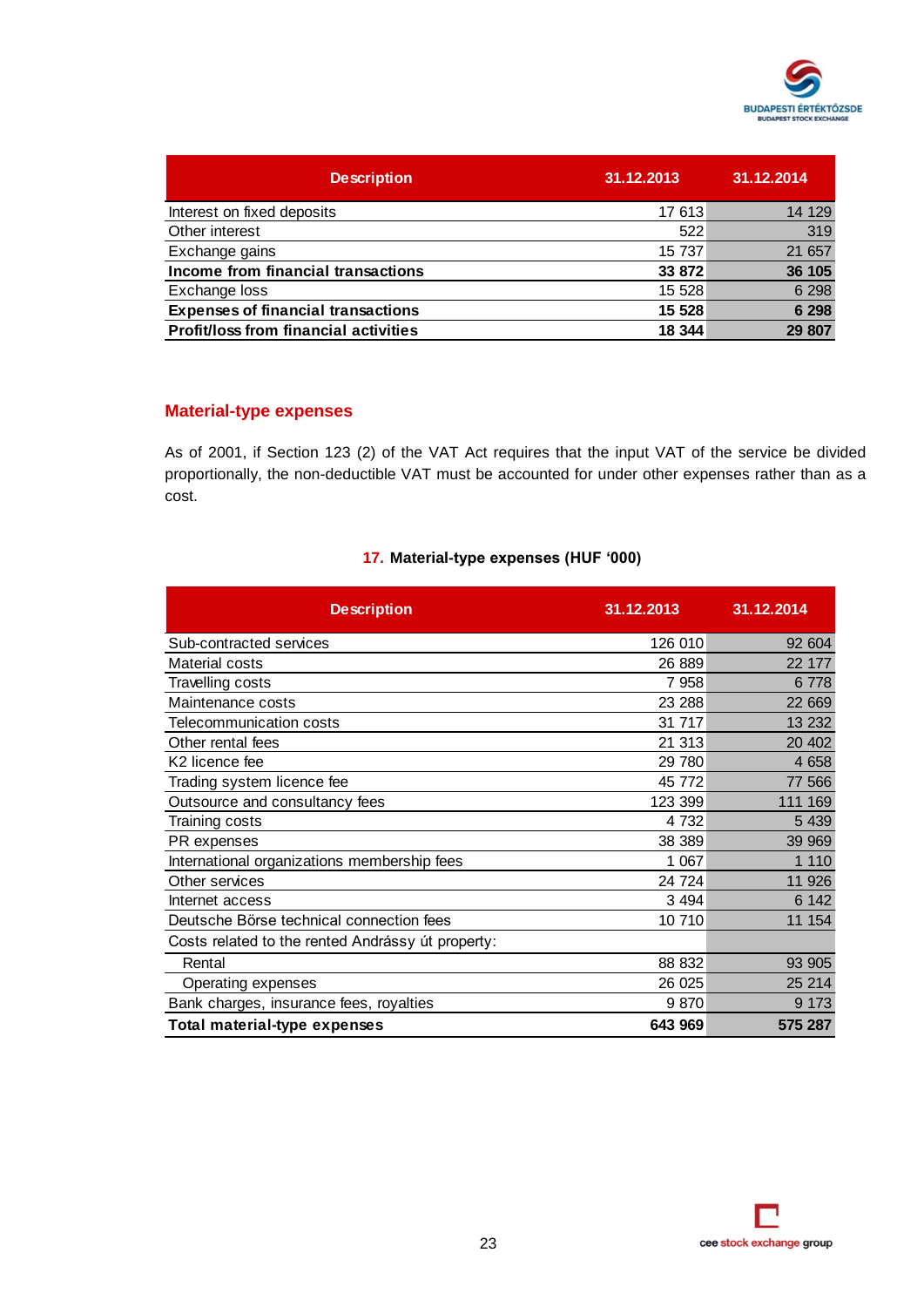| Description | 31.12.2013 | 31.12.2014 |
|---|---|---|
| Interest on fixed deposits | 17 613 | 14 129 |
| Other interest | 522 | 319 |
| Exchange gains | 15 737 | 21 657 |
| **Income from financial transactions** | **33 872** | **36 105** |
| Exchange loss | 15 528 | 6 298 |
| **Expenses of financial transactions** | **15 528** | **6 298** |
| **Profit/loss from financial activities** | **18 344** | **29 807** |

## Material-type expenses

As of 2001, if Section 123 (2) of the VAT Act requires that the input VAT of the service be divided proportionally, the non-deductible VAT must be accounted for under other expenses rather than as a cost.

### 17. Material-type expenses (HUF '000)

| Description | 31.12.2013 | 31.12.2014 |
|---|---|---|
| Sub-contracted services | 126 010 | 92 604 |
| Material costs | 26 889 | 22 177 |
| Travelling costs | 7 958 | 6 778 |
| Maintenance costs | 23 288 | 22 669 |
| Telecommunication costs | 31 717 | 13 232 |
| Other rental fees | 21 313 | 20 402 |
| K2 licence fee | 29 780 | 4 658 |
| Trading system licence fee | 45 772 | 77 566 |
| Outsource and consultancy fees | 123 399 | 111 169 |
| Training costs | 4 732 | 5 439 |
| PR expenses | 38 389 | 39 969 |
| International organizations membership fees | 1 067 | 1 110 |
| Other services | 24 724 | 11 926 |
| Internet access | 3 494 | 6 142 |
| Deutsche Börse technical connection fees | 10 710 | 11 154 |
| Costs related to the rented Andrássy út property: | | |
| Rental | 88 832 | 93 905 |
| Operating expenses | 26 025 | 25 214 |
| Bank charges, insurance fees, royalties | 9 870 | 9 173 |
| **Total material-type expenses** | **643 969** | **575 287** |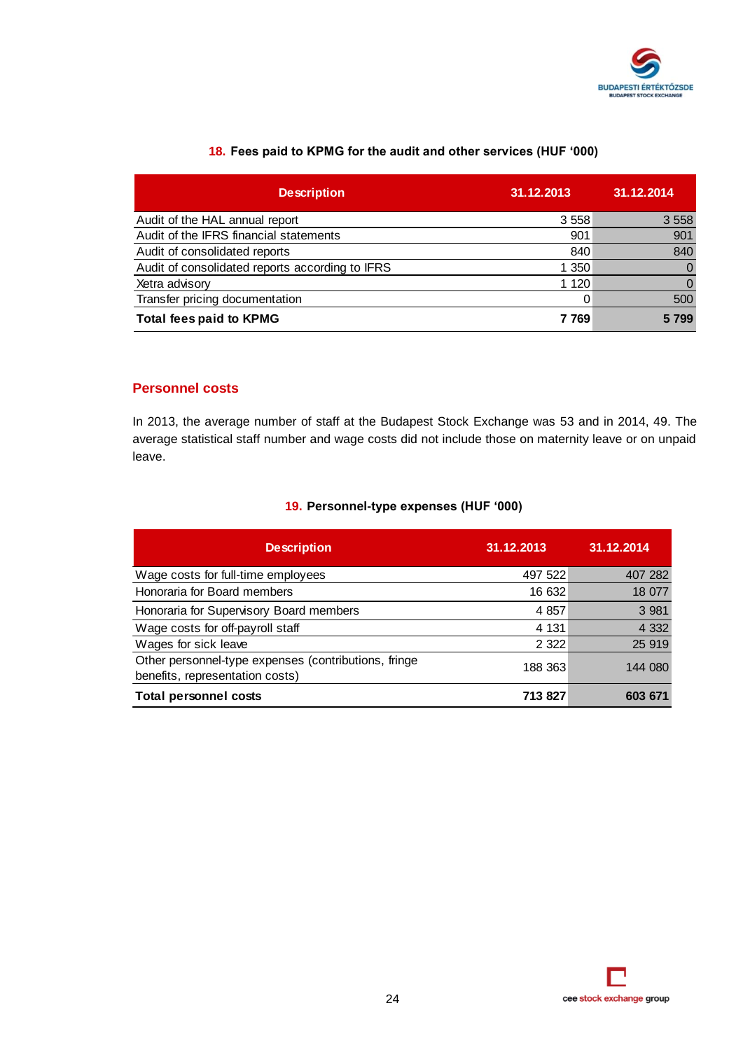**18. Fees paid to KPMG for the audit and other services (HUF '000)**

| Description | 31.12.2013 | 31.12.2014 |
|---|---|---|
| Audit of the HAL annual report | 3 558 | 3 558 |
| Audit of the IFRS financial statements | 901 | 901 |
| Audit of consolidated reports | 840 | 840 |
| Audit of consolidated reports according to IFRS | 1 350 | 0 |
| Xetra advisory | 1 120 | 0 |
| Transfer pricing documentation | 0 | 500 |
| **Total fees paid to KPMG** | **7 769** | **5 799** |

## Personnel costs

In 2013, the average number of staff at the Budapest Stock Exchange was 53 and in 2014, 49. The average statistical staff number and wage costs did not include those on maternity leave or on unpaid leave.

**19. Personnel-type expenses (HUF '000)**

| Description | 31.12.2013 | 31.12.2014 |
|---|---|---|
| Wage costs for full-time employees | 497 522 | 407 282 |
| Honoraria for Board members | 16 632 | 18 077 |
| Honoraria for Supervisory Board members | 4 857 | 3 981 |
| Wage costs for off-payroll staff | 4 131 | 4 332 |
| Wages for sick leave | 2 322 | 25 919 |
| Other personnel-type expenses (contributions, fringe benefits, representation costs) | 188 363 | 144 080 |
| **Total personnel costs** | **713 827** | **603 671** |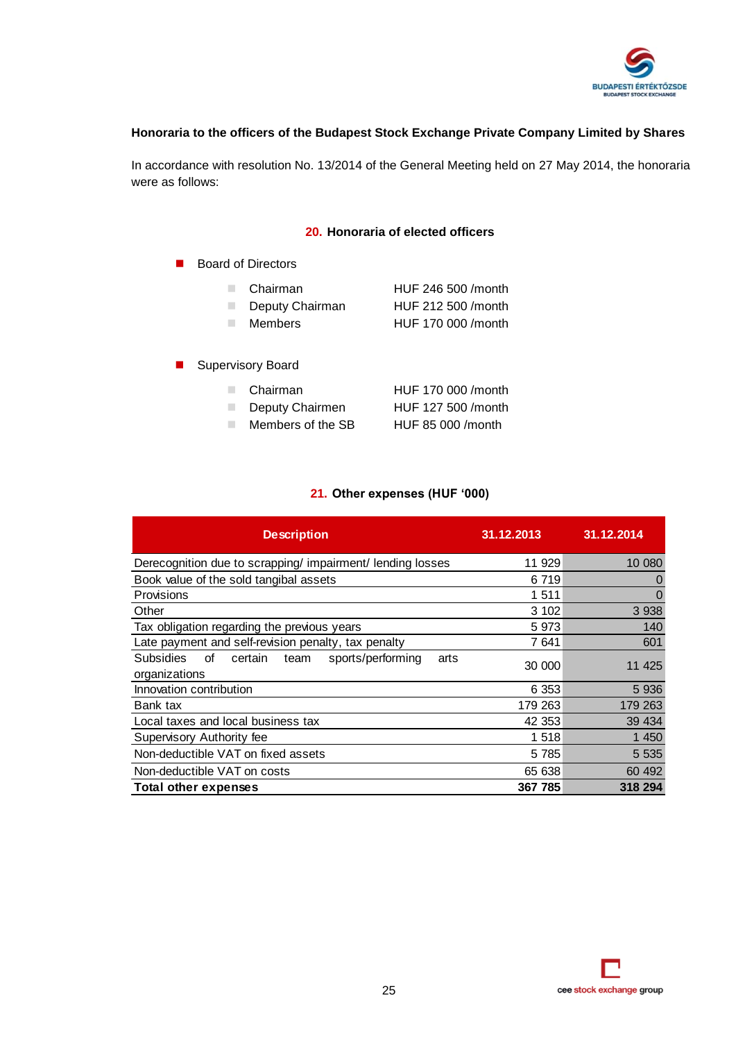**Honoraria to the officers of the Budapest Stock Exchange Private Company Limited by Shares**

In accordance with resolution No. 13/2014 of the General Meeting held on 27 May 2014, the honoraria were as follows:

## 20. Honoraria of elected officers

- Board of Directors
  - Chairman HUF 246 500 /month
  - Deputy Chairman HUF 212 500 /month
  - Members HUF 170 000 /month

- Supervisory Board
  - Chairman HUF 170 000 /month
  - Deputy Chairmen HUF 127 500 /month
  - Members of the SB HUF 85 000 /month

## 21. Other expenses (HUF '000)

| Description | 31.12.2013 | 31.12.2014 |
|---|---|---|
| Derecognition due to scrapping/ impairment/ lending losses | 11 929 | 10 080 |
| Book value of the sold tangibal assets | 6 719 | 0 |
| Provisions | 1 511 | 0 |
| Other | 3 102 | 3 938 |
| Tax obligation regarding the previous years | 5 973 | 140 |
| Late payment and self-revision penalty, tax penalty | 7 641 | 601 |
| Subsidies of certain team sports/performing arts organizations | 30 000 | 11 425 |
| Innovation contribution | 6 353 | 5 936 |
| Bank tax | 179 263 | 179 263 |
| Local taxes and local business tax | 42 353 | 39 434 |
| Supervisory Authority fee | 1 518 | 1 450 |
| Non-deductible VAT on fixed assets | 5 785 | 5 535 |
| Non-deductible VAT on costs | 65 638 | 60 492 |
| **Total other expenses** | **367 785** | **318 294** |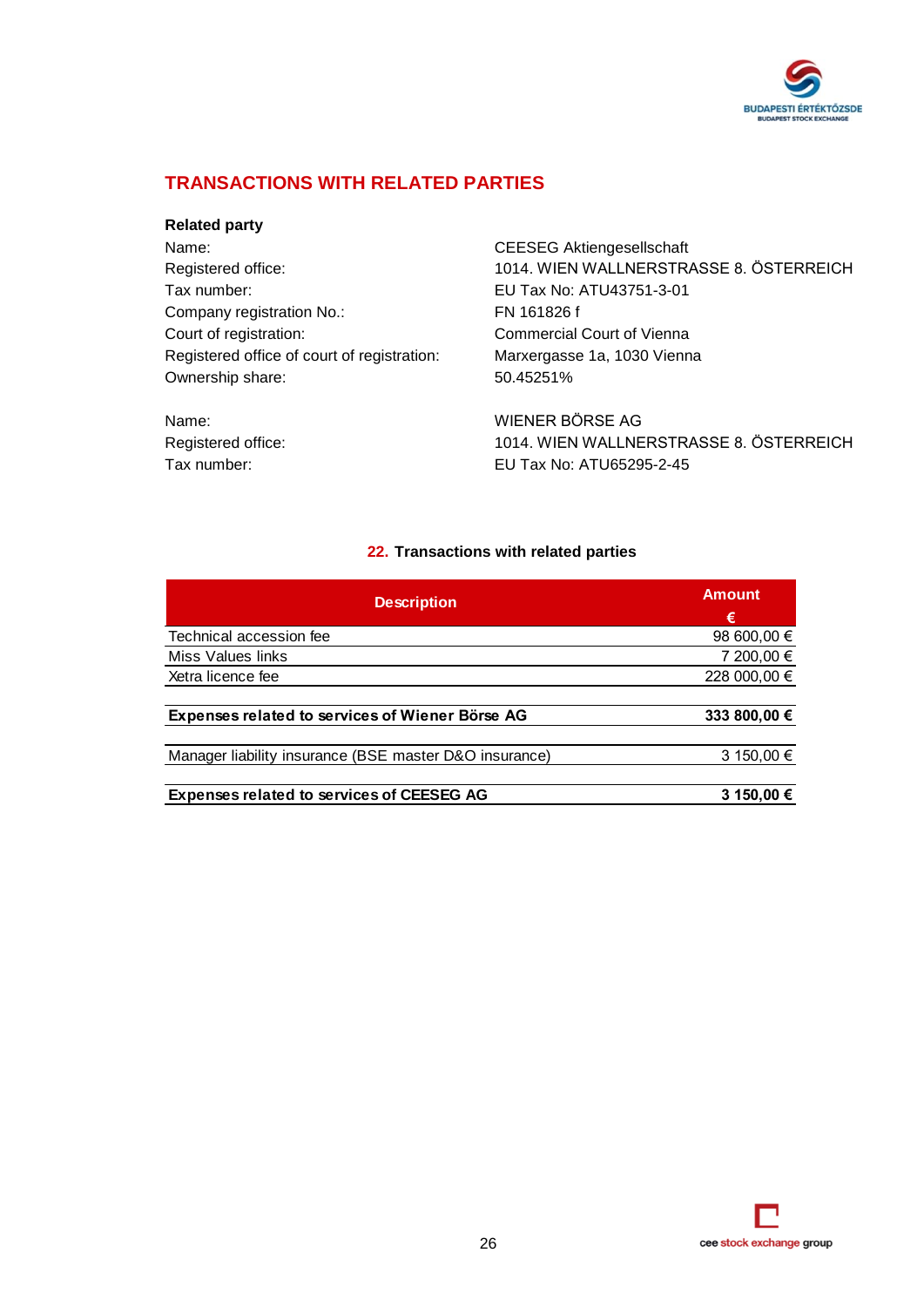# TRANSACTIONS WITH RELATED PARTIES

**Related party**

| | |
|---|---|
| Name: | CEESEG Aktiengesellschaft |
| Registered office: | 1014. WIEN WALLNERSTRASSE 8. ÖSTERREICH |
| Tax number: | EU Tax No: ATU43751-3-01 |
| Company registration No.: | FN 161826 f |
| Court of registration: | Commercial Court of Vienna |
| Registered office of court of registration: | Marxergasse 1a, 1030 Vienna |
| Ownership share: | 50.45251% |

| | |
|---|---|
| Name: | WIENER BÖRSE AG |
| Registered office: | 1014. WIEN WALLNERSTRASSE 8. ÖSTERREICH |
| Tax number: | EU Tax No: ATU65295-2-45 |

## 22. Transactions with related parties

| Description | Amount € |
|---|---:|
| Technical accession fee | 98 600,00 € |
| Miss Values links | 7 200,00 € |
| Xetra licence fee | 228 000,00 € |
| **Expenses related to services of Wiener Börse AG** | **333 800,00 €** |
| Manager liability insurance (BSE master D&O insurance) | 3 150,00 € |
| **Expenses related to services of CEESEG AG** | **3 150,00 €** |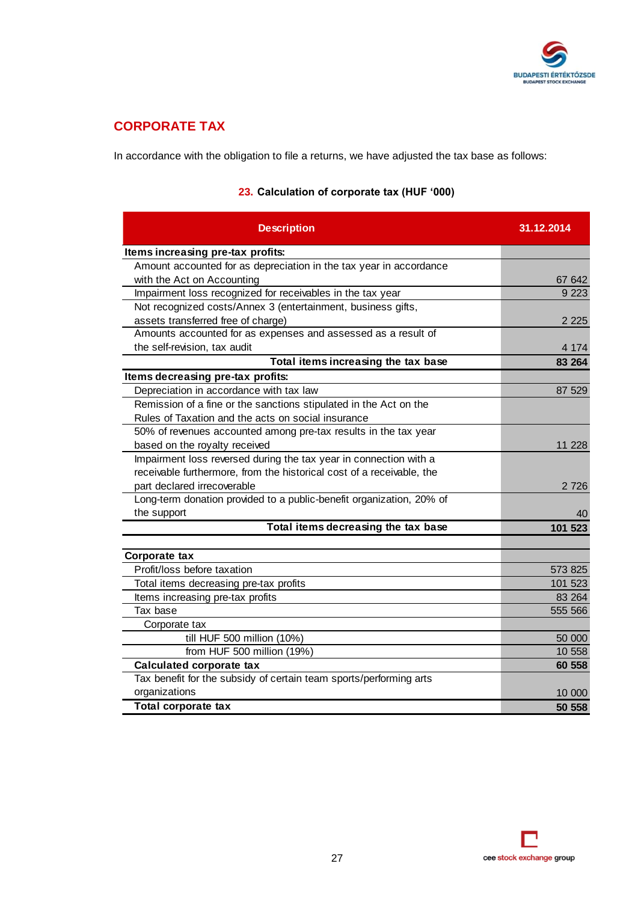## CORPORATE TAX

In accordance with the obligation to file a returns, we have adjusted the tax base as follows:

**23. Calculation of corporate tax (HUF '000)**

| Description | 31.12.2014 |
|---|---|
| **Items increasing pre-tax profits:** | |
| Amount accounted for as depreciation in the tax year in accordance with the Act on Accounting | 67 642 |
| Impairment loss recognized for receivables in the tax year | 9 223 |
| Not recognized costs/Annex 3 (entertainment, business gifts, assets transferred free of charge) | 2 225 |
| Amounts accounted for as expenses and assessed as a result of the self-revision, tax audit | 4 174 |
| **Total items increasing the tax base** | **83 264** |
| **Items decreasing pre-tax profits:** | |
| Depreciation in accordance with tax law | 87 529 |
| Remission of a fine or the sanctions stipulated in the Act on the Rules of Taxation and the acts on social insurance | |
| 50% of revenues accounted among pre-tax results in the tax year based on the royalty received | 11 228 |
| Impairment loss reversed during the tax year in connection with a receivable furthermore, from the historical cost of a receivable, the part declared irrecoverable | 2 726 |
| Long-term donation provided to a public-benefit organization, 20% of the support | 40 |
| **Total items decreasing the tax base** | **101 523** |
| | |
| **Corporate tax** | |
| Profit/loss before taxation | 573 825 |
| Total items decreasing pre-tax profits | 101 523 |
| Items increasing pre-tax profits | 83 264 |
| Tax base | 555 566 |
| Corporate tax | |
| till HUF 500 million (10%) | 50 000 |
| from HUF 500 million (19%) | 10 558 |
| **Calculated corporate tax** | **60 558** |
| Tax benefit for the subsidy of certain team sports/performing arts organizations | 10 000 |
| **Total corporate tax** | **50 558** |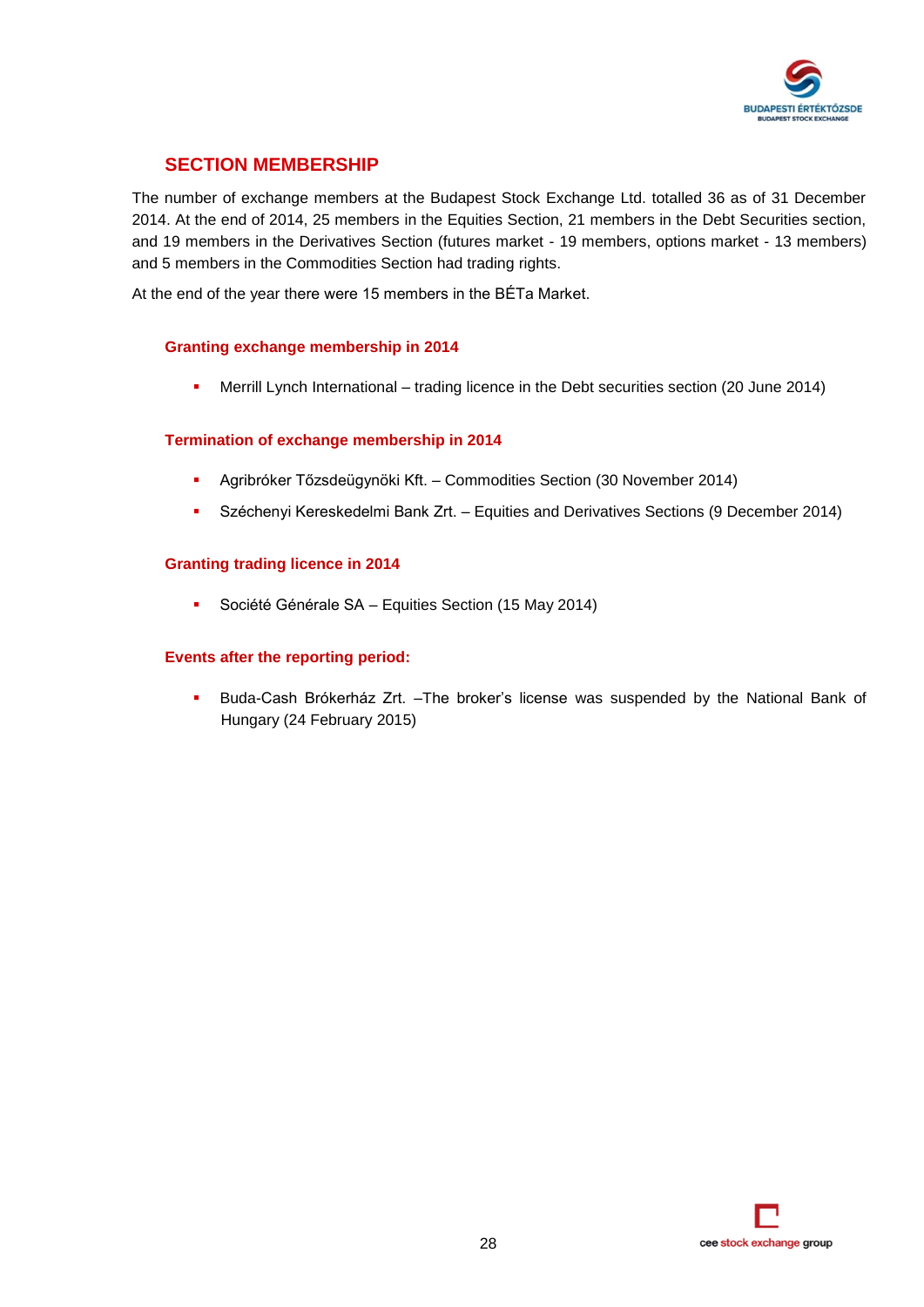## SECTION MEMBERSHIP

The number of exchange members at the Budapest Stock Exchange Ltd. totalled 36 as of 31 December 2014. At the end of 2014, 25 members in the Equities Section, 21 members in the Debt Securities section, and 19 members in the Derivatives Section (futures market - 19 members, options market - 13 members) and 5 members in the Commodities Section had trading rights.

At the end of the year there were 15 members in the BÉTa Market.

### Granting exchange membership in 2014

- Merrill Lynch International – trading licence in the Debt securities section (20 June 2014)

### Termination of exchange membership in 2014

- Agribróker Tőzsdeügynöki Kft. – Commodities Section (30 November 2014)
- Széchenyi Kereskedelmi Bank Zrt. – Equities and Derivatives Sections (9 December 2014)

### Granting trading licence in 2014

- Société Générale SA – Equities Section (15 May 2014)

### Events after the reporting period:

- Buda-Cash Brókerház Zrt. –The broker's license was suspended by the National Bank of Hungary (24 February 2015)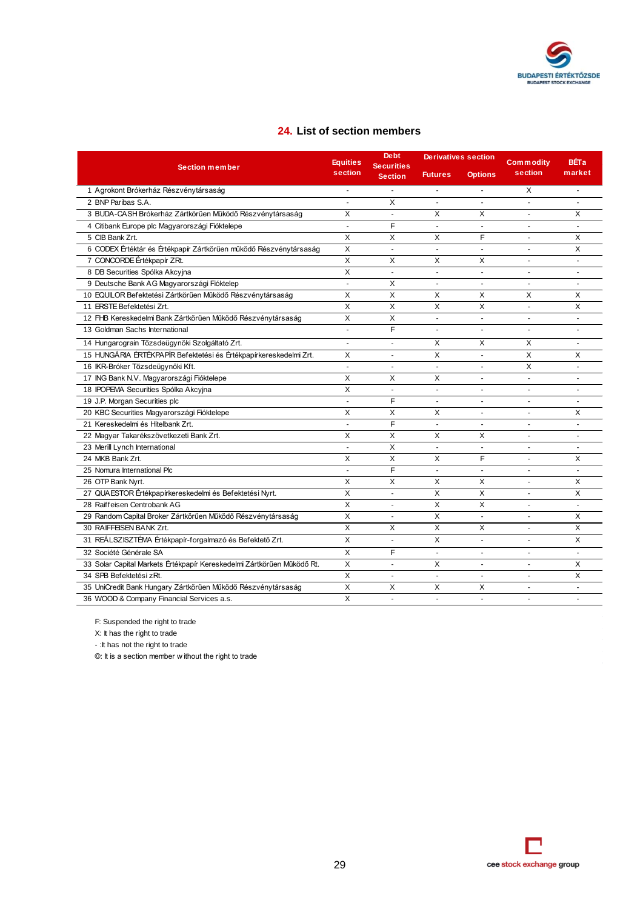## 24. List of section members

| Section member | Equities section | Debt Securities Section | Derivatives section | | Commodity section | BÉTa market |
|---|---|---|---|---|---|---|
| | | | Futures | Options | | |
| 1 Agrokont Brókerház Részvénytársaság | - | - | - | - | X | - |
| 2 BNP Paribas S.A. | - | X | - | - | - | - |
| 3 BUDA-CASH Brókerház Zártkörűen Működő Részvénytársaság | X | - | X | X | - | X |
| 4 Citibank Europe plc Magyarországi Fióktelepe | - | F | - | - | - | - |
| 5 CIB Bank Zrt. | X | X | X | F | - | X |
| 6 CODEX Értéktár és Értékpapír Zártkörűen működő Részvénytársaság | X | - | - | - | - | X |
| 7 CONCORDE Értékpapír ZRt. | X | X | X | X | - | - |
| 8 DB Securities Spólka Akcyjna | X | - | - | - | - | - |
| 9 Deutsche Bank AG Magyarországi Fióktelep | - | X | - | - | - | - |
| 10 EQUILOR Befektetési Zártkörűen Működő Részvénytársaság | X | X | X | X | X | X |
| 11 ERSTE Befektetési Zrt. | X | X | X | X | - | X |
| 12 FHB Kereskedelmi Bank Zártkörűen Működő Részvénytársaság | X | X | - | - | - | - |
| 13 Goldman Sachs International | - | F | - | - | - | - |
| 14 Hungarograin Tőzsdeügynöki Szolgáltató Zrt. | - | - | X | X | X | - |
| 15 HUNGÁRIA ÉRTÉKPAPÍR Befektetési és Értékpapírkereskedelmi Zrt. | X | - | X | - | X | X |
| 16 IKR-Bróker Tőzsdeügynöki Kft. | - | - | - | - | X | - |
| 17 ING Bank N.V. Magyarországi Fióktelepe | X | X | X | - | - | - |
| 18 IPOPEMA Securities Spólka Akcyjna | X | - | - | - | - | - |
| 19 J.P. Morgan Securities plc | - | F | - | - | - | - |
| 20 KBC Securities Magyarországi Fióktelepe | X | X | X | - | - | X |
| 21 Kereskedelmi és Hitelbank Zrt. | - | F | - | - | - | - |
| 22 Magyar Takarékszövetkezeti Bank Zrt. | X | X | X | X | - | - |
| 23 Merill Lynch International | - | X | - | - | - | - |
| 24 MKB Bank Zrt. | X | X | X | F | - | X |
| 25 Nomura International Plc | - | F | - | - | - | - |
| 26 OTP Bank Nyrt. | X | X | X | X | - | X |
| 27 QUAESTOR Értékpapírkereskedelmi és Befektetési Nyrt. | X | - | X | X | - | X |
| 28 Raiffeisen Centrobank AG | X | - | X | X | - | - |
| 29 Random Capital Broker Zártkörűen Működő Részvénytársaság | X | - | X | - | - | X |
| 30 RAIFFEISEN BANK Zrt. | X | X | X | X | - | X |
| 31 REÁLSZISZTÉMA Értékpapír-forgalmazó és Befektető Zrt. | X | - | X | - | - | X |
| 32 Société Générale SA | X | F | - | - | - | - |
| 33 Solar Capital Markets Értékpapír Kereskedelmi Zártkörűen Működő Rt. | X | - | X | - | - | X |
| 34 SPB Befektetési zRt. | X | - | - | - | - | X |
| 35 UniCredit Bank Hungary Zártkörűen Működő Részvénytársaság | X | X | X | X | - | - |
| 36 WOOD & Company Financial Services a.s. | X | - | - | - | - | - |

F: Suspended the right to trade
X: It has the right to trade
- :It has not the right to trade
©: It is a section member without the right to trade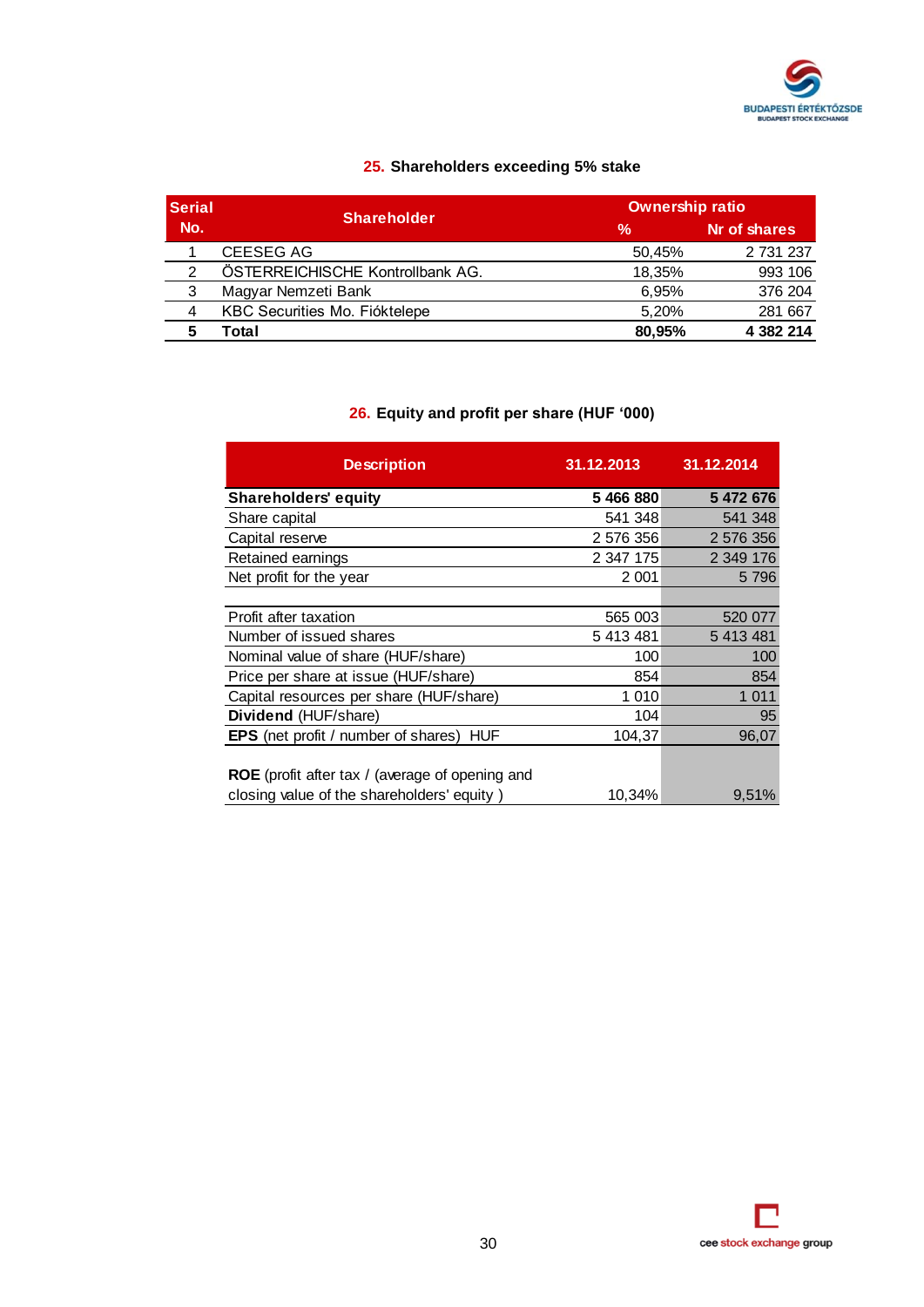## 25. Shareholders exceeding 5% stake

| Serial No. | Shareholder | Ownership ratio | |
|---|---|---|---|
| | | % | Nr of shares |
| 1 | CEESEG AG | 50,45% | 2 731 237 |
| 2 | ÖSTERREICHISCHE Kontrollbank AG. | 18,35% | 993 106 |
| 3 | Magyar Nemzeti Bank | 6,95% | 376 204 |
| 4 | KBC Securities Mo. Fióktelepe | 5,20% | 281 667 |
| **5** | **Total** | **80,95%** | **4 382 214** |

## 26. Equity and profit per share (HUF '000)

| Description | 31.12.2013 | 31.12.2014 |
|---|---|---|
| **Shareholders' equity** | **5 466 880** | **5 472 676** |
| Share capital | 541 348 | 541 348 |
| Capital reserve | 2 576 356 | 2 576 356 |
| Retained earnings | 2 347 175 | 2 349 176 |
| Net profit for the year | 2 001 | 5 796 |
| | | |
| Profit after taxation | 565 003 | 520 077 |
| Number of issued shares | 5 413 481 | 5 413 481 |
| Nominal value of share (HUF/share) | 100 | 100 |
| Price per share at issue (HUF/share) | 854 | 854 |
| Capital resources per share (HUF/share) | 1 010 | 1 011 |
| **Dividend** (HUF/share) | 104 | 95 |
| **EPS** (net profit / number of shares) HUF | 104,37 | 96,07 |
| **ROE** (profit after tax / (average of opening and closing value of the shareholders' equity ) | 10,34% | 9,51% |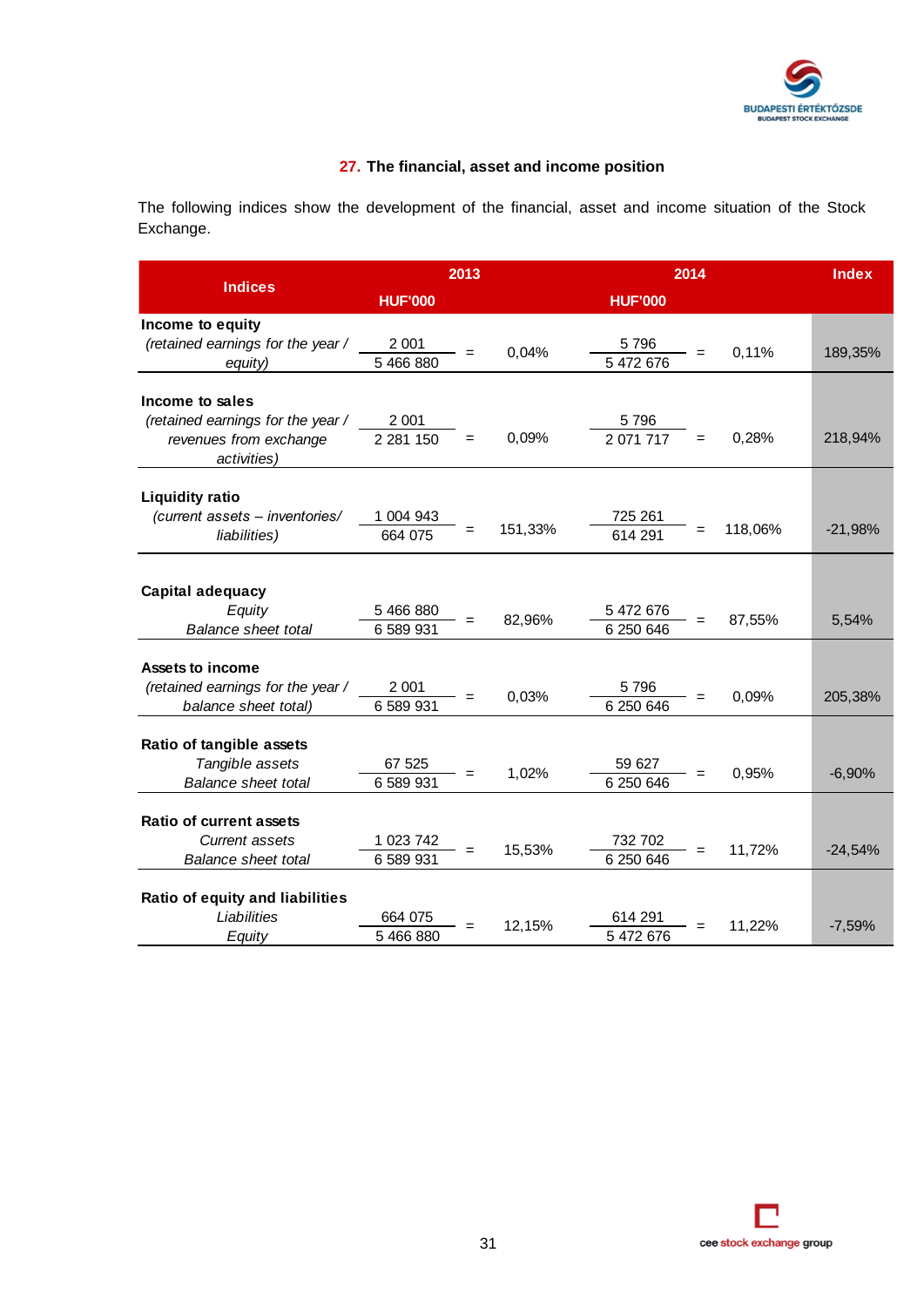## 27. The financial, asset and income position

The following indices show the development of the financial, asset and income situation of the Stock Exchange.

| Indices | 2013 HUF'000 | | | 2014 HUF'000 | | | Index |
|---|---|---|---|---|---|---|---|
| **Income to equity** *(retained earnings for the year / equity)* | 2 001 / 5 466 880 | = | 0,04% | 5 796 / 5 472 676 | = | 0,11% | 189,35% |
| **Income to sales** *(retained earnings for the year / revenues from exchange activities)* | 2 001 / 2 281 150 | = | 0,09% | 5 796 / 2 071 717 | = | 0,28% | 218,94% |
| **Liquidity ratio** *(current assets – inventories/ liabilities)* | 1 004 943 / 664 075 | = | 151,33% | 725 261 / 614 291 | = | 118,06% | -21,98% |
| **Capital adequacy** *Equity / Balance sheet total* | 5 466 880 / 6 589 931 | = | 82,96% | 5 472 676 / 6 250 646 | = | 87,55% | 5,54% |
| **Assets to income** *(retained earnings for the year / balance sheet total)* | 2 001 / 6 589 931 | = | 0,03% | 5 796 / 6 250 646 | = | 0,09% | 205,38% |
| **Ratio of tangible assets** *Tangible assets / Balance sheet total* | 67 525 / 6 589 931 | = | 1,02% | 59 627 / 6 250 646 | = | 0,95% | -6,90% |
| **Ratio of current assets** *Current assets / Balance sheet total* | 1 023 742 / 6 589 931 | = | 15,53% | 732 702 / 6 250 646 | = | 11,72% | -24,54% |
| **Ratio of equity and liabilities** *Liabilities / Equity* | 664 075 / 5 466 880 | = | 12,15% | 614 291 / 5 472 676 | = | 11,22% | -7,59% |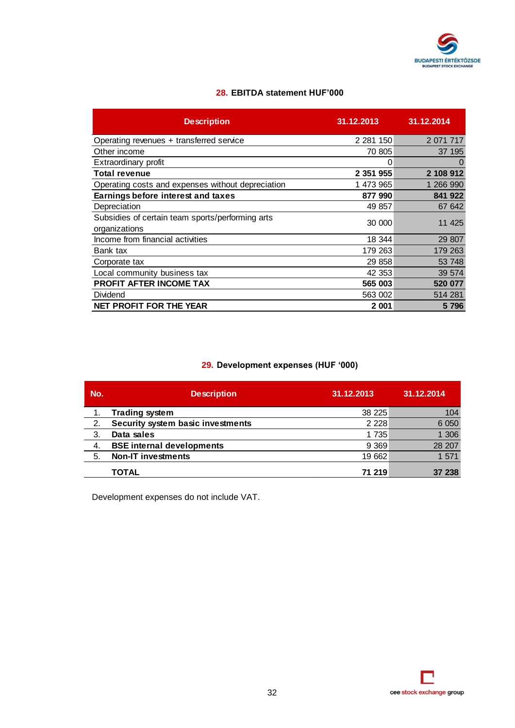## 28. EBITDA statement HUF'000

| Description | 31.12.2013 | 31.12.2014 |
|---|---|---|
| Operating revenues + transferred service | 2 281 150 | 2 071 717 |
| Other income | 70 805 | 37 195 |
| Extraordinary profit | 0 | 0 |
| **Total revenue** | **2 351 955** | **2 108 912** |
| Operating costs and expenses without depreciation | 1 473 965 | 1 266 990 |
| **Earnings before interest and taxes** | **877 990** | **841 922** |
| Depreciation | 49 857 | 67 642 |
| Subsidies of certain team sports/performing arts organizations | 30 000 | 11 425 |
| Income from financial activities | 18 344 | 29 807 |
| Bank tax | 179 263 | 179 263 |
| Corporate tax | 29 858 | 53 748 |
| Local community business tax | 42 353 | 39 574 |
| **PROFIT AFTER INCOME TAX** | **565 003** | **520 077** |
| Dividend | 563 002 | 514 281 |
| **NET PROFIT FOR THE YEAR** | **2 001** | **5 796** |

## 29. Development expenses (HUF '000)

| No. | Description | 31.12.2013 | 31.12.2014 |
|---|---|---|---|
| 1. | **Trading system** | 38 225 | 104 |
| 2. | **Security system basic investments** | 2 228 | 6 050 |
| 3. | **Data sales** | 1 735 | 1 306 |
| 4. | **BSE internal developments** | 9 369 | 28 207 |
| 5. | **Non-IT investments** | 19 662 | 1 571 |
| | **TOTAL** | **71 219** | **37 238** |

Development expenses do not include VAT.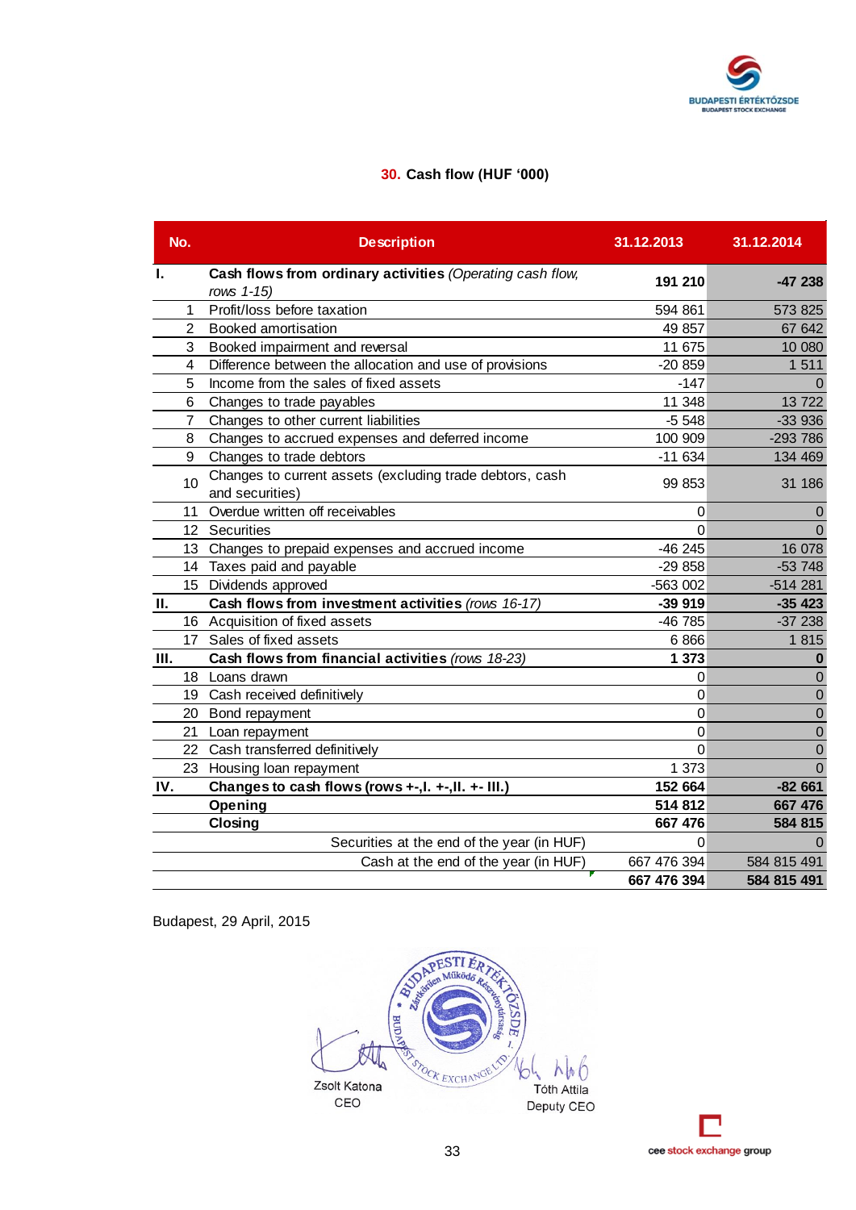## 30. Cash flow (HUF '000)

| No. | Description | 31.12.2013 | 31.12.2014 |
|---|---|---|---|
| **I.** | **Cash flows from ordinary activities** *(Operating cash flow, rows 1-15)* | **191 210** | **-47 238** |
| 1 | Profit/loss before taxation | 594 861 | 573 825 |
| 2 | Booked amortisation | 49 857 | 67 642 |
| 3 | Booked impairment and reversal | 11 675 | 10 080 |
| 4 | Difference between the allocation and use of provisions | -20 859 | 1 511 |
| 5 | Income from the sales of fixed assets | -147 | 0 |
| 6 | Changes to trade payables | 11 348 | 13 722 |
| 7 | Changes to other current liabilities | -5 548 | -33 936 |
| 8 | Changes to accrued expenses and deferred income | 100 909 | -293 786 |
| 9 | Changes to trade debtors | -11 634 | 134 469 |
| 10 | Changes to current assets (excluding trade debtors, cash and securities) | 99 853 | 31 186 |
| 11 | Overdue written off receivables | 0 | 0 |
| 12 | Securities | 0 | 0 |
| 13 | Changes to prepaid expenses and accrued income | -46 245 | 16 078 |
| 14 | Taxes paid and payable | -29 858 | -53 748 |
| 15 | Dividends approved | -563 002 | -514 281 |
| **II.** | **Cash flows from investment activities** *(rows 16-17)* | **-39 919** | **-35 423** |
| 16 | Acquisition of fixed assets | -46 785 | -37 238 |
| 17 | Sales of fixed assets | 6 866 | 1 815 |
| **III.** | **Cash flows from financial activities** *(rows 18-23)* | **1 373** | **0** |
| 18 | Loans drawn | 0 | 0 |
| 19 | Cash received definitively | 0 | 0 |
| 20 | Bond repayment | 0 | 0 |
| 21 | Loan repayment | 0 | 0 |
| 22 | Cash transferred definitively | 0 | 0 |
| 23 | Housing loan repayment | 1 373 | 0 |
| **IV.** | **Changes to cash flows (rows +-,I. +-,II. +- III.)** | **152 664** | **-82 661** |
| | **Opening** | **514 812** | **667 476** |
| | **Closing** | **667 476** | **584 815** |
| | Securities at the end of the year (in HUF) | 0 | 0 |
| | Cash at the end of the year (in HUF) | 667 476 394 | 584 815 491 |
| | | **667 476 394** | **584 815 491** |

Budapest, 29 April, 2015

Zsolt Katona
CEO

Tóth Attila
Deputy CEO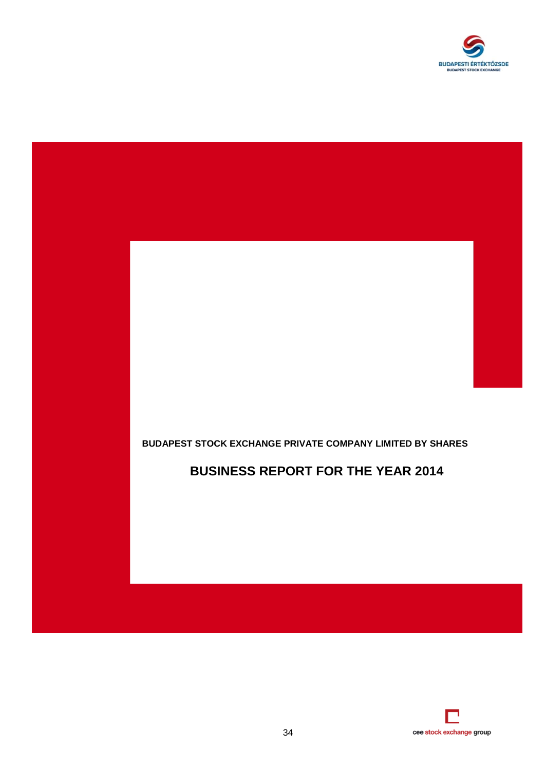**BUDAPEST STOCK EXCHANGE PRIVATE COMPANY LIMITED BY SHARES**

# BUSINESS REPORT FOR THE YEAR 2014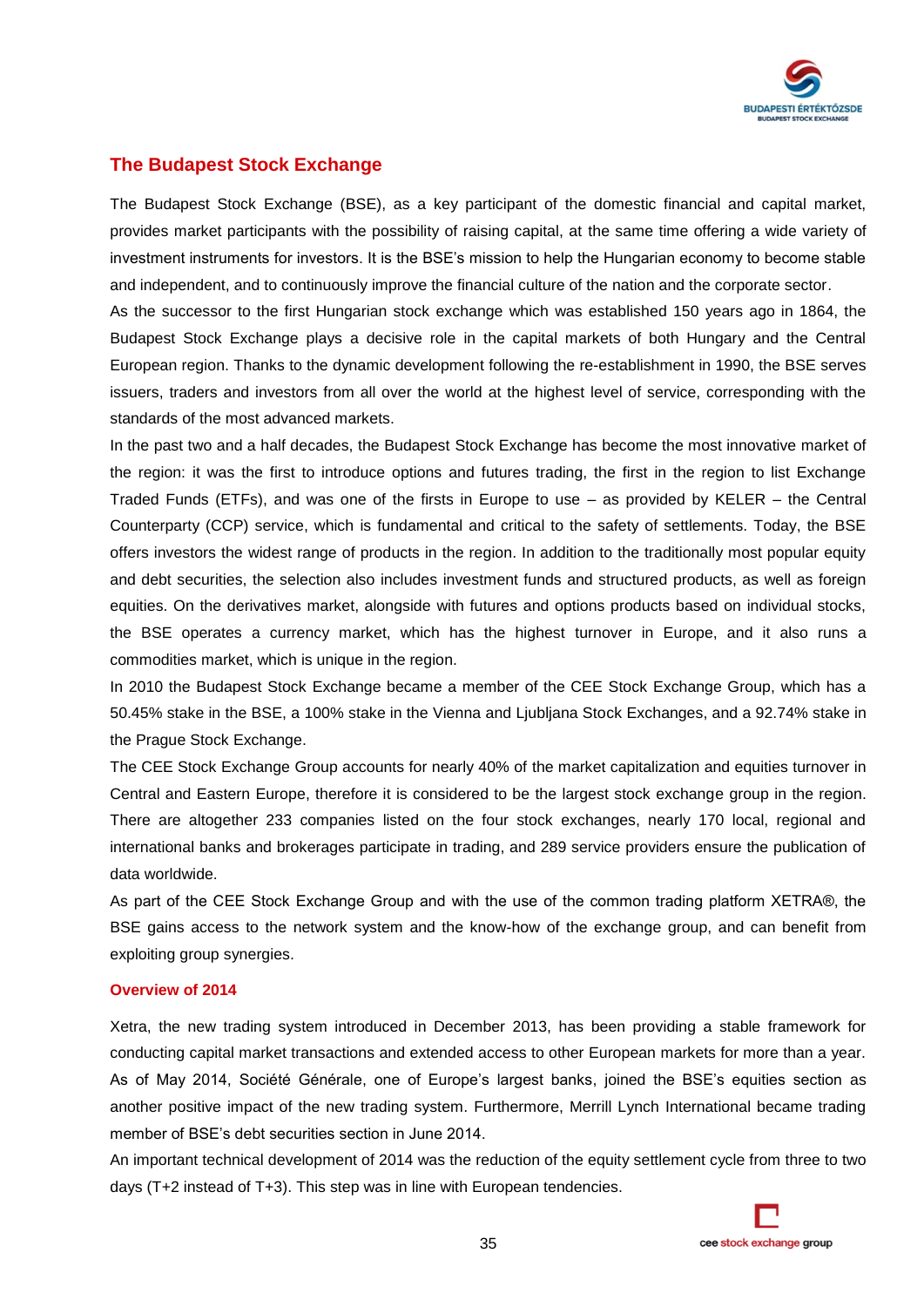## The Budapest Stock Exchange

The Budapest Stock Exchange (BSE), as a key participant of the domestic financial and capital market, provides market participants with the possibility of raising capital, at the same time offering a wide variety of investment instruments for investors. It is the BSE's mission to help the Hungarian economy to become stable and independent, and to continuously improve the financial culture of the nation and the corporate sector.

As the successor to the first Hungarian stock exchange which was established 150 years ago in 1864, the Budapest Stock Exchange plays a decisive role in the capital markets of both Hungary and the Central European region. Thanks to the dynamic development following the re-establishment in 1990, the BSE serves issuers, traders and investors from all over the world at the highest level of service, corresponding with the standards of the most advanced markets.

In the past two and a half decades, the Budapest Stock Exchange has become the most innovative market of the region: it was the first to introduce options and futures trading, the first in the region to list Exchange Traded Funds (ETFs), and was one of the firsts in Europe to use – as provided by KELER – the Central Counterparty (CCP) service, which is fundamental and critical to the safety of settlements. Today, the BSE offers investors the widest range of products in the region. In addition to the traditionally most popular equity and debt securities, the selection also includes investment funds and structured products, as well as foreign equities. On the derivatives market, alongside with futures and options products based on individual stocks, the BSE operates a currency market, which has the highest turnover in Europe, and it also runs a commodities market, which is unique in the region.

In 2010 the Budapest Stock Exchange became a member of the CEE Stock Exchange Group, which has a 50.45% stake in the BSE, a 100% stake in the Vienna and Ljubljana Stock Exchanges, and a 92.74% stake in the Prague Stock Exchange.

The CEE Stock Exchange Group accounts for nearly 40% of the market capitalization and equities turnover in Central and Eastern Europe, therefore it is considered to be the largest stock exchange group in the region. There are altogether 233 companies listed on the four stock exchanges, nearly 170 local, regional and international banks and brokerages participate in trading, and 289 service providers ensure the publication of data worldwide.

As part of the CEE Stock Exchange Group and with the use of the common trading platform XETRA®, the BSE gains access to the network system and the know-how of the exchange group, and can benefit from exploiting group synergies.

### Overview of 2014

Xetra, the new trading system introduced in December 2013, has been providing a stable framework for conducting capital market transactions and extended access to other European markets for more than a year. As of May 2014, Société Générale, one of Europe's largest banks, joined the BSE's equities section as another positive impact of the new trading system. Furthermore, Merrill Lynch International became trading member of BSE's debt securities section in June 2014.

An important technical development of 2014 was the reduction of the equity settlement cycle from three to two days (T+2 instead of T+3). This step was in line with European tendencies.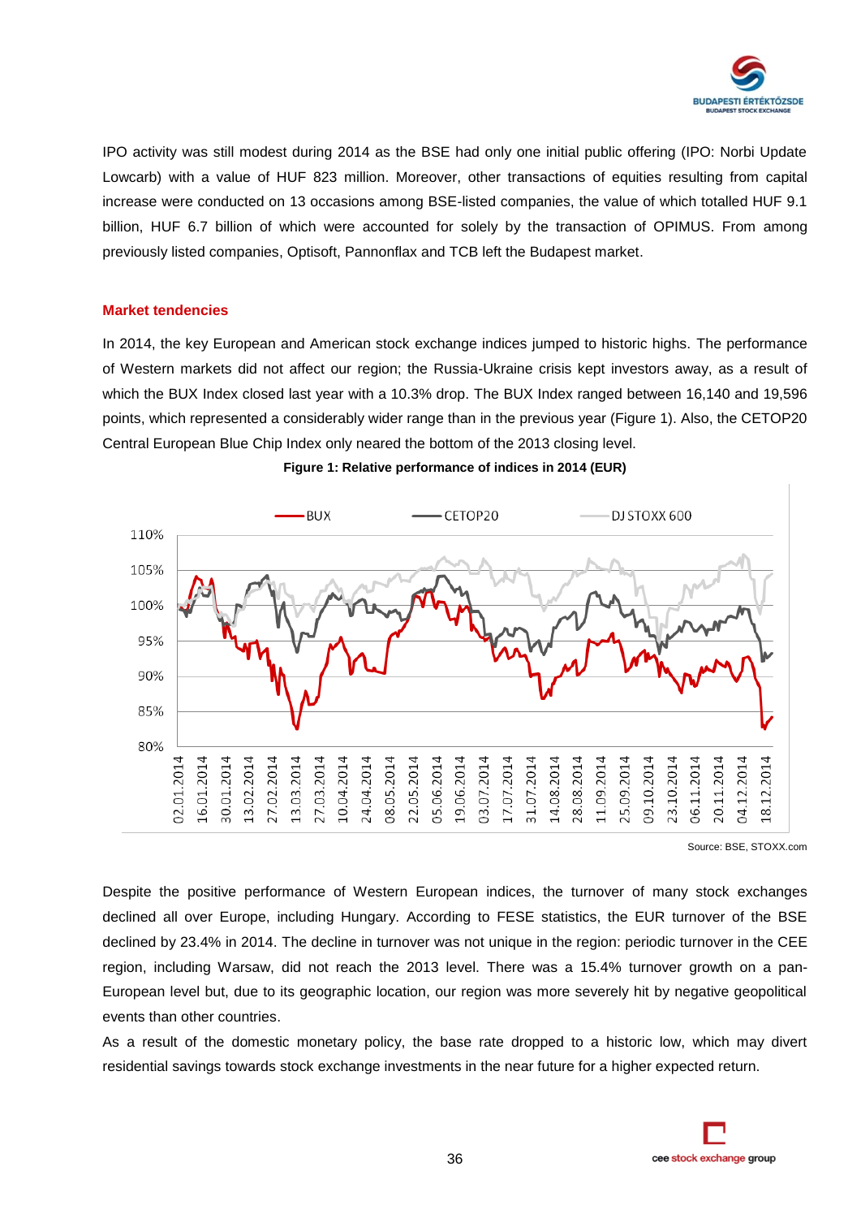IPO activity was still modest during 2014 as the BSE had only one initial public offering (IPO: Norbi Update Lowcarb) with a value of HUF 823 million. Moreover, other transactions of equities resulting from capital increase were conducted on 13 occasions among BSE-listed companies, the value of which totalled HUF 9.1 billion, HUF 6.7 billion of which were accounted for solely by the transaction of OPIMUS. From among previously listed companies, Optisoft, Pannonflax and TCB left the Budapest market.

### Market tendencies

In 2014, the key European and American stock exchange indices jumped to historic highs. The performance of Western markets did not affect our region; the Russia-Ukraine crisis kept investors away, as a result of which the BUX Index closed last year with a 10.3% drop. The BUX Index ranged between 16,140 and 19,596 points, which represented a considerably wider range than in the previous year (Figure 1). Also, the CETOP20 Central European Blue Chip Index only neared the bottom of the 2013 closing level.

**Figure 1: Relative performance of indices in 2014 (EUR)**

Source: BSE, STOXX.com

Despite the positive performance of Western European indices, the turnover of many stock exchanges declined all over Europe, including Hungary. According to FESE statistics, the EUR turnover of the BSE declined by 23.4% in 2014. The decline in turnover was not unique in the region: periodic turnover in the CEE region, including Warsaw, did not reach the 2013 level. There was a 15.4% turnover growth on a pan-European level but, due to its geographic location, our region was more severely hit by negative geopolitical events than other countries.

As a result of the domestic monetary policy, the base rate dropped to a historic low, which may divert residential savings towards stock exchange investments in the near future for a higher expected return.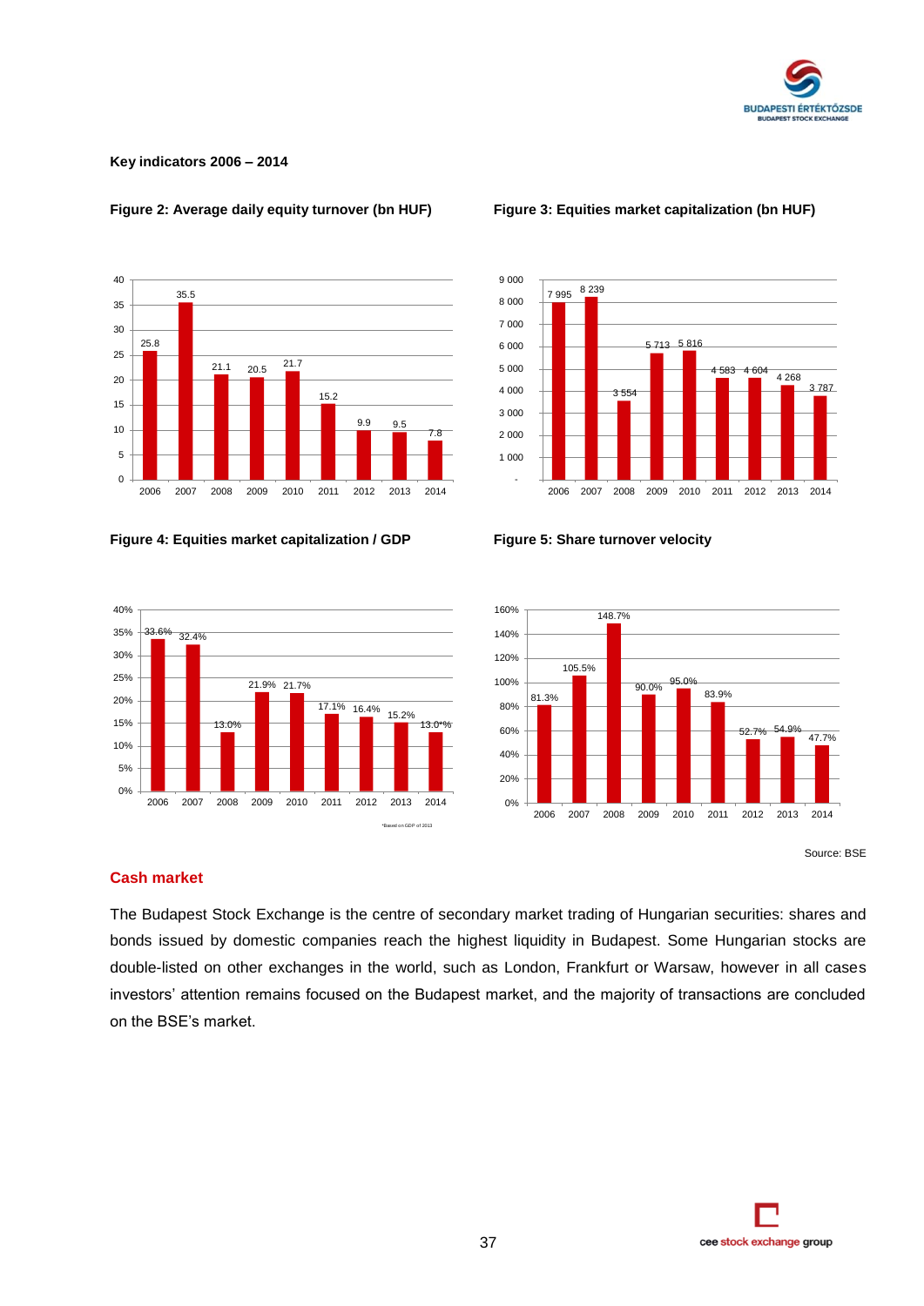**Key indicators 2006 – 2014**

**Figure 2: Average daily equity turnover (bn HUF)**

| Year | 2006 | 2007 | 2008 | 2009 | 2010 | 2011 | 2012 | 2013 | 2014 |
|---|---|---|---|---|---|---|---|---|---|
| Turnover | 25.8 | 35.5 | 21.1 | 20.5 | 21.7 | 15.2 | 9.9 | 9.5 | 7.8 |

**Figure 3: Equities market capitalization (bn HUF)**

| Year | 2006 | 2007 | 2008 | 2009 | 2010 | 2011 | 2012 | 2013 | 2014 |
|---|---|---|---|---|---|---|---|---|---|
| Capitalization | 7 995 | 8 239 | 3 554 | 5 713 | 5 816 | 4 583 | 4 604 | 4 268 | 3 787 |

**Figure 4: Equities market capitalization / GDP**

| Year | 2006 | 2007 | 2008 | 2009 | 2010 | 2011 | 2012 | 2013 | 2014 |
|---|---|---|---|---|---|---|---|---|---|
| Capitalization / GDP | 33.6% | 32.4% | 13.0% | 21.9% | 21.7% | 17.1% | 16.4% | 15.2% | 13.0*% |

*Based on GDP of 2013

**Figure 5: Share turnover velocity**

| Year | 2006 | 2007 | 2008 | 2009 | 2010 | 2011 | 2012 | 2013 | 2014 |
|---|---|---|---|---|---|---|---|---|---|
| Turnover velocity | 81.3% | 105.5% | 148.7% | 90.0% | 95.0% | 83.9% | 52.7% | 54.9% | 47.7% |

Source: BSE

## Cash market

The Budapest Stock Exchange is the centre of secondary market trading of Hungarian securities: shares and bonds issued by domestic companies reach the highest liquidity in Budapest. Some Hungarian stocks are double-listed on other exchanges in the world, such as London, Frankfurt or Warsaw, however in all cases investors' attention remains focused on the Budapest market, and the majority of transactions are concluded on the BSE's market.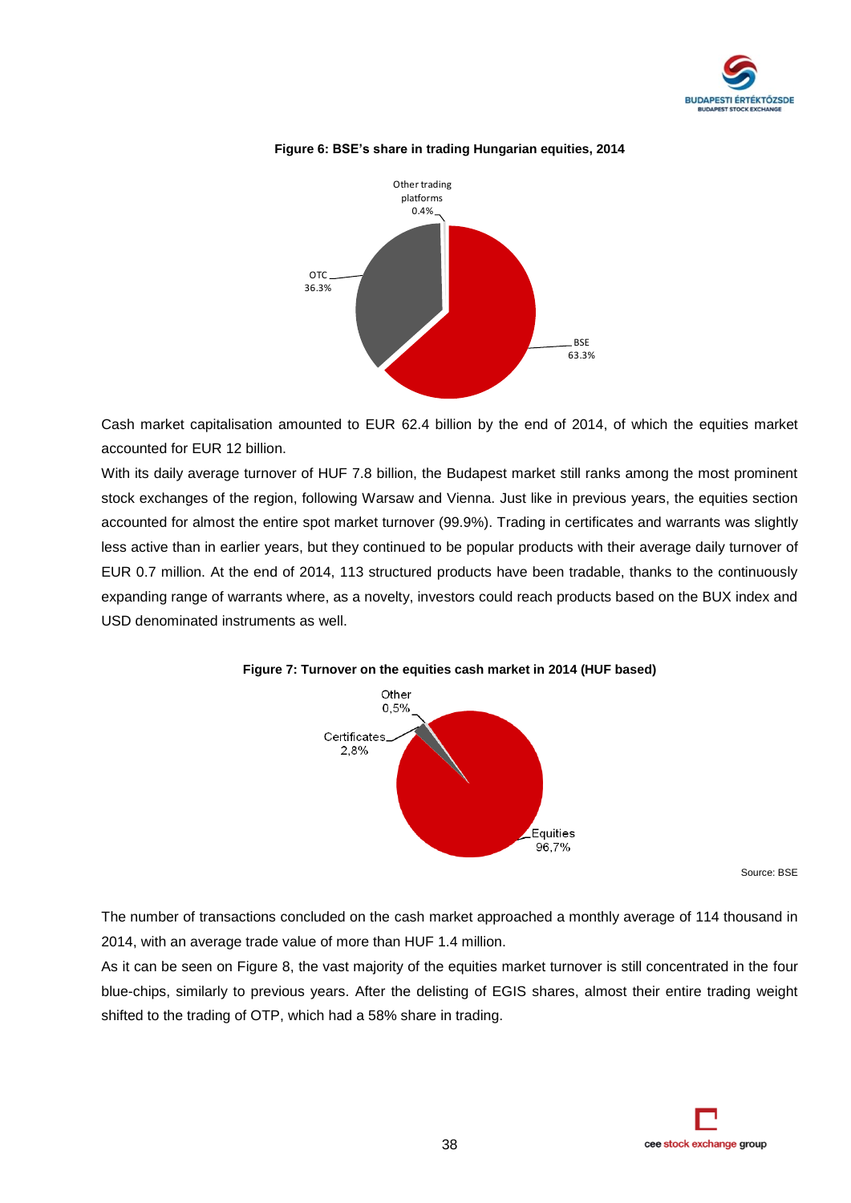**Figure 6: BSE's share in trading Hungarian equities, 2014**

Other trading platforms 0.4%

OTC 36.3%

BSE 63.3%

Cash market capitalisation amounted to EUR 62.4 billion by the end of 2014, of which the equities market accounted for EUR 12 billion.

With its daily average turnover of HUF 7.8 billion, the Budapest market still ranks among the most prominent stock exchanges of the region, following Warsaw and Vienna. Just like in previous years, the equities section accounted for almost the entire spot market turnover (99.9%). Trading in certificates and warrants was slightly less active than in earlier years, but they continued to be popular products with their average daily turnover of EUR 0.7 million. At the end of 2014, 113 structured products have been tradable, thanks to the continuously expanding range of warrants where, as a novelty, investors could reach products based on the BUX index and USD denominated instruments as well.

**Figure 7: Turnover on the equities cash market in 2014 (HUF based)**

Other 0,5%

Certificates 2,8%

Equities 96,7%

Source: BSE

The number of transactions concluded on the cash market approached a monthly average of 114 thousand in 2014, with an average trade value of more than HUF 1.4 million.

As it can be seen on Figure 8, the vast majority of the equities market turnover is still concentrated in the four blue-chips, similarly to previous years. After the delisting of EGIS shares, almost their entire trading weight shifted to the trading of OTP, which had a 58% share in trading.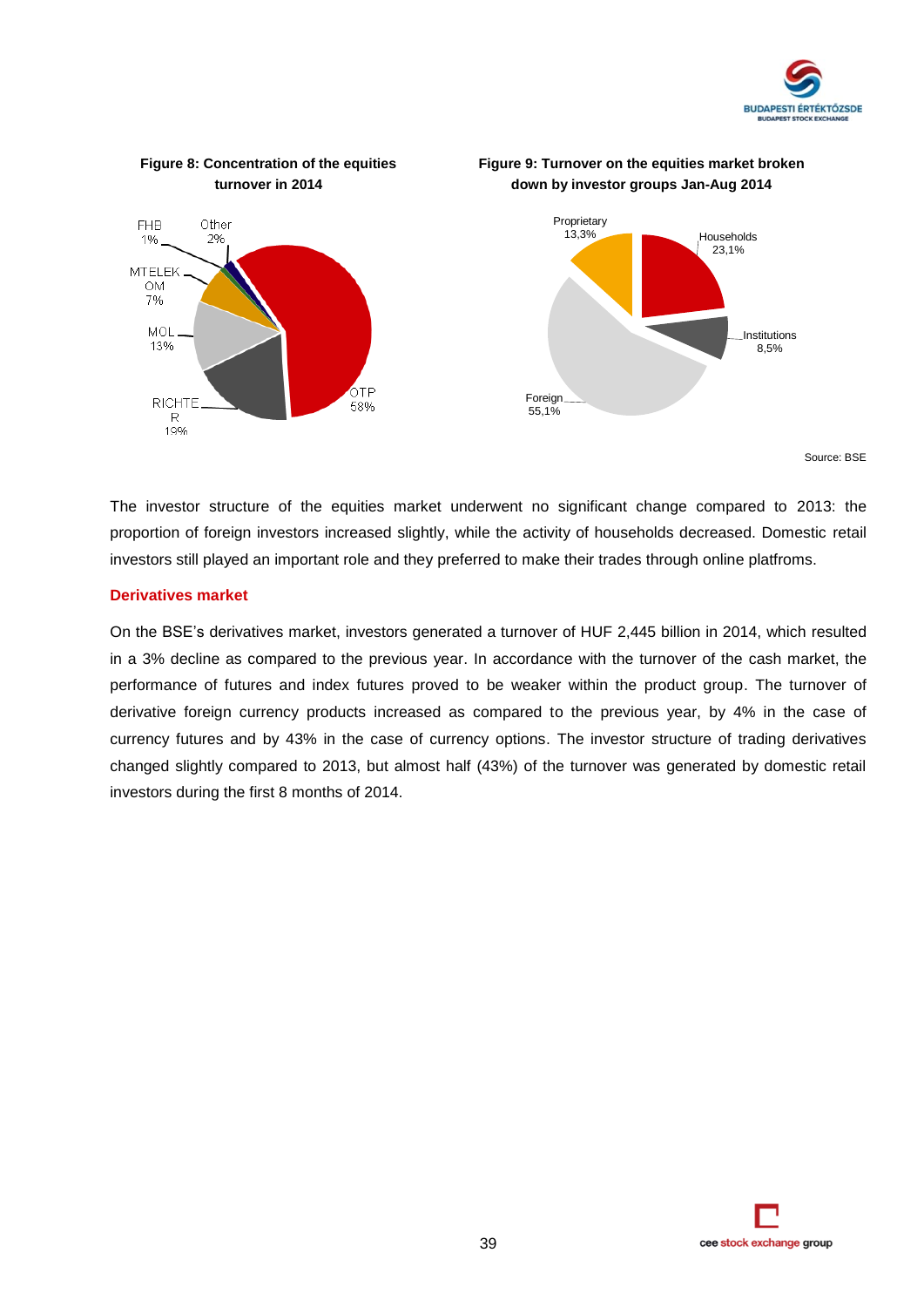**Figure 8: Concentration of the equities turnover in 2014**

FHB 1%, Other 2%, MTELEKOM 7%, MOL 13%, RICHTER 19%, OTP 58%

**Figure 9: Turnover on the equities market broken down by investor groups Jan-Aug 2014**

Proprietary 13,3%, Households 23,1%, Institutions 8,5%, Foreign 55,1%

Source: BSE

The investor structure of the equities market underwent no significant change compared to 2013: the proportion of foreign investors increased slightly, while the activity of households decreased. Domestic retail investors still played an important role and they preferred to make their trades through online platfroms.

## Derivatives market

On the BSE's derivatives market, investors generated a turnover of HUF 2,445 billion in 2014, which resulted in a 3% decline as compared to the previous year. In accordance with the turnover of the cash market, the performance of futures and index futures proved to be weaker within the product group. The turnover of derivative foreign currency products increased as compared to the previous year, by 4% in the case of currency futures and by 43% in the case of currency options. The investor structure of trading derivatives changed slightly compared to 2013, but almost half (43%) of the turnover was generated by domestic retail investors during the first 8 months of 2014.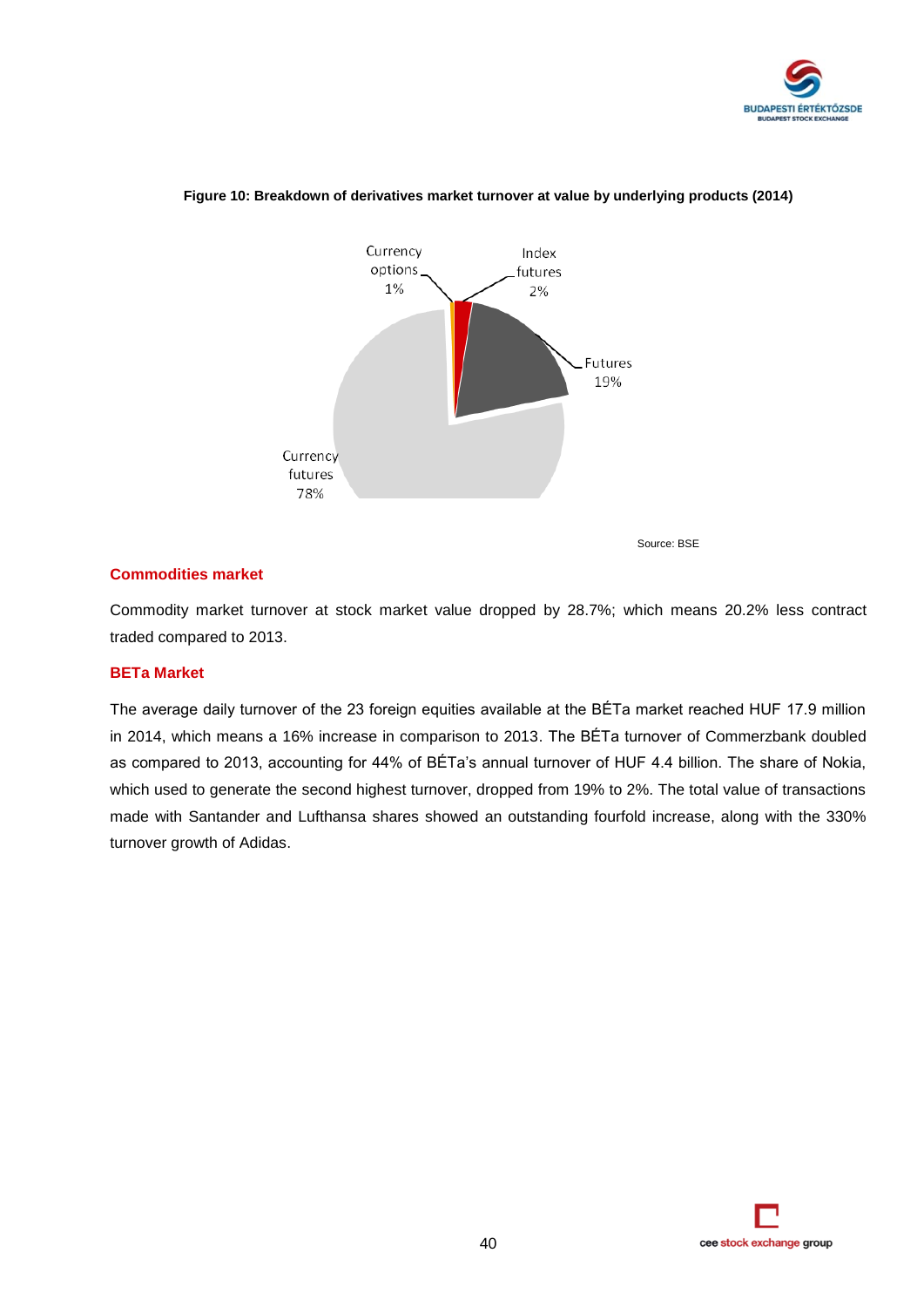**Figure 10: Breakdown of derivatives market turnover at value by underlying products (2014)**

Currency options 1%

Index futures 2%

Futures 19%

Currency futures 78%

Source: BSE

### Commodities market

Commodity market turnover at stock market value dropped by 28.7%; which means 20.2% less contract traded compared to 2013.

### BETa Market

The average daily turnover of the 23 foreign equities available at the BÉTa market reached HUF 17.9 million in 2014, which means a 16% increase in comparison to 2013. The BÉTa turnover of Commerzbank doubled as compared to 2013, accounting for 44% of BÉTa's annual turnover of HUF 4.4 billion. The share of Nokia, which used to generate the second highest turnover, dropped from 19% to 2%. The total value of transactions made with Santander and Lufthansa shares showed an outstanding fourfold increase, along with the 330% turnover growth of Adidas.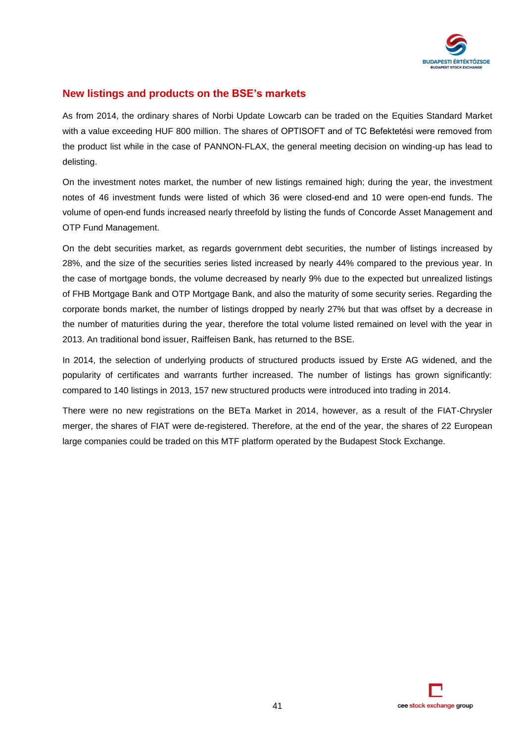## New listings and products on the BSE's markets

As from 2014, the ordinary shares of Norbi Update Lowcarb can be traded on the Equities Standard Market with a value exceeding HUF 800 million. The shares of OPTISOFT and of TC Befektetési were removed from the product list while in the case of PANNON-FLAX, the general meeting decision on winding-up has lead to delisting.

On the investment notes market, the number of new listings remained high; during the year, the investment notes of 46 investment funds were listed of which 36 were closed-end and 10 were open-end funds. The volume of open-end funds increased nearly threefold by listing the funds of Concorde Asset Management and OTP Fund Management.

On the debt securities market, as regards government debt securities, the number of listings increased by 28%, and the size of the securities series listed increased by nearly 44% compared to the previous year. In the case of mortgage bonds, the volume decreased by nearly 9% due to the expected but unrealized listings of FHB Mortgage Bank and OTP Mortgage Bank, and also the maturity of some security series. Regarding the corporate bonds market, the number of listings dropped by nearly 27% but that was offset by a decrease in the number of maturities during the year, therefore the total volume listed remained on level with the year in 2013. An traditional bond issuer, Raiffeisen Bank, has returned to the BSE.

In 2014, the selection of underlying products of structured products issued by Erste AG widened, and the popularity of certificates and warrants further increased. The number of listings has grown significantly: compared to 140 listings in 2013, 157 new structured products were introduced into trading in 2014.

There were no new registrations on the BETa Market in 2014, however, as a result of the FIAT-Chrysler merger, the shares of FIAT were de-registered. Therefore, at the end of the year, the shares of 22 European large companies could be traded on this MTF platform operated by the Budapest Stock Exchange.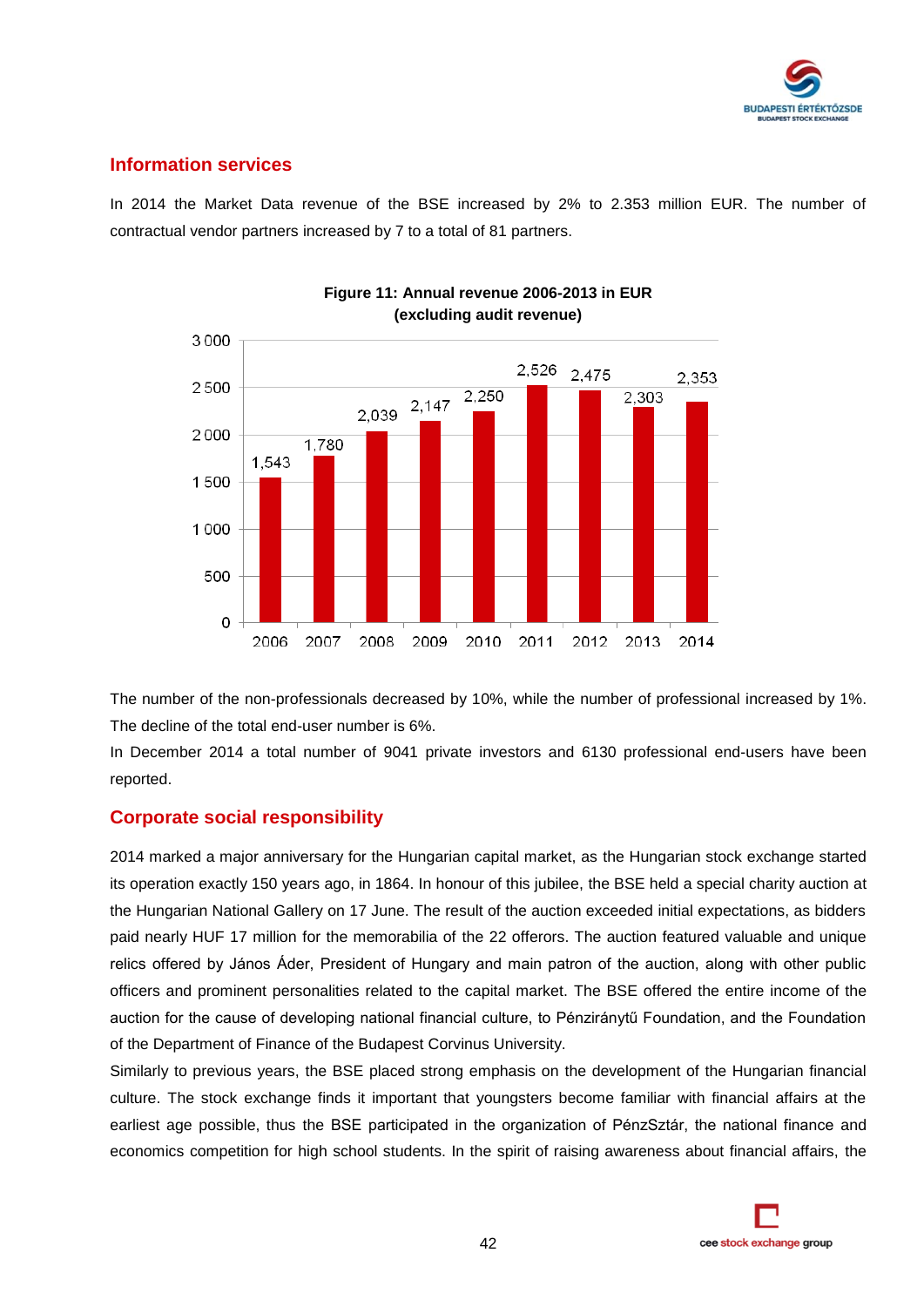## Information services

In 2014 the Market Data revenue of the BSE increased by 2% to 2.353 million EUR. The number of contractual vendor partners increased by 7 to a total of 81 partners.

**Figure 11: Annual revenue 2006-2013 in EUR (excluding audit revenue)**

| Year | Revenue |
|---|---|
| 2006 | 1,543 |
| 2007 | 1,780 |
| 2008 | 2,039 |
| 2009 | 2,147 |
| 2010 | 2,250 |
| 2011 | 2,526 |
| 2012 | 2,475 |
| 2013 | 2,303 |
| 2014 | 2,353 |

The number of the non-professionals decreased by 10%, while the number of professional increased by 1%. The decline of the total end-user number is 6%.

In December 2014 a total number of 9041 private investors and 6130 professional end-users have been reported.

## Corporate social responsibility

2014 marked a major anniversary for the Hungarian capital market, as the Hungarian stock exchange started its operation exactly 150 years ago, in 1864. In honour of this jubilee, the BSE held a special charity auction at the Hungarian National Gallery on 17 June. The result of the auction exceeded initial expectations, as bidders paid nearly HUF 17 million for the memorabilia of the 22 offerors. The auction featured valuable and unique relics offered by János Áder, President of Hungary and main patron of the auction, along with other public officers and prominent personalities related to the capital market. The BSE offered the entire income of the auction for the cause of developing national financial culture, to Pénziránytű Foundation, and the Foundation of the Department of Finance of the Budapest Corvinus University.

Similarly to previous years, the BSE placed strong emphasis on the development of the Hungarian financial culture. The stock exchange finds it important that youngsters become familiar with financial affairs at the earliest age possible, thus the BSE participated in the organization of PénzSztár, the national finance and economics competition for high school students. In the spirit of raising awareness about financial affairs, the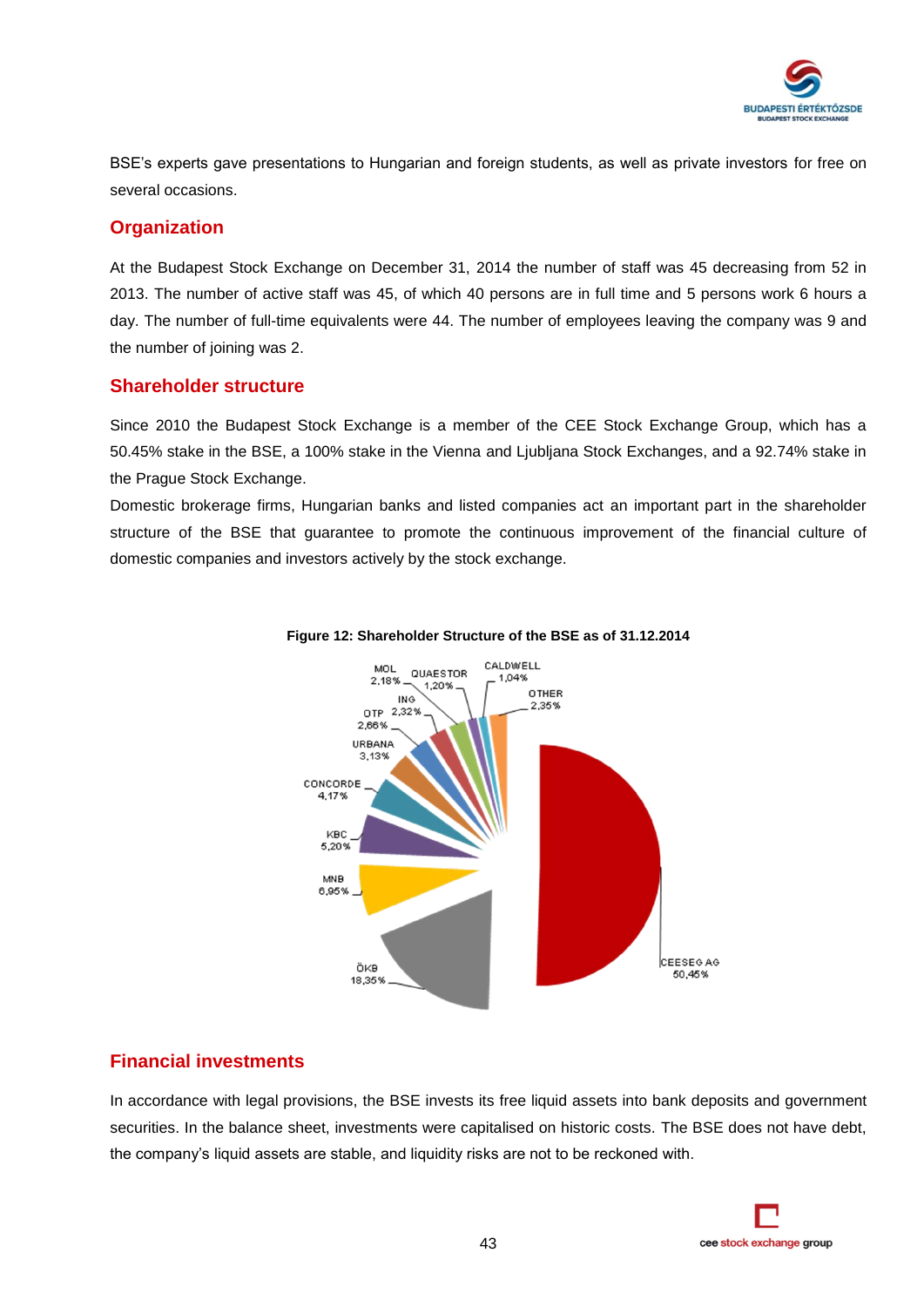BSE's experts gave presentations to Hungarian and foreign students, as well as private investors for free on several occasions.

## Organization

At the Budapest Stock Exchange on December 31, 2014 the number of staff was 45 decreasing from 52 in 2013. The number of active staff was 45, of which 40 persons are in full time and 5 persons work 6 hours a day. The number of full-time equivalents were 44. The number of employees leaving the company was 9 and the number of joining was 2.

## Shareholder structure

Since 2010 the Budapest Stock Exchange is a member of the CEE Stock Exchange Group, which has a 50.45% stake in the BSE, a 100% stake in the Vienna and Ljubljana Stock Exchanges, and a 92.74% stake in the Prague Stock Exchange.

Domestic brokerage firms, Hungarian banks and listed companies act an important part in the shareholder structure of the BSE that guarantee to promote the continuous improvement of the financial culture of domestic companies and investors actively by the stock exchange.

**Figure 12: Shareholder Structure of the BSE as of 31.12.2014**

| Shareholder | Share |
|---|---|
| CEESEG AG | 50,45% |
| ÖKB | 18,35% |
| MNB | 6,95% |
| KBC | 5,20% |
| CONCORDE | 4,17% |
| URBANA | 3,13% |
| OTP | 2,66% |
| ING | 2,32% |
| MOL | 2,18% |
| QUAESTOR | 1,20% |
| CALDWELL | 1,04% |
| OTHER | 2,35% |

## Financial investments

In accordance with legal provisions, the BSE invests its free liquid assets into bank deposits and government securities. In the balance sheet, investments were capitalised on historic costs. The BSE does not have debt, the company's liquid assets are stable, and liquidity risks are not to be reckoned with.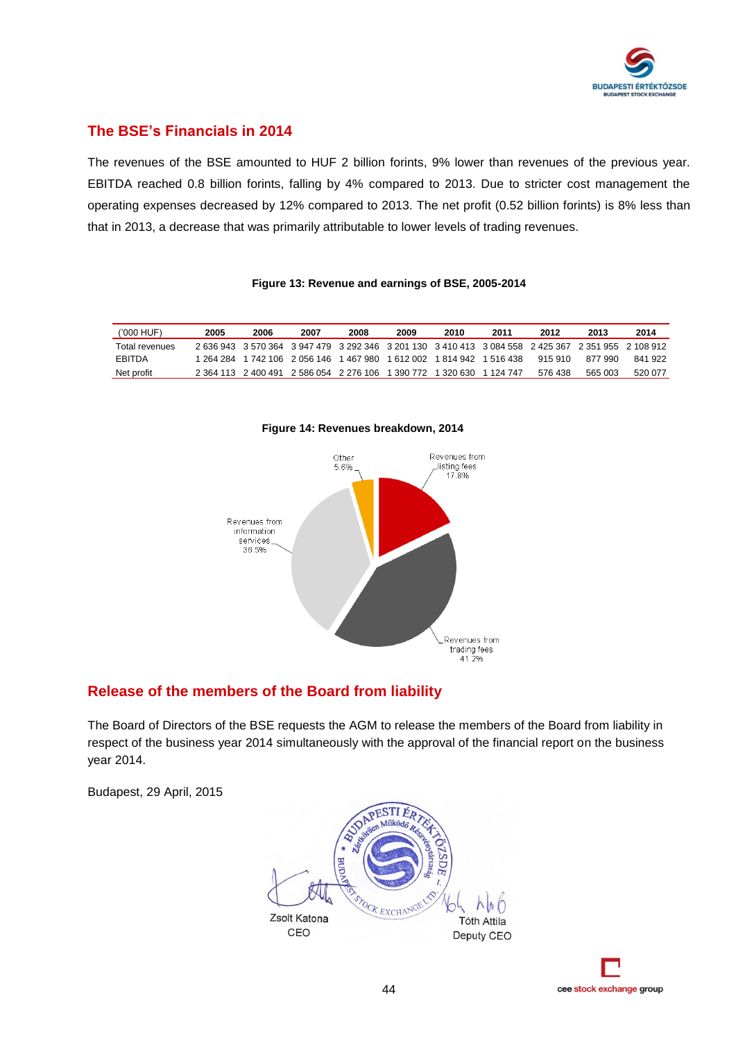## The BSE's Financials in 2014

The revenues of the BSE amounted to HUF 2 billion forints, 9% lower than revenues of the previous year. EBITDA reached 0.8 billion forints, falling by 4% compared to 2013. Due to stricter cost management the operating expenses decreased by 12% compared to 2013. The net profit (0.52 billion forints) is 8% less than that in 2013, a decrease that was primarily attributable to lower levels of trading revenues.

**Figure 13: Revenue and earnings of BSE, 2005-2014**

| ('000 HUF) | 2005 | 2006 | 2007 | 2008 | 2009 | 2010 | 2011 | 2012 | 2013 | 2014 |
|---|---|---|---|---|---|---|---|---|---|---|
| Total revenues | 2 636 943 | 3 570 364 | 3 947 479 | 3 292 346 | 3 201 130 | 3 410 413 | 3 084 558 | 2 425 367 | 2 351 955 | 2 108 912 |
| EBITDA | 1 264 284 | 1 742 106 | 2 056 146 | 1 467 980 | 1 612 002 | 1 814 942 | 1 516 438 | 915 910 | 877 990 | 841 922 |
| Net profit | 2 364 113 | 2 400 491 | 2 586 054 | 2 276 106 | 1 390 772 | 1 320 630 | 1 124 747 | 576 438 | 565 003 | 520 077 |

**Figure 14: Revenues breakdown, 2014**

Other 5.6%
Revenues from listing fees 17.8%
Revenues from information services 36.5%
Revenues from trading fees 41.2%

## Release of the members of the Board from liability

The Board of Directors of the BSE requests the AGM to release the members of the Board from liability in respect of the business year 2014 simultaneously with the approval of the financial report on the business year 2014.

Budapest, 29 April, 2015

Zsolt Katona
CEO

Tóth Attila
Deputy CEO